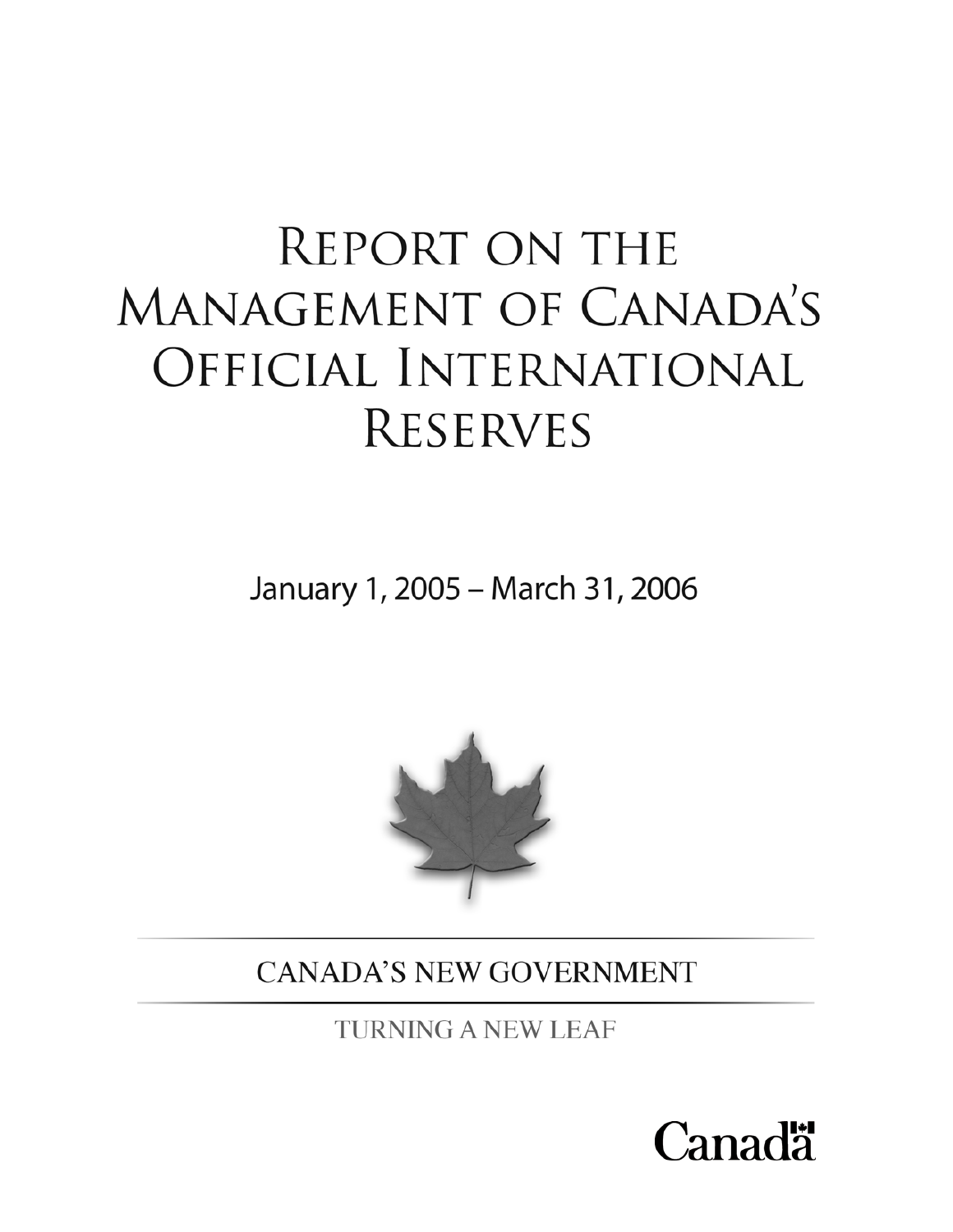# Report on the Management of Canada's Official International Reserves

January 1, 2005 – March 31, 2006

CANADA'S NEW GOVERNMENT

TURNING A NEW LEAF

Canada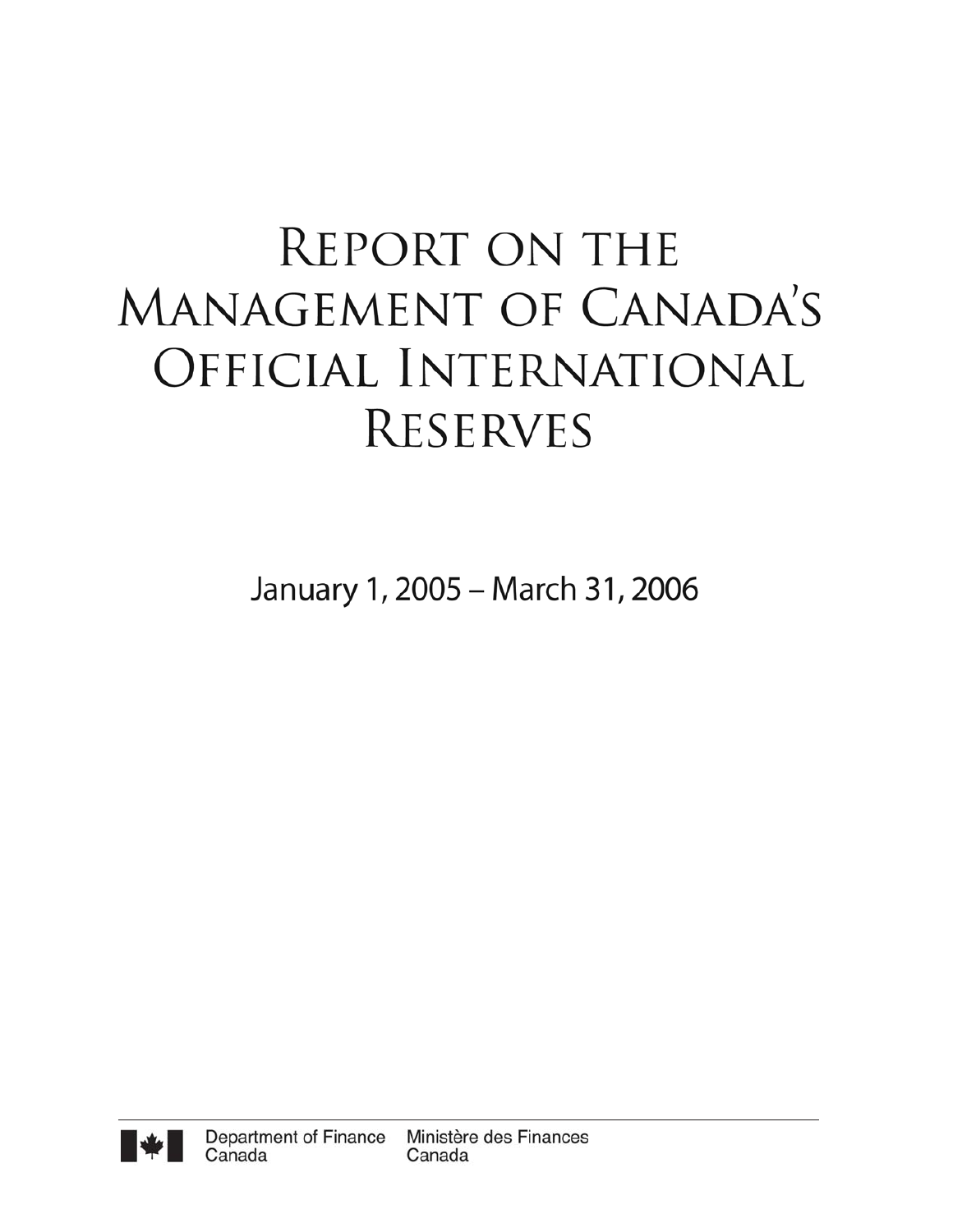# Report on the Management of Canada's Official International Reserves

January 1, 2005 – March 31, 2006

Department of Finance Canada　Ministère des Finances Canada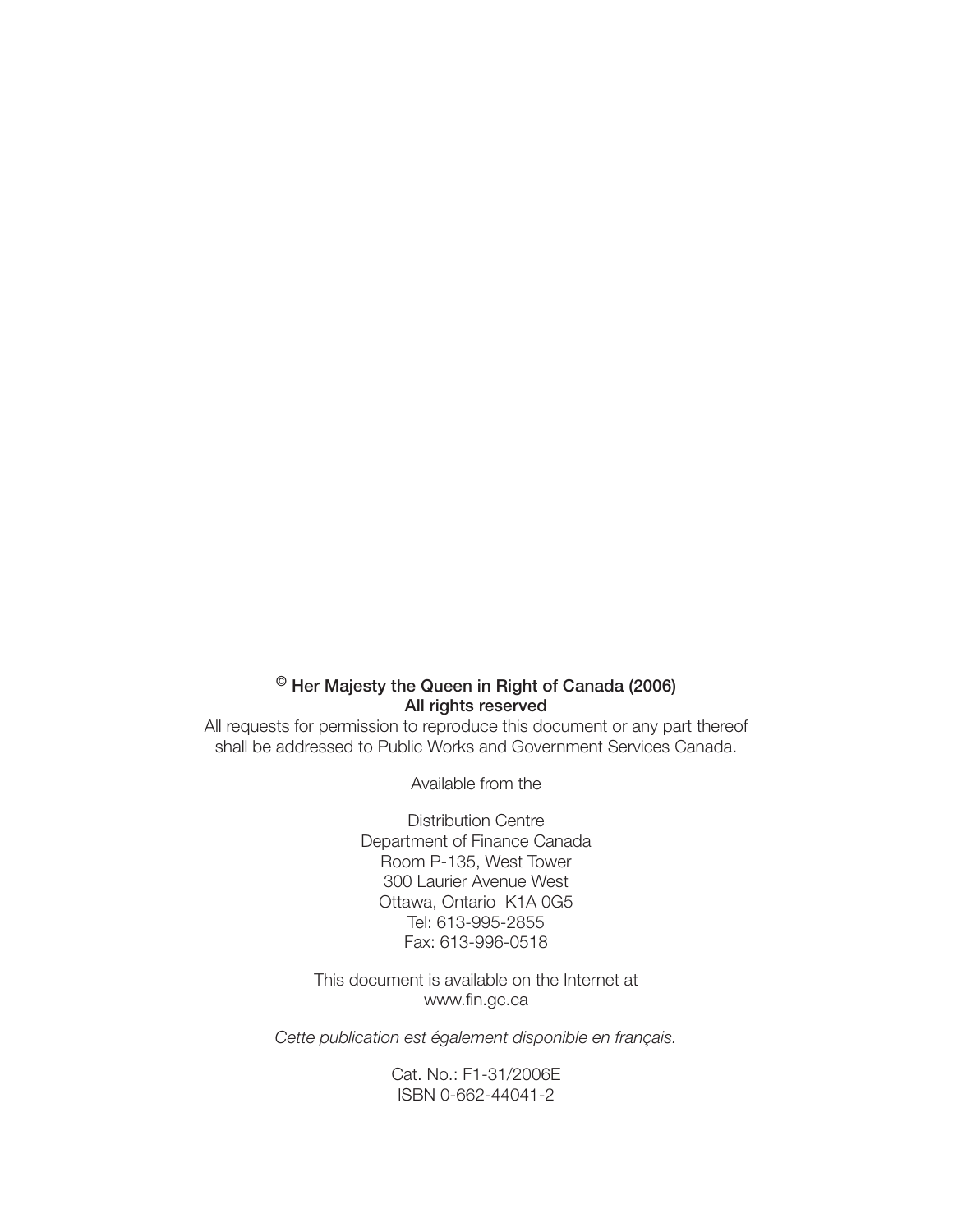**© Her Majesty the Queen in Right of Canada (2006)**
**All rights reserved**

All requests for permission to reproduce this document or any part thereof shall be addressed to Public Works and Government Services Canada.

Available from the

Distribution Centre
Department of Finance Canada
Room P-135, West Tower
300 Laurier Avenue West
Ottawa, Ontario K1A 0G5
Tel: 613-995-2855
Fax: 613-996-0518

This document is available on the Internet at
www.fin.gc.ca

*Cette publication est également disponible en français.*

Cat. No.: F1-31/2006E
ISBN 0-662-44041-2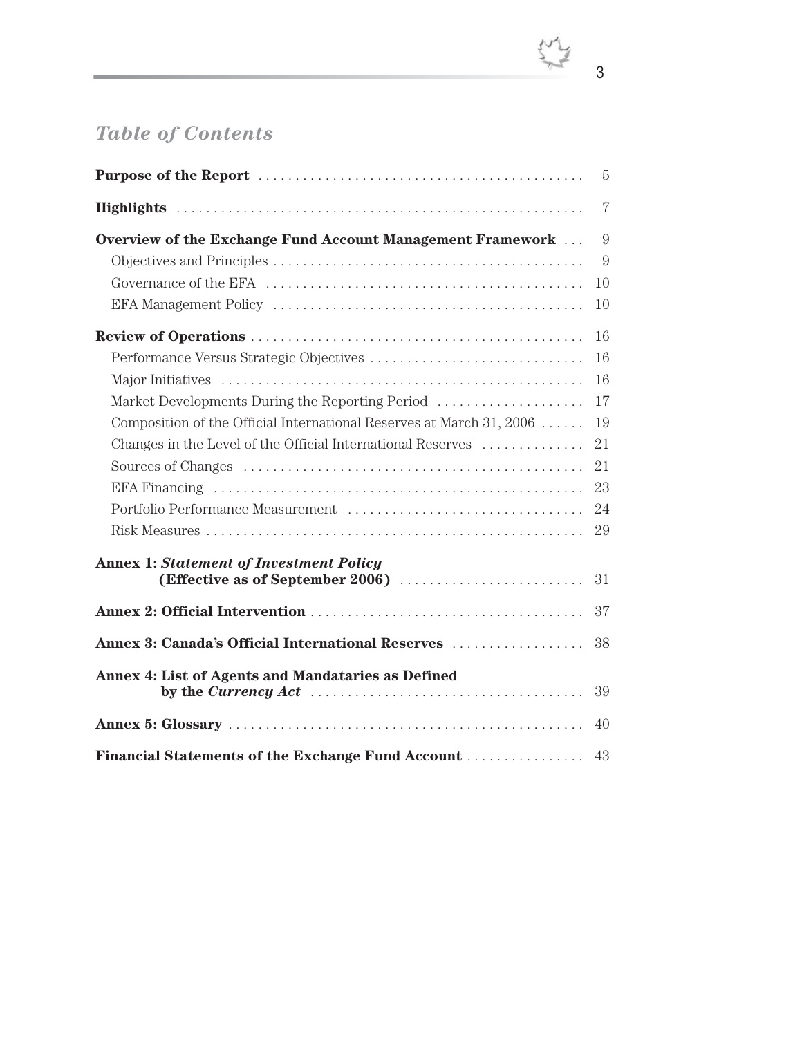## *Table of Contents*

**Purpose of the Report** . . . . . . . . . . . . . . . . . . . . . . . . . . . . . . . . . . . . . . . . . . . . 5

**Highlights** . . . . . . . . . . . . . . . . . . . . . . . . . . . . . . . . . . . . . . . . . . . . . . . . . . . . . 7

**Overview of the Exchange Fund Account Management Framework** . . . 9

- Objectives and Principles . . . . . . . . . . . . . . . . . . . . . . . . . . . . . . . . . . . . . . . . . . 9
- Governance of the EFA . . . . . . . . . . . . . . . . . . . . . . . . . . . . . . . . . . . . . . . . . . . 10
- EFA Management Policy . . . . . . . . . . . . . . . . . . . . . . . . . . . . . . . . . . . . . . . . . . 10

**Review of Operations** . . . . . . . . . . . . . . . . . . . . . . . . . . . . . . . . . . . . . . . . . . . . . 16

- Performance Versus Strategic Objectives . . . . . . . . . . . . . . . . . . . . . . . . . . . . . 16
- Major Initiatives . . . . . . . . . . . . . . . . . . . . . . . . . . . . . . . . . . . . . . . . . . . . . . . . . 16
- Market Developments During the Reporting Period . . . . . . . . . . . . . . . . . . . . 17
- Composition of the Official International Reserves at March 31, 2006 . . . . . . 19
- Changes in the Level of the Official International Reserves . . . . . . . . . . . . . . 21
- Sources of Changes . . . . . . . . . . . . . . . . . . . . . . . . . . . . . . . . . . . . . . . . . . . . . . 21
- EFA Financing . . . . . . . . . . . . . . . . . . . . . . . . . . . . . . . . . . . . . . . . . . . . . . . . . . 23
- Portfolio Performance Measurement . . . . . . . . . . . . . . . . . . . . . . . . . . . . . . . . 24
- Risk Measures . . . . . . . . . . . . . . . . . . . . . . . . . . . . . . . . . . . . . . . . . . . . . . . . . . 29

**Annex 1: *Statement of Investment Policy* (Effective as of September 2006)** . . . . . . . . . . . . . . . . . . . . . . . . . 31

**Annex 2: Official Intervention** . . . . . . . . . . . . . . . . . . . . . . . . . . . . . . . . . . . . . 37

**Annex 3: Canada's Official International Reserves** . . . . . . . . . . . . . . . . . . 38

**Annex 4: List of Agents and Mandataries as Defined by the *Currency Act*** . . . . . . . . . . . . . . . . . . . . . . . . . . . . . . . . . . . . . 39

**Annex 5: Glossary** . . . . . . . . . . . . . . . . . . . . . . . . . . . . . . . . . . . . . . . . . . . . . . . . 40

**Financial Statements of the Exchange Fund Account** . . . . . . . . . . . . . . . . 43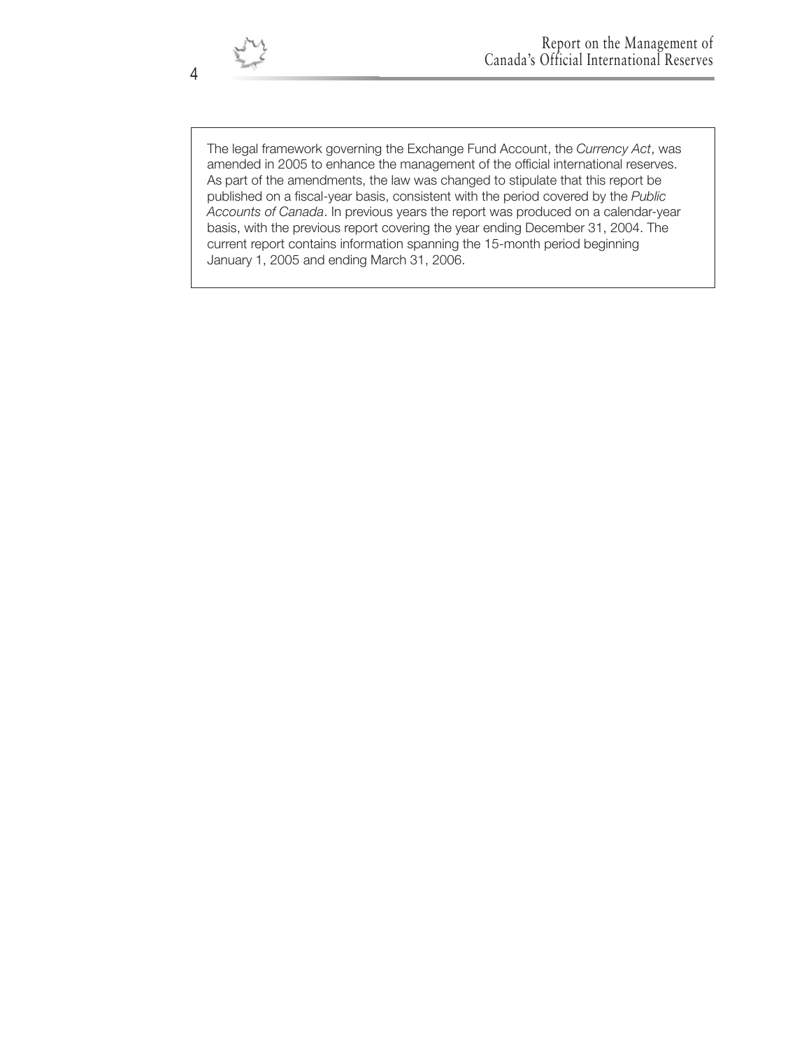The legal framework governing the Exchange Fund Account, the *Currency Act*, was amended in 2005 to enhance the management of the official international reserves. As part of the amendments, the law was changed to stipulate that this report be published on a fiscal-year basis, consistent with the period covered by the *Public Accounts of Canada*. In previous years the report was produced on a calendar-year basis, with the previous report covering the year ending December 31, 2004. The current report contains information spanning the 15-month period beginning January 1, 2005 and ending March 31, 2006.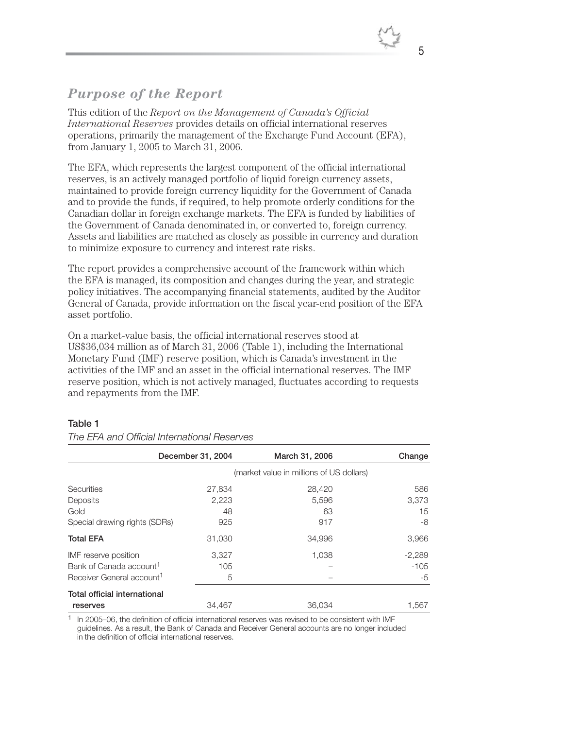## *Purpose of the Report*

This edition of the *Report on the Management of Canada's Official International Reserves* provides details on official international reserves operations, primarily the management of the Exchange Fund Account (EFA), from January 1, 2005 to March 31, 2006.

The EFA, which represents the largest component of the official international reserves, is an actively managed portfolio of liquid foreign currency assets, maintained to provide foreign currency liquidity for the Government of Canada and to provide the funds, if required, to help promote orderly conditions for the Canadian dollar in foreign exchange markets. The EFA is funded by liabilities of the Government of Canada denominated in, or converted to, foreign currency. Assets and liabilities are matched as closely as possible in currency and duration to minimize exposure to currency and interest rate risks.

The report provides a comprehensive account of the framework within which the EFA is managed, its composition and changes during the year, and strategic policy initiatives. The accompanying financial statements, audited by the Auditor General of Canada, provide information on the fiscal year-end position of the EFA asset portfolio.

On a market-value basis, the official international reserves stood at US$36,034 million as of March 31, 2006 (Table 1), including the International Monetary Fund (IMF) reserve position, which is Canada's investment in the activities of the IMF and an asset in the official international reserves. The IMF reserve position, which is not actively managed, fluctuates according to requests and repayments from the IMF.

**Table 1**

*The EFA and Official International Reserves*

| | December 31, 2004 | March 31, 2006 | Change |
|---|---|---|---|
| | (market value in millions of US dollars) | | |
| Securities | 27,834 | 28,420 | 586 |
| Deposits | 2,223 | 5,596 | 3,373 |
| Gold | 48 | 63 | 15 |
| Special drawing rights (SDRs) | 925 | 917 | -8 |
| **Total EFA** | 31,030 | 34,996 | 3,966 |
| IMF reserve position | 3,327 | 1,038 | -2,289 |
| Bank of Canada account[1] | 105 | – | -105 |
| Receiver General account[1] | 5 | – | -5 |
| **Total official international reserves** | 34,467 | 36,034 | 1,567 |

[1] In 2005–06, the definition of official international reserves was revised to be consistent with IMF guidelines. As a result, the Bank of Canada and Receiver General accounts are no longer included in the definition of official international reserves.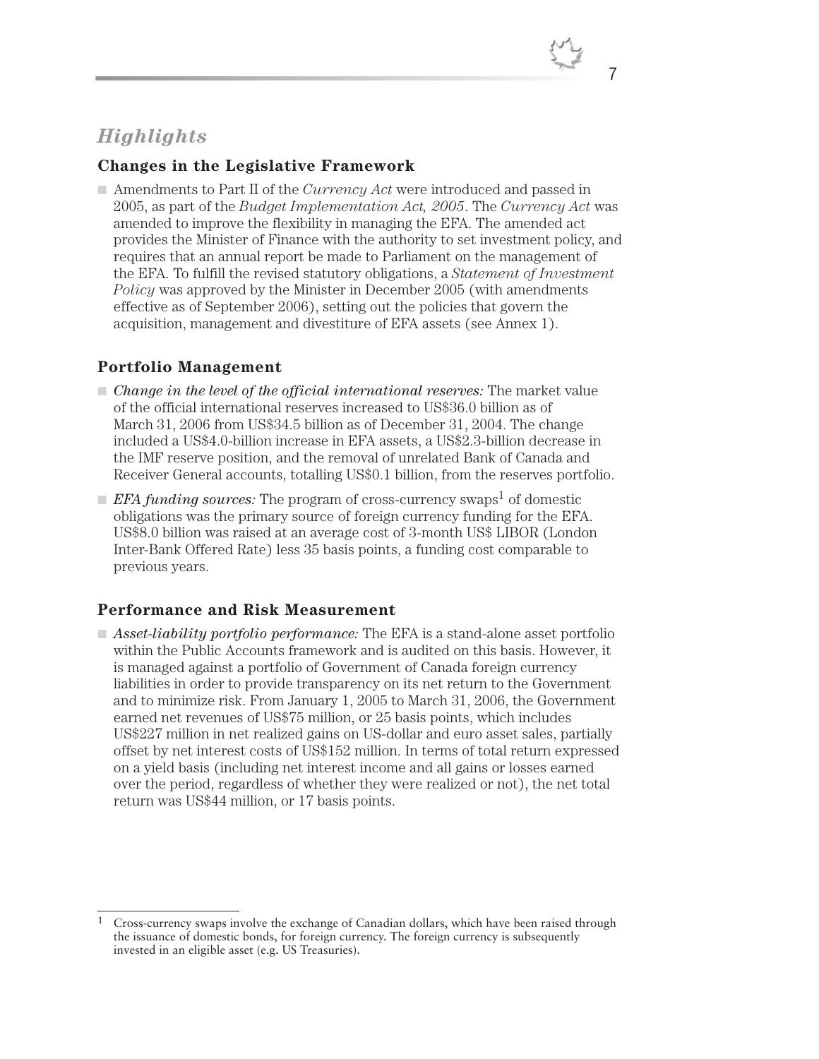## *Highlights*

### Changes in the Legislative Framework

- Amendments to Part II of the *Currency Act* were introduced and passed in 2005, as part of the *Budget Implementation Act, 2005*. The *Currency Act* was amended to improve the flexibility in managing the EFA. The amended act provides the Minister of Finance with the authority to set investment policy, and requires that an annual report be made to Parliament on the management of the EFA. To fulfill the revised statutory obligations, a *Statement of Investment Policy* was approved by the Minister in December 2005 (with amendments effective as of September 2006), setting out the policies that govern the acquisition, management and divestiture of EFA assets (see Annex 1).

### Portfolio Management

- *Change in the level of the official international reserves:* The market value of the official international reserves increased to US$36.0 billion as of March 31, 2006 from US$34.5 billion as of December 31, 2004. The change included a US$4.0-billion increase in EFA assets, a US$2.3-billion decrease in the IMF reserve position, and the removal of unrelated Bank of Canada and Receiver General accounts, totalling US$0.1 billion, from the reserves portfolio.
- *EFA funding sources:* The program of cross-currency swaps[1] of domestic obligations was the primary source of foreign currency funding for the EFA. US$8.0 billion was raised at an average cost of 3-month US$ LIBOR (London Inter-Bank Offered Rate) less 35 basis points, a funding cost comparable to previous years.

### Performance and Risk Measurement

- *Asset-liability portfolio performance:* The EFA is a stand-alone asset portfolio within the Public Accounts framework and is audited on this basis. However, it is managed against a portfolio of Government of Canada foreign currency liabilities in order to provide transparency on its net return to the Government and to minimize risk. From January 1, 2005 to March 31, 2006, the Government earned net revenues of US$75 million, or 25 basis points, which includes US$227 million in net realized gains on US-dollar and euro asset sales, partially offset by net interest costs of US$152 million. In terms of total return expressed on a yield basis (including net interest income and all gains or losses earned over the period, regardless of whether they were realized or not), the net total return was US$44 million, or 17 basis points.

---

[1] Cross-currency swaps involve the exchange of Canadian dollars, which have been raised through the issuance of domestic bonds, for foreign currency. The foreign currency is subsequently invested in an eligible asset (e.g. US Treasuries).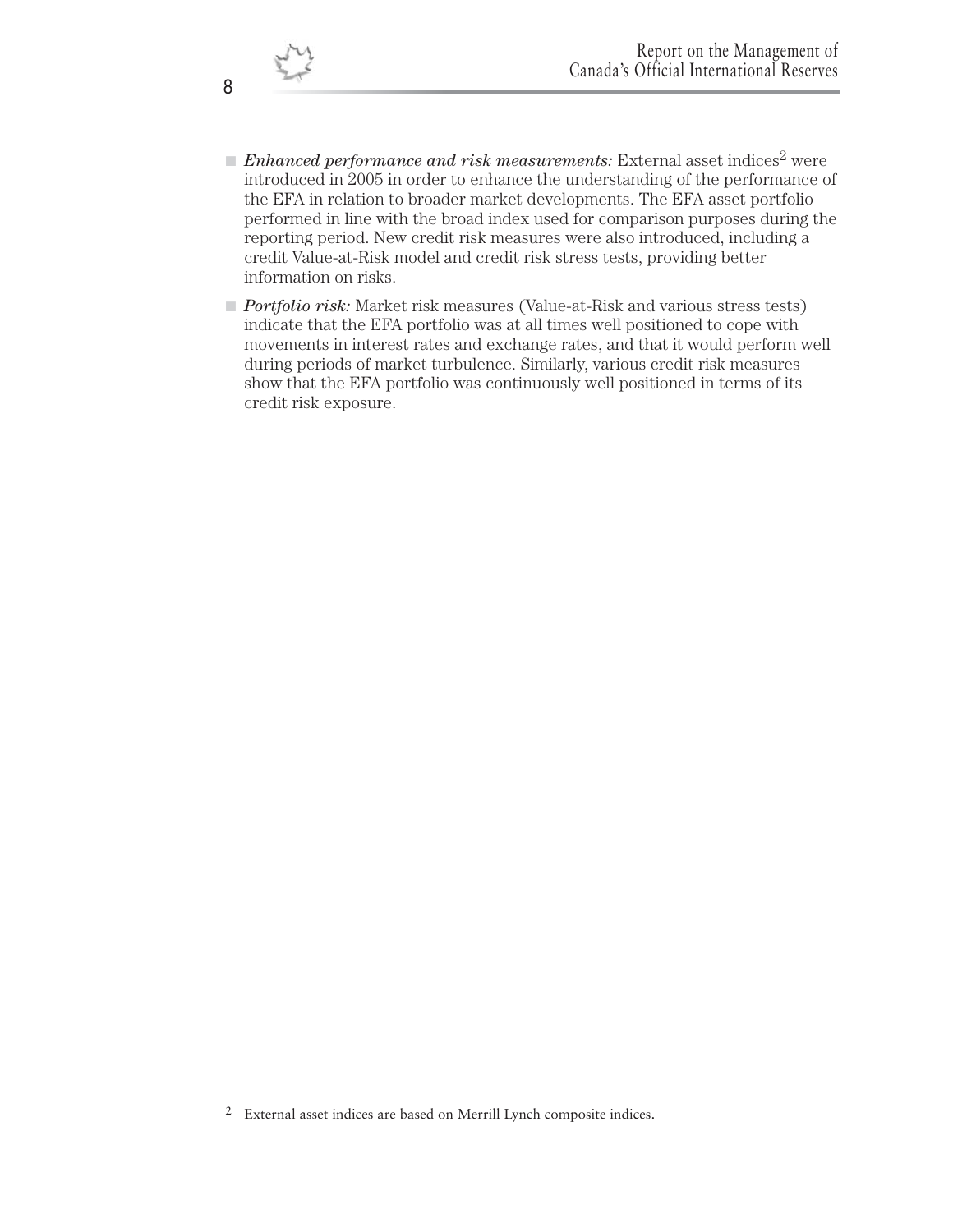- *Enhanced performance and risk measurements:* External asset indices[2] were introduced in 2005 in order to enhance the understanding of the performance of the EFA in relation to broader market developments. The EFA asset portfolio performed in line with the broad index used for comparison purposes during the reporting period. New credit risk measures were also introduced, including a credit Value-at-Risk model and credit risk stress tests, providing better information on risks.
- *Portfolio risk:* Market risk measures (Value-at-Risk and various stress tests) indicate that the EFA portfolio was at all times well positioned to cope with movements in interest rates and exchange rates, and that it would perform well during periods of market turbulence. Similarly, various credit risk measures show that the EFA portfolio was continuously well positioned in terms of its credit risk exposure.

---

[2] External asset indices are based on Merrill Lynch composite indices.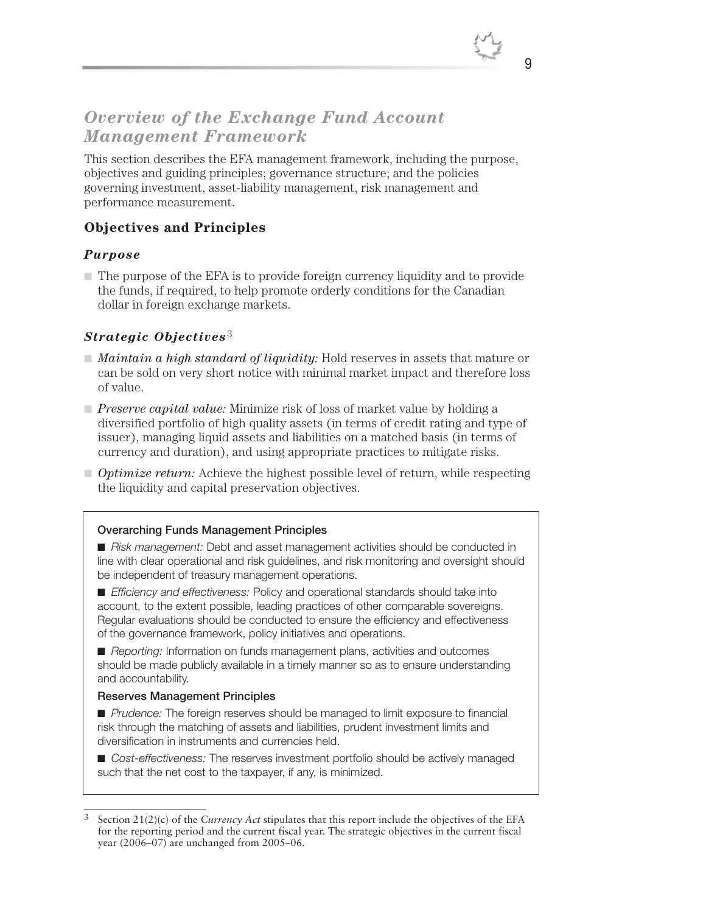## *Overview of the Exchange Fund Account Management Framework*

This section describes the EFA management framework, including the purpose, objectives and guiding principles; governance structure; and the policies governing investment, asset-liability management, risk management and performance measurement.

### Objectives and Principles

#### *Purpose*

- The purpose of the EFA is to provide foreign currency liquidity and to provide the funds, if required, to help promote orderly conditions for the Canadian dollar in foreign exchange markets.

#### *Strategic Objectives*[3]

- *Maintain a high standard of liquidity:* Hold reserves in assets that mature or can be sold on very short notice with minimal market impact and therefore loss of value.
- *Preserve capital value:* Minimize risk of loss of market value by holding a diversified portfolio of high quality assets (in terms of credit rating and type of issuer), managing liquid assets and liabilities on a matched basis (in terms of currency and duration), and using appropriate practices to mitigate risks.
- *Optimize return:* Achieve the highest possible level of return, while respecting the liquidity and capital preservation objectives.

**Overarching Funds Management Principles**

- *Risk management:* Debt and asset management activities should be conducted in line with clear operational and risk guidelines, and risk monitoring and oversight should be independent of treasury management operations.
- *Efficiency and effectiveness:* Policy and operational standards should take into account, to the extent possible, leading practices of other comparable sovereigns. Regular evaluations should be conducted to ensure the efficiency and effectiveness of the governance framework, policy initiatives and operations.
- *Reporting:* Information on funds management plans, activities and outcomes should be made publicly available in a timely manner so as to ensure understanding and accountability.

**Reserves Management Principles**

- *Prudence:* The foreign reserves should be managed to limit exposure to financial risk through the matching of assets and liabilities, prudent investment limits and diversification in instruments and currencies held.
- *Cost-effectiveness:* The reserves investment portfolio should be actively managed such that the net cost to the taxpayer, if any, is minimized.

---

[3] Section 21(2)(c) of the *Currency Act* stipulates that this report include the objectives of the EFA for the reporting period and the current fiscal year. The strategic objectives in the current fiscal year (2006–07) are unchanged from 2005–06.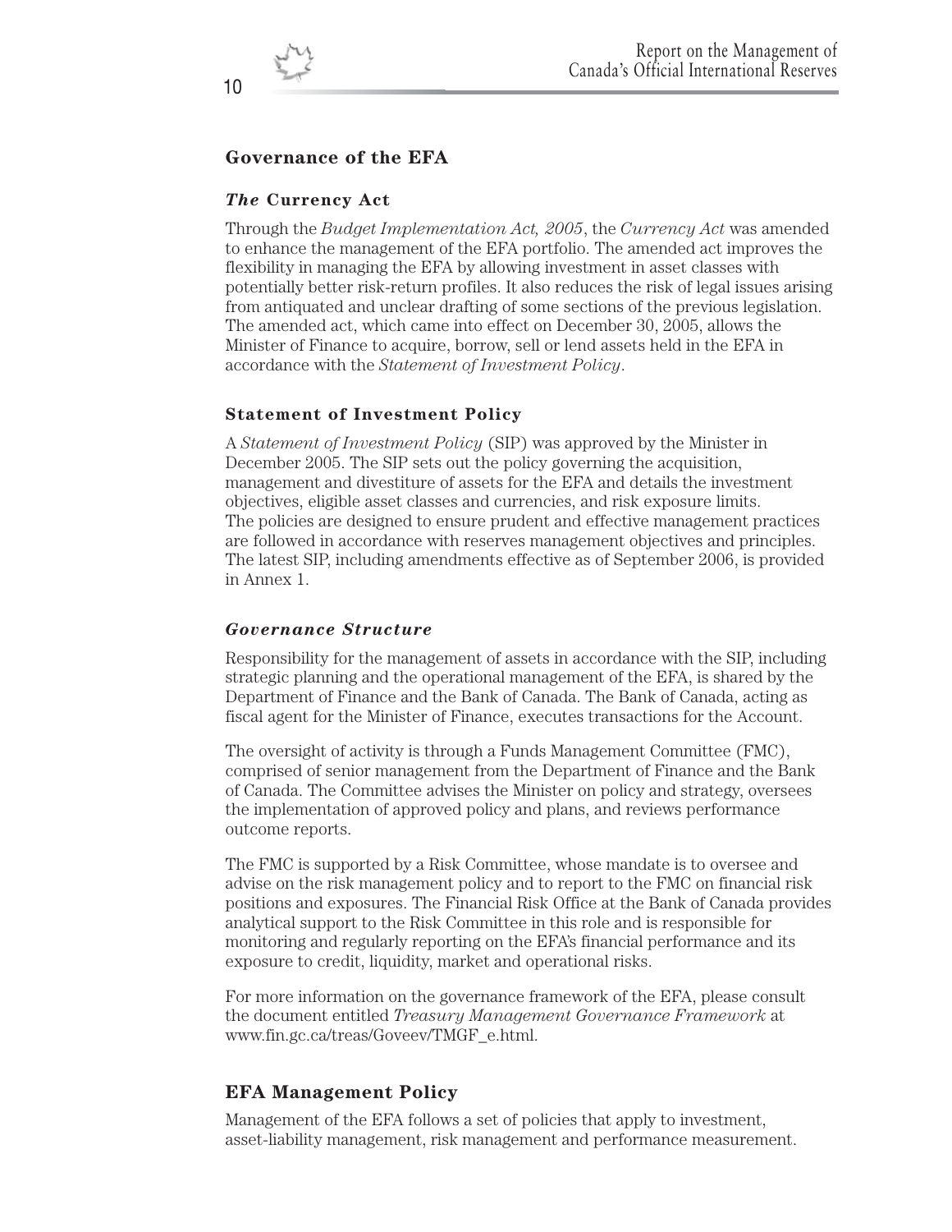## Governance of the EFA

### *The* Currency Act

Through the *Budget Implementation Act, 2005*, the *Currency Act* was amended to enhance the management of the EFA portfolio. The amended act improves the flexibility in managing the EFA by allowing investment in asset classes with potentially better risk-return profiles. It also reduces the risk of legal issues arising from antiquated and unclear drafting of some sections of the previous legislation. The amended act, which came into effect on December 30, 2005, allows the Minister of Finance to acquire, borrow, sell or lend assets held in the EFA in accordance with the *Statement of Investment Policy*.

### Statement of Investment Policy

A *Statement of Investment Policy* (SIP) was approved by the Minister in December 2005. The SIP sets out the policy governing the acquisition, management and divestiture of assets for the EFA and details the investment objectives, eligible asset classes and currencies, and risk exposure limits. The policies are designed to ensure prudent and effective management practices are followed in accordance with reserves management objectives and principles. The latest SIP, including amendments effective as of September 2006, is provided in Annex 1.

### *Governance Structure*

Responsibility for the management of assets in accordance with the SIP, including strategic planning and the operational management of the EFA, is shared by the Department of Finance and the Bank of Canada. The Bank of Canada, acting as fiscal agent for the Minister of Finance, executes transactions for the Account.

The oversight of activity is through a Funds Management Committee (FMC), comprised of senior management from the Department of Finance and the Bank of Canada. The Committee advises the Minister on policy and strategy, oversees the implementation of approved policy and plans, and reviews performance outcome reports.

The FMC is supported by a Risk Committee, whose mandate is to oversee and advise on the risk management policy and to report to the FMC on financial risk positions and exposures. The Financial Risk Office at the Bank of Canada provides analytical support to the Risk Committee in this role and is responsible for monitoring and regularly reporting on the EFA's financial performance and its exposure to credit, liquidity, market and operational risks.

For more information on the governance framework of the EFA, please consult the document entitled *Treasury Management Governance Framework* at www.fin.gc.ca/treas/Goveev/TMGF_e.html.

## EFA Management Policy

Management of the EFA follows a set of policies that apply to investment, asset-liability management, risk management and performance measurement.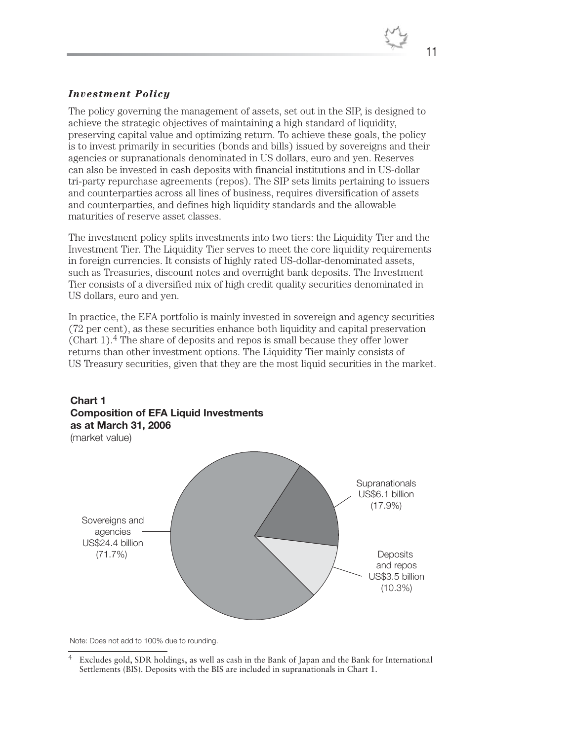### *Investment Policy*

The policy governing the management of assets, set out in the SIP, is designed to achieve the strategic objectives of maintaining a high standard of liquidity, preserving capital value and optimizing return. To achieve these goals, the policy is to invest primarily in securities (bonds and bills) issued by sovereigns and their agencies or supranationals denominated in US dollars, euro and yen. Reserves can also be invested in cash deposits with financial institutions and in US-dollar tri-party repurchase agreements (repos). The SIP sets limits pertaining to issuers and counterparties across all lines of business, requires diversification of assets and counterparties, and defines high liquidity standards and the allowable maturities of reserve asset classes.

The investment policy splits investments into two tiers: the Liquidity Tier and the Investment Tier. The Liquidity Tier serves to meet the core liquidity requirements in foreign currencies. It consists of highly rated US-dollar-denominated assets, such as Treasuries, discount notes and overnight bank deposits. The Investment Tier consists of a diversified mix of high credit quality securities denominated in US dollars, euro and yen.

In practice, the EFA portfolio is mainly invested in sovereign and agency securities (72 per cent), as these securities enhance both liquidity and capital preservation (Chart 1).[4] The share of deposits and repos is small because they offer lower returns than other investment options. The Liquidity Tier mainly consists of US Treasury securities, given that they are the most liquid securities in the market.

**Chart 1**
**Composition of EFA Liquid Investments as at March 31, 2006**
(market value)

Sovereigns and agencies US$24.4 billion (71.7%)

Supranationals US$6.1 billion (17.9%)

Deposits and repos US$3.5 billion (10.3%)

Note: Does not add to 100% due to rounding.

[4] Excludes gold, SDR holdings, as well as cash in the Bank of Japan and the Bank for International Settlements (BIS). Deposits with the BIS are included in supranationals in Chart 1.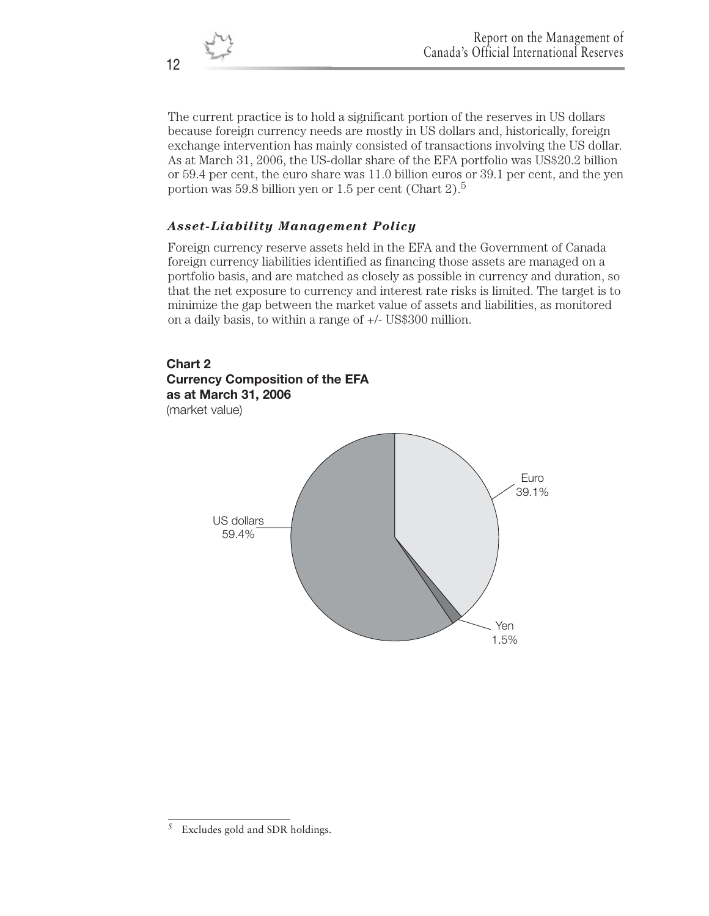The current practice is to hold a significant portion of the reserves in US dollars because foreign currency needs are mostly in US dollars and, historically, foreign exchange intervention has mainly consisted of transactions involving the US dollar. As at March 31, 2006, the US-dollar share of the EFA portfolio was US$20.2 billion or 59.4 per cent, the euro share was 11.0 billion euros or 39.1 per cent, and the yen portion was 59.8 billion yen or 1.5 per cent (Chart 2).[5]

### ***Asset-Liability Management Policy***

Foreign currency reserve assets held in the EFA and the Government of Canada foreign currency liabilities identified as financing those assets are managed on a portfolio basis, and are matched as closely as possible in currency and duration, so that the net exposure to currency and interest rate risks is limited. The target is to minimize the gap between the market value of assets and liabilities, as monitored on a daily basis, to within a range of +/- US$300 million.

**Chart 2**
**Currency Composition of the EFA as at March 31, 2006**
(market value)

Euro 39.1%

US dollars 59.4%

Yen 1.5%

[5] Excludes gold and SDR holdings.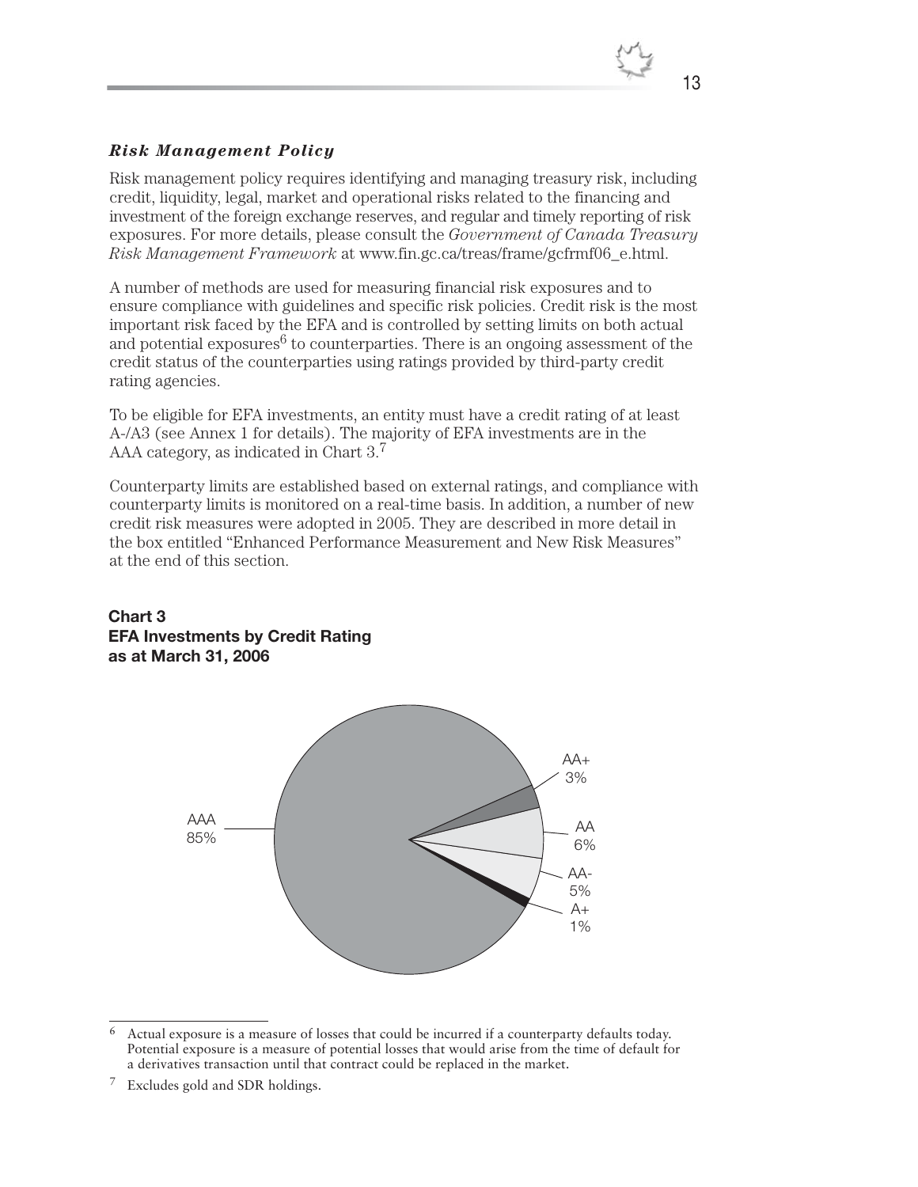### *Risk Management Policy*

Risk management policy requires identifying and managing treasury risk, including credit, liquidity, legal, market and operational risks related to the financing and investment of the foreign exchange reserves, and regular and timely reporting of risk exposures. For more details, please consult the *Government of Canada Treasury Risk Management Framework* at www.fin.gc.ca/treas/frame/gcfrmf06_e.html.

A number of methods are used for measuring financial risk exposures and to ensure compliance with guidelines and specific risk policies. Credit risk is the most important risk faced by the EFA and is controlled by setting limits on both actual and potential exposures[6] to counterparties. There is an ongoing assessment of the credit status of the counterparties using ratings provided by third-party credit rating agencies.

To be eligible for EFA investments, an entity must have a credit rating of at least A-/A3 (see Annex 1 for details). The majority of EFA investments are in the AAA category, as indicated in Chart 3.[7]

Counterparty limits are established based on external ratings, and compliance with counterparty limits is monitored on a real-time basis. In addition, a number of new credit risk measures were adopted in 2005. They are described in more detail in the box entitled "Enhanced Performance Measurement and New Risk Measures" at the end of this section.

**Chart 3**
**EFA Investments by Credit Rating as at March 31, 2006**

| Credit Rating | Share |
|---|---|
| AAA | 85% |
| AA+ | 3% |
| AA | 6% |
| AA- | 5% |
| A+ | 1% |

---

[6] Actual exposure is a measure of losses that could be incurred if a counterparty defaults today. Potential exposure is a measure of potential losses that would arise from the time of default for a derivatives transaction until that contract could be replaced in the market.

[7] Excludes gold and SDR holdings.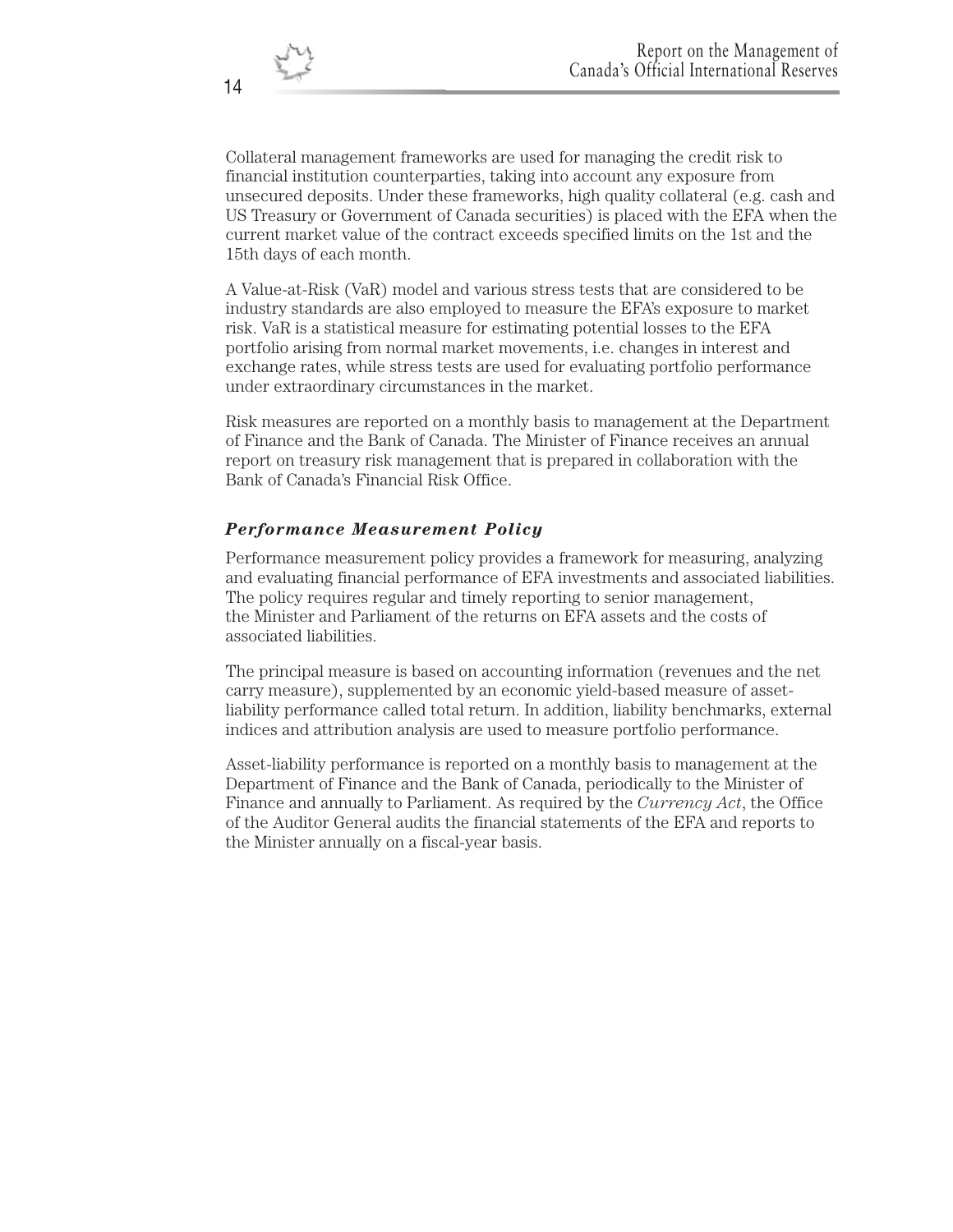Collateral management frameworks are used for managing the credit risk to financial institution counterparties, taking into account any exposure from unsecured deposits. Under these frameworks, high quality collateral (e.g. cash and US Treasury or Government of Canada securities) is placed with the EFA when the current market value of the contract exceeds specified limits on the 1st and the 15th days of each month.

A Value-at-Risk (VaR) model and various stress tests that are considered to be industry standards are also employed to measure the EFA's exposure to market risk. VaR is a statistical measure for estimating potential losses to the EFA portfolio arising from normal market movements, i.e. changes in interest and exchange rates, while stress tests are used for evaluating portfolio performance under extraordinary circumstances in the market.

Risk measures are reported on a monthly basis to management at the Department of Finance and the Bank of Canada. The Minister of Finance receives an annual report on treasury risk management that is prepared in collaboration with the Bank of Canada's Financial Risk Office.

### *Performance Measurement Policy*

Performance measurement policy provides a framework for measuring, analyzing and evaluating financial performance of EFA investments and associated liabilities. The policy requires regular and timely reporting to senior management, the Minister and Parliament of the returns on EFA assets and the costs of associated liabilities.

The principal measure is based on accounting information (revenues and the net carry measure), supplemented by an economic yield-based measure of asset-liability performance called total return. In addition, liability benchmarks, external indices and attribution analysis are used to measure portfolio performance.

Asset-liability performance is reported on a monthly basis to management at the Department of Finance and the Bank of Canada, periodically to the Minister of Finance and annually to Parliament. As required by the *Currency Act*, the Office of the Auditor General audits the financial statements of the EFA and reports to the Minister annually on a fiscal-year basis.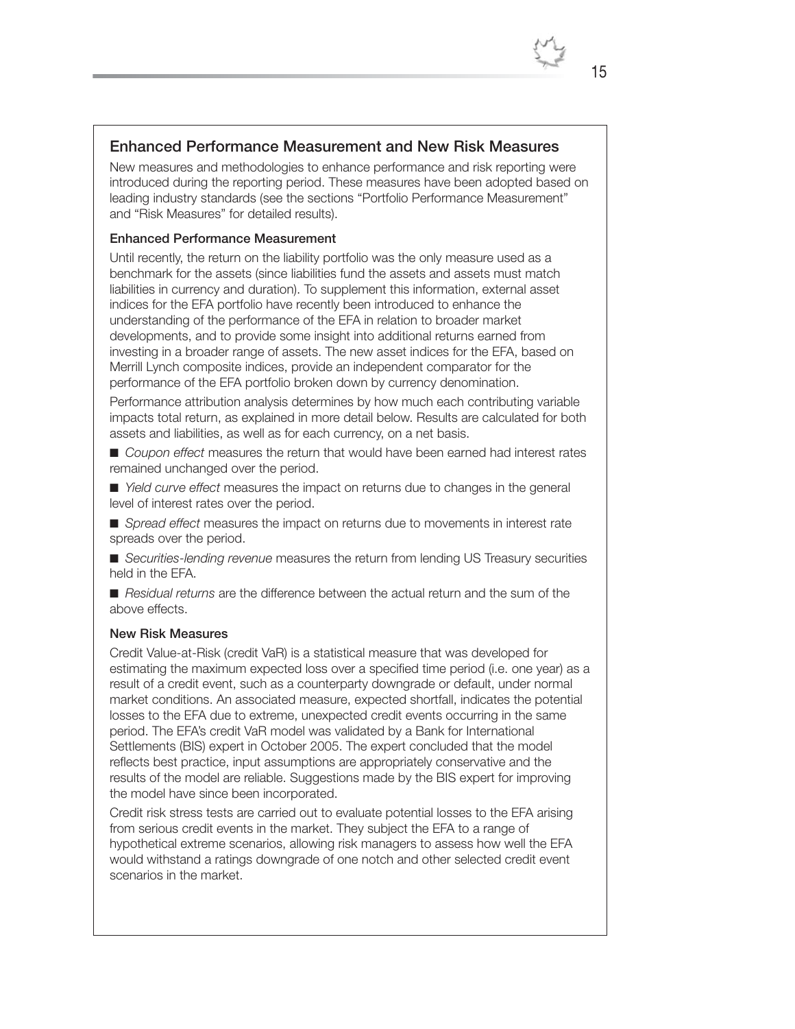## Enhanced Performance Measurement and New Risk Measures

New measures and methodologies to enhance performance and risk reporting were introduced during the reporting period. These measures have been adopted based on leading industry standards (see the sections "Portfolio Performance Measurement" and "Risk Measures" for detailed results).

### Enhanced Performance Measurement

Until recently, the return on the liability portfolio was the only measure used as a benchmark for the assets (since liabilities fund the assets and assets must match liabilities in currency and duration). To supplement this information, external asset indices for the EFA portfolio have recently been introduced to enhance the understanding of the performance of the EFA in relation to broader market developments, and to provide some insight into additional returns earned from investing in a broader range of assets. The new asset indices for the EFA, based on Merrill Lynch composite indices, provide an independent comparator for the performance of the EFA portfolio broken down by currency denomination.

Performance attribution analysis determines by how much each contributing variable impacts total return, as explained in more detail below. Results are calculated for both assets and liabilities, as well as for each currency, on a net basis.

- *Coupon effect* measures the return that would have been earned had interest rates remained unchanged over the period.
- *Yield curve effect* measures the impact on returns due to changes in the general level of interest rates over the period.
- *Spread effect* measures the impact on returns due to movements in interest rate spreads over the period.
- *Securities-lending revenue* measures the return from lending US Treasury securities held in the EFA.
- *Residual returns* are the difference between the actual return and the sum of the above effects.

### New Risk Measures

Credit Value-at-Risk (credit VaR) is a statistical measure that was developed for estimating the maximum expected loss over a specified time period (i.e. one year) as a result of a credit event, such as a counterparty downgrade or default, under normal market conditions. An associated measure, expected shortfall, indicates the potential losses to the EFA due to extreme, unexpected credit events occurring in the same period. The EFA's credit VaR model was validated by a Bank for International Settlements (BIS) expert in October 2005. The expert concluded that the model reflects best practice, input assumptions are appropriately conservative and the results of the model are reliable. Suggestions made by the BIS expert for improving the model have since been incorporated.

Credit risk stress tests are carried out to evaluate potential losses to the EFA arising from serious credit events in the market. They subject the EFA to a range of hypothetical extreme scenarios, allowing risk managers to assess how well the EFA would withstand a ratings downgrade of one notch and other selected credit event scenarios in the market.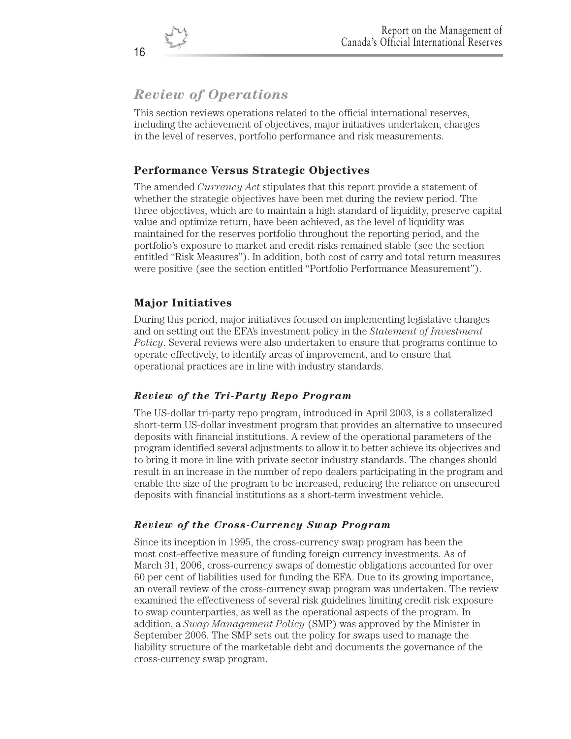## *Review of Operations*

This section reviews operations related to the official international reserves, including the achievement of objectives, major initiatives undertaken, changes in the level of reserves, portfolio performance and risk measurements.

### Performance Versus Strategic Objectives

The amended *Currency Act* stipulates that this report provide a statement of whether the strategic objectives have been met during the review period. The three objectives, which are to maintain a high standard of liquidity, preserve capital value and optimize return, have been achieved, as the level of liquidity was maintained for the reserves portfolio throughout the reporting period, and the portfolio's exposure to market and credit risks remained stable (see the section entitled "Risk Measures"). In addition, both cost of carry and total return measures were positive (see the section entitled "Portfolio Performance Measurement").

### Major Initiatives

During this period, major initiatives focused on implementing legislative changes and on setting out the EFA's investment policy in the *Statement of Investment Policy*. Several reviews were also undertaken to ensure that programs continue to operate effectively, to identify areas of improvement, and to ensure that operational practices are in line with industry standards.

#### *Review of the Tri-Party Repo Program*

The US-dollar tri-party repo program, introduced in April 2003, is a collateralized short-term US-dollar investment program that provides an alternative to unsecured deposits with financial institutions. A review of the operational parameters of the program identified several adjustments to allow it to better achieve its objectives and to bring it more in line with private sector industry standards. The changes should result in an increase in the number of repo dealers participating in the program and enable the size of the program to be increased, reducing the reliance on unsecured deposits with financial institutions as a short-term investment vehicle.

#### *Review of the Cross-Currency Swap Program*

Since its inception in 1995, the cross-currency swap program has been the most cost-effective measure of funding foreign currency investments. As of March 31, 2006, cross-currency swaps of domestic obligations accounted for over 60 per cent of liabilities used for funding the EFA. Due to its growing importance, an overall review of the cross-currency swap program was undertaken. The review examined the effectiveness of several risk guidelines limiting credit risk exposure to swap counterparties, as well as the operational aspects of the program. In addition, a *Swap Management Policy* (SMP) was approved by the Minister in September 2006. The SMP sets out the policy for swaps used to manage the liability structure of the marketable debt and documents the governance of the cross-currency swap program.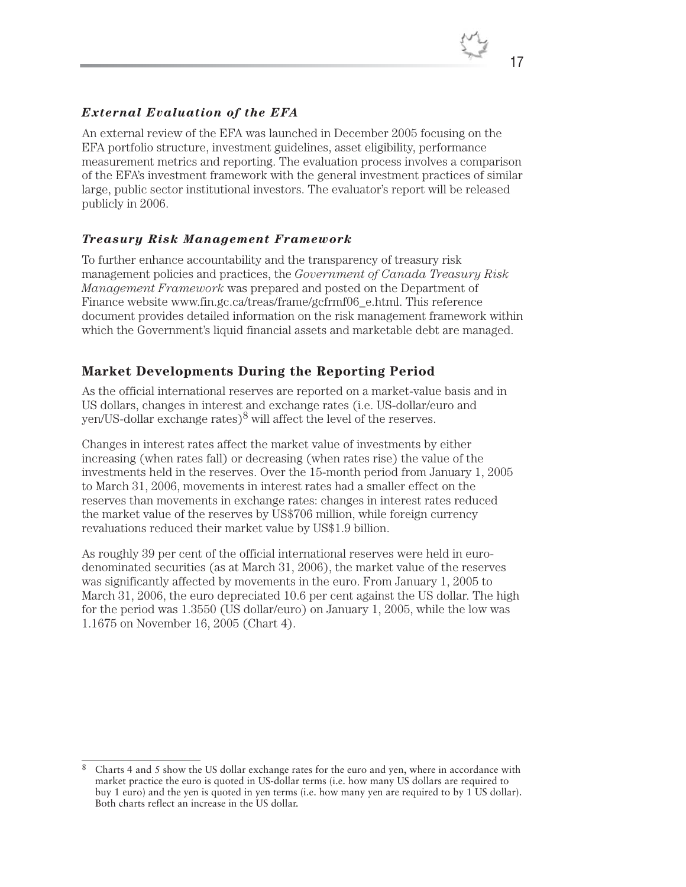### *External Evaluation of the EFA*

An external review of the EFA was launched in December 2005 focusing on the EFA portfolio structure, investment guidelines, asset eligibility, performance measurement metrics and reporting. The evaluation process involves a comparison of the EFA's investment framework with the general investment practices of similar large, public sector institutional investors. The evaluator's report will be released publicly in 2006.

### *Treasury Risk Management Framework*

To further enhance accountability and the transparency of treasury risk management policies and practices, the *Government of Canada Treasury Risk Management Framework* was prepared and posted on the Department of Finance website www.fin.gc.ca/treas/frame/gcfrmf06_e.html. This reference document provides detailed information on the risk management framework within which the Government's liquid financial assets and marketable debt are managed.

## Market Developments During the Reporting Period

As the official international reserves are reported on a market-value basis and in US dollars, changes in interest and exchange rates (i.e. US-dollar/euro and yen/US-dollar exchange rates)[8] will affect the level of the reserves.

Changes in interest rates affect the market value of investments by either increasing (when rates fall) or decreasing (when rates rise) the value of the investments held in the reserves. Over the 15-month period from January 1, 2005 to March 31, 2006, movements in interest rates had a smaller effect on the reserves than movements in exchange rates: changes in interest rates reduced the market value of the reserves by US$706 million, while foreign currency revaluations reduced their market value by US$1.9 billion.

As roughly 39 per cent of the official international reserves were held in euro-denominated securities (as at March 31, 2006), the market value of the reserves was significantly affected by movements in the euro. From January 1, 2005 to March 31, 2006, the euro depreciated 10.6 per cent against the US dollar. The high for the period was 1.3550 (US dollar/euro) on January 1, 2005, while the low was 1.1675 on November 16, 2005 (Chart 4).

---

[8] Charts 4 and 5 show the US dollar exchange rates for the euro and yen, where in accordance with market practice the euro is quoted in US-dollar terms (i.e. how many US dollars are required to buy 1 euro) and the yen is quoted in yen terms (i.e. how many yen are required to by 1 US dollar). Both charts reflect an increase in the US dollar.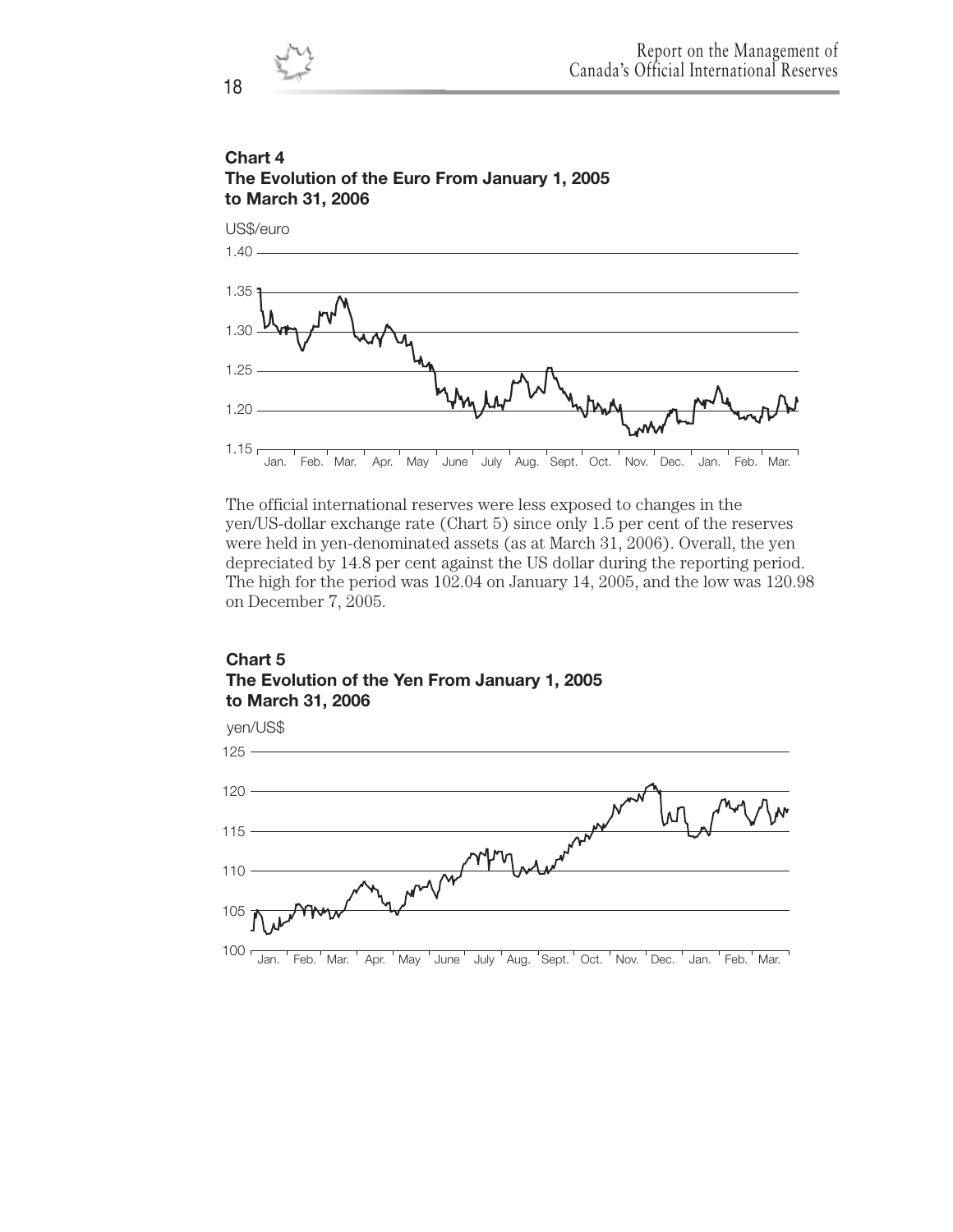**Chart 4**
**The Evolution of the Euro From January 1, 2005 to March 31, 2006**

The official international reserves were less exposed to changes in the yen/US-dollar exchange rate (Chart 5) since only 1.5 per cent of the reserves were held in yen-denominated assets (as at March 31, 2006). Overall, the yen depreciated by 14.8 per cent against the US dollar during the reporting period. The high for the period was 102.04 on January 14, 2005, and the low was 120.98 on December 7, 2005.

**Chart 5**
**The Evolution of the Yen From January 1, 2005 to March 31, 2006**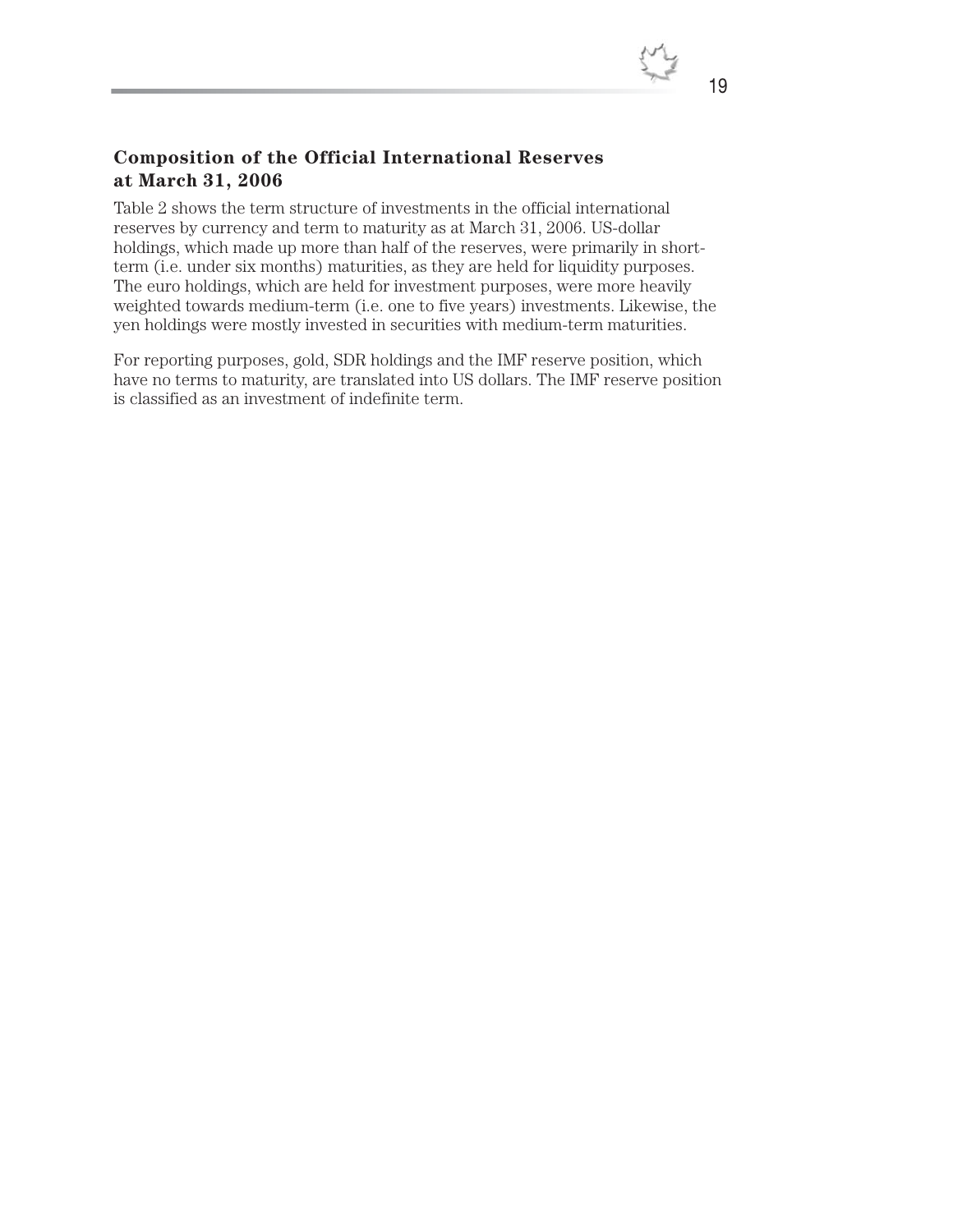## Composition of the Official International Reserves at March 31, 2006

Table 2 shows the term structure of investments in the official international reserves by currency and term to maturity as at March 31, 2006. US-dollar holdings, which made up more than half of the reserves, were primarily in short-term (i.e. under six months) maturities, as they are held for liquidity purposes. The euro holdings, which are held for investment purposes, were more heavily weighted towards medium-term (i.e. one to five years) investments. Likewise, the yen holdings were mostly invested in securities with medium-term maturities.

For reporting purposes, gold, SDR holdings and the IMF reserve position, which have no terms to maturity, are translated into US dollars. The IMF reserve position is classified as an investment of indefinite term.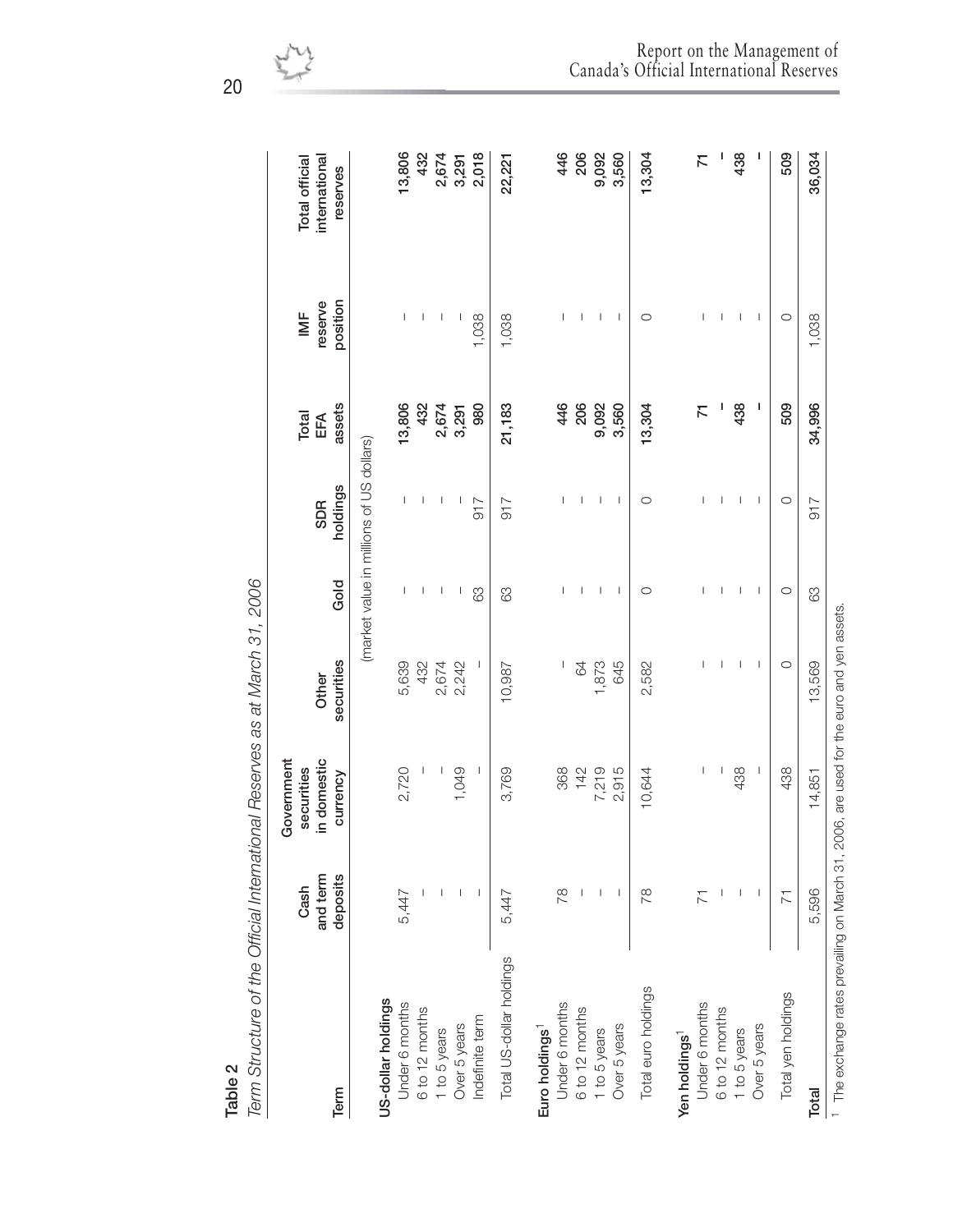**Table 2**

*Term Structure of the Official International Reserves as at March 31, 2006*

| Term | Cash and term deposits | Government securities in domestic currency | Other securities | Gold | SDR holdings | Total EFA assets | IMF reserve position | Total official international reserves |
|---|---|---|---|---|---|---|---|---|
| | (market value in millions of US dollars) | | | | | | | |
| **US-dollar holdings** | | | | | | | | |
| Under 6 months | 5,447 | 2,720 | 5,639 | – | – | **13,806** | – | **13,806** |
| 6 to 12 months | – | – | 432 | – | – | **432** | – | **432** |
| 1 to 5 years | – | – | 2,674 | – | – | **2,674** | – | **2,674** |
| Over 5 years | – | 1,049 | 2,242 | – | – | **3,291** | – | **3,291** |
| Indefinite term | – | – | – | 63 | 917 | **980** | 1,038 | **2,018** |
| Total US-dollar holdings | 5,447 | 3,769 | 10,987 | 63 | 917 | **21,183** | 1,038 | **22,221** |
| **Euro holdings**[1] | | | | | | | | |
| Under 6 months | 78 | 368 | – | – | – | **446** | – | **446** |
| 6 to 12 months | – | 142 | 64 | – | – | **206** | – | **206** |
| 1 to 5 years | – | 7,219 | 1,873 | – | – | **9,092** | – | **9,092** |
| Over 5 years | – | 2,915 | 645 | – | – | **3,560** | – | **3,560** |
| Total euro holdings | 78 | 10,644 | 2,582 | 0 | 0 | **13,304** | 0 | **13,304** |
| **Yen holdings**[1] | | | | | | | | |
| Under 6 months | 71 | – | – | – | – | **71** | – | **71** |
| 6 to 12 months | – | – | – | – | – | **–** | – | **–** |
| 1 to 5 years | – | 438 | – | – | – | **438** | – | **438** |
| Over 5 years | – | – | – | – | – | **–** | – | **–** |
| Total yen holdings | 71 | 438 | 0 | 0 | 0 | **509** | 0 | **509** |
| **Total** | 5,596 | 14,851 | 13,569 | 63 | 917 | **34,996** | 1,038 | **36,034** |

[1] The exchange rates prevailing on March 31, 2006, are used for the euro and yen assets.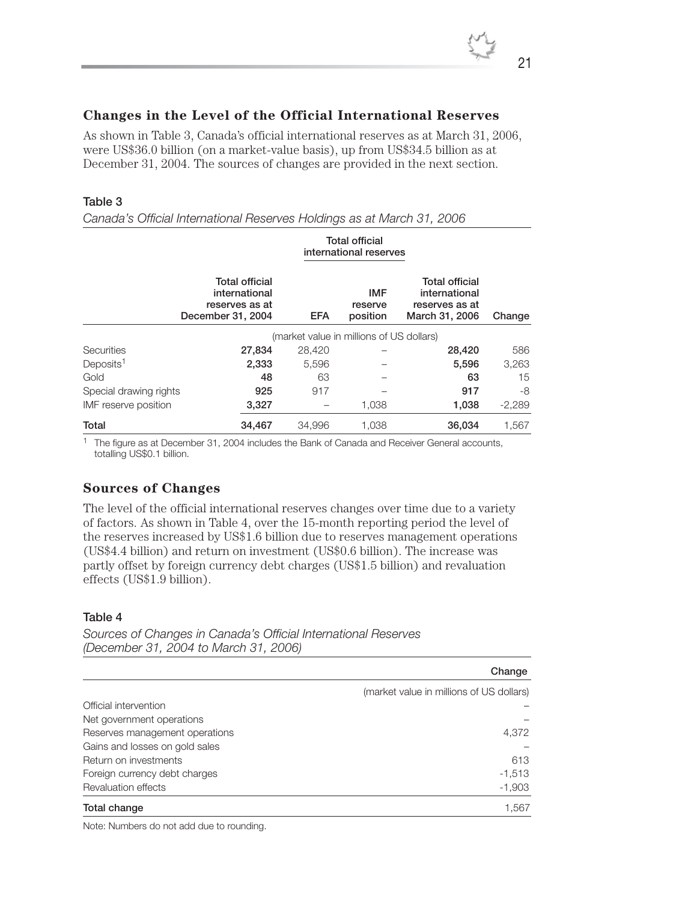## Changes in the Level of the Official International Reserves

As shown in Table 3, Canada's official international reserves as at March 31, 2006, were US$36.0 billion (on a market-value basis), up from US$34.5 billion as at December 31, 2004. The sources of changes are provided in the next section.

### Table 3

*Canada's Official International Reserves Holdings as at March 31, 2006*

| | | Total official international reserves | | | |
|---|---|---|---|---|---|
| | Total official international reserves as at December 31, 2004 | EFA | IMF reserve position | Total official international reserves as at March 31, 2006 | Change |
| | (market value in millions of US dollars) | | | | |
| Securities | **27,834** | 28,420 | – | **28,420** | 586 |
| Deposits[1] | **2,333** | 5,596 | – | **5,596** | 3,263 |
| Gold | **48** | 63 | – | **63** | 15 |
| Special drawing rights | **925** | 917 | – | **917** | -8 |
| IMF reserve position | **3,327** | – | 1,038 | **1,038** | -2,289 |
| **Total** | **34,467** | 34,996 | 1,038 | **36,034** | 1,567 |

[1] The figure as at December 31, 2004 includes the Bank of Canada and Receiver General accounts, totalling US$0.1 billion.

## Sources of Changes

The level of the official international reserves changes over time due to a variety of factors. As shown in Table 4, over the 15-month reporting period the level of the reserves increased by US$1.6 billion due to reserves management operations (US$4.4 billion) and return on investment (US$0.6 billion). The increase was partly offset by foreign currency debt charges (US$1.5 billion) and revaluation effects (US$1.9 billion).

### Table 4

*Sources of Changes in Canada's Official International Reserves (December 31, 2004 to March 31, 2006)*

| | Change |
|---|---|
| | (market value in millions of US dollars) |
| Official intervention | – |
| Net government operations | – |
| Reserves management operations | 4,372 |
| Gains and losses on gold sales | – |
| Return on investments | 613 |
| Foreign currency debt charges | -1,513 |
| Revaluation effects | -1,903 |
| **Total change** | 1,567 |

Note: Numbers do not add due to rounding.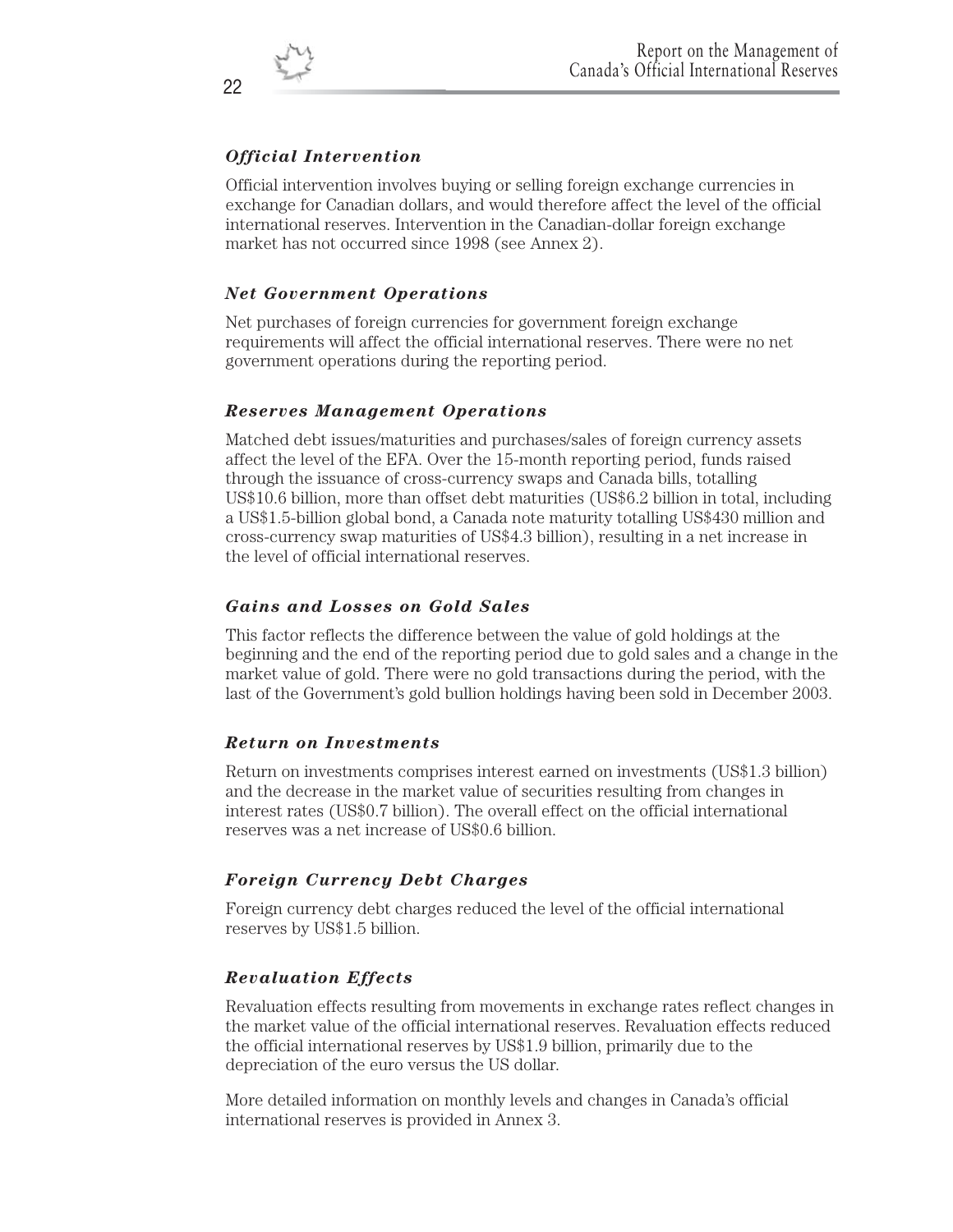### *Official Intervention*

Official intervention involves buying or selling foreign exchange currencies in exchange for Canadian dollars, and would therefore affect the level of the official international reserves. Intervention in the Canadian-dollar foreign exchange market has not occurred since 1998 (see Annex 2).

### *Net Government Operations*

Net purchases of foreign currencies for government foreign exchange requirements will affect the official international reserves. There were no net government operations during the reporting period.

### *Reserves Management Operations*

Matched debt issues/maturities and purchases/sales of foreign currency assets affect the level of the EFA. Over the 15-month reporting period, funds raised through the issuance of cross-currency swaps and Canada bills, totalling US$10.6 billion, more than offset debt maturities (US$6.2 billion in total, including a US$1.5-billion global bond, a Canada note maturity totalling US$430 million and cross-currency swap maturities of US$4.3 billion), resulting in a net increase in the level of official international reserves.

### *Gains and Losses on Gold Sales*

This factor reflects the difference between the value of gold holdings at the beginning and the end of the reporting period due to gold sales and a change in the market value of gold. There were no gold transactions during the period, with the last of the Government's gold bullion holdings having been sold in December 2003.

### *Return on Investments*

Return on investments comprises interest earned on investments (US$1.3 billion) and the decrease in the market value of securities resulting from changes in interest rates (US$0.7 billion). The overall effect on the official international reserves was a net increase of US$0.6 billion.

### *Foreign Currency Debt Charges*

Foreign currency debt charges reduced the level of the official international reserves by US$1.5 billion.

### *Revaluation Effects*

Revaluation effects resulting from movements in exchange rates reflect changes in the market value of the official international reserves. Revaluation effects reduced the official international reserves by US$1.9 billion, primarily due to the depreciation of the euro versus the US dollar.

More detailed information on monthly levels and changes in Canada's official international reserves is provided in Annex 3.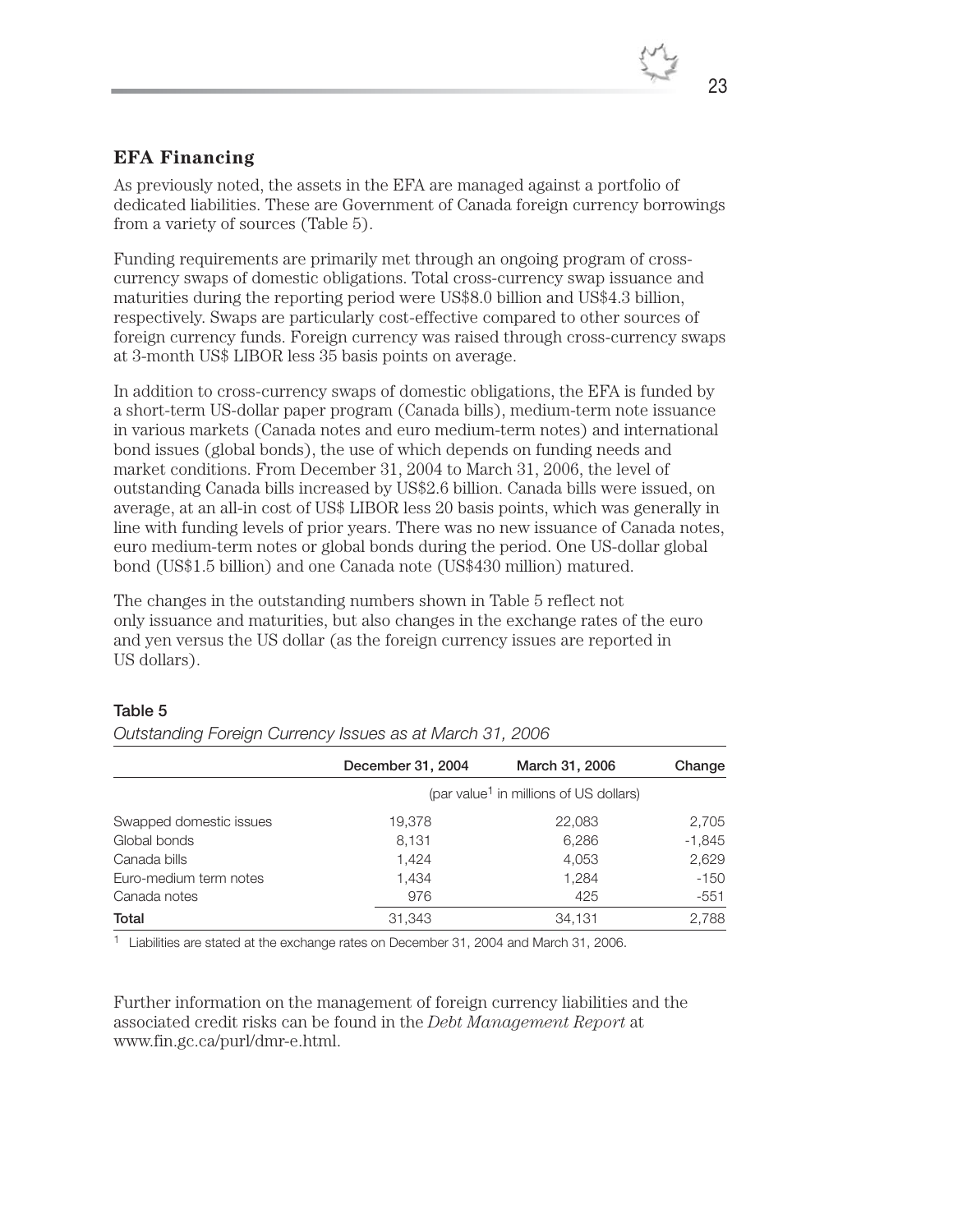## EFA Financing

As previously noted, the assets in the EFA are managed against a portfolio of dedicated liabilities. These are Government of Canada foreign currency borrowings from a variety of sources (Table 5).

Funding requirements are primarily met through an ongoing program of cross-currency swaps of domestic obligations. Total cross-currency swap issuance and maturities during the reporting period were US$8.0 billion and US$4.3 billion, respectively. Swaps are particularly cost-effective compared to other sources of foreign currency funds. Foreign currency was raised through cross-currency swaps at 3-month US$ LIBOR less 35 basis points on average.

In addition to cross-currency swaps of domestic obligations, the EFA is funded by a short-term US-dollar paper program (Canada bills), medium-term note issuance in various markets (Canada notes and euro medium-term notes) and international bond issues (global bonds), the use of which depends on funding needs and market conditions. From December 31, 2004 to March 31, 2006, the level of outstanding Canada bills increased by US$2.6 billion. Canada bills were issued, on average, at an all-in cost of US$ LIBOR less 20 basis points, which was generally in line with funding levels of prior years. There was no new issuance of Canada notes, euro medium-term notes or global bonds during the period. One US-dollar global bond (US$1.5 billion) and one Canada note (US$430 million) matured.

The changes in the outstanding numbers shown in Table 5 reflect not only issuance and maturities, but also changes in the exchange rates of the euro and yen versus the US dollar (as the foreign currency issues are reported in US dollars).

**Table 5**

*Outstanding Foreign Currency Issues as at March 31, 2006*

| | December 31, 2004 | March 31, 2006 | Change |
|---|---|---|---|
| | (par value[1] in millions of US dollars) | | |
| Swapped domestic issues | 19,378 | 22,083 | 2,705 |
| Global bonds | 8,131 | 6,286 | -1,845 |
| Canada bills | 1,424 | 4,053 | 2,629 |
| Euro-medium term notes | 1,434 | 1,284 | -150 |
| Canada notes | 976 | 425 | -551 |
| **Total** | 31,343 | 34,131 | 2,788 |

[1] Liabilities are stated at the exchange rates on December 31, 2004 and March 31, 2006.

Further information on the management of foreign currency liabilities and the associated credit risks can be found in the *Debt Management Report* at www.fin.gc.ca/purl/dmr-e.html.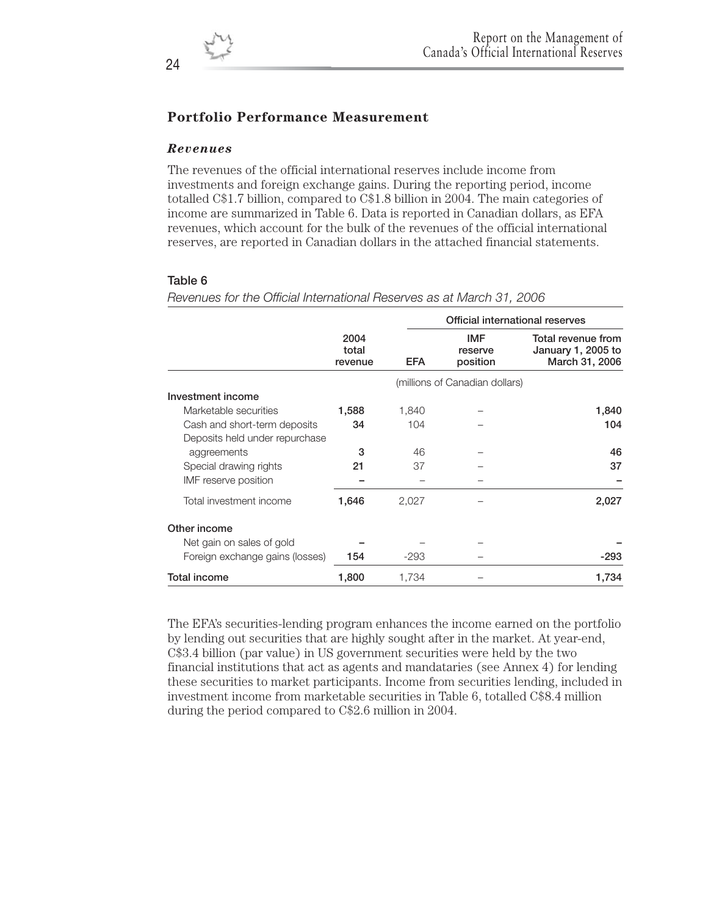## Portfolio Performance Measurement

### *Revenues*

The revenues of the official international reserves include income from investments and foreign exchange gains. During the reporting period, income totalled C$1.7 billion, compared to C$1.8 billion in 2004. The main categories of income are summarized in Table 6. Data is reported in Canadian dollars, as EFA revenues, which account for the bulk of the revenues of the official international reserves, are reported in Canadian dollars in the attached financial statements.

**Table 6**

*Revenues for the Official International Reserves as at March 31, 2006*

| | | Official international reserves | | |
|---|---|---|---|---|
| | 2004 total revenue | EFA | IMF reserve position | Total revenue from January 1, 2005 to March 31, 2006 |
| | | (millions of Canadian dollars) | | |
| **Investment income** | | | | |
| Marketable securities | **1,588** | 1,840 | – | **1,840** |
| Cash and short-term deposits | **34** | 104 | – | **104** |
| Deposits held under repurchase aggreements | **3** | 46 | – | **46** |
| Special drawing rights | **21** | 37 | – | **37** |
| IMF reserve position | **–** | – | – | **–** |
| Total investment income | **1,646** | 2,027 | – | **2,027** |
| **Other income** | | | | |
| Net gain on sales of gold | **–** | – | – | **–** |
| Foreign exchange gains (losses) | **154** | -293 | – | **-293** |
| **Total income** | **1,800** | 1,734 | – | **1,734** |

The EFA's securities-lending program enhances the income earned on the portfolio by lending out securities that are highly sought after in the market. At year-end, C$3.4 billion (par value) in US government securities were held by the two financial institutions that act as agents and mandataries (see Annex 4) for lending these securities to market participants. Income from securities lending, included in investment income from marketable securities in Table 6, totalled C$8.4 million during the period compared to C$2.6 million in 2004.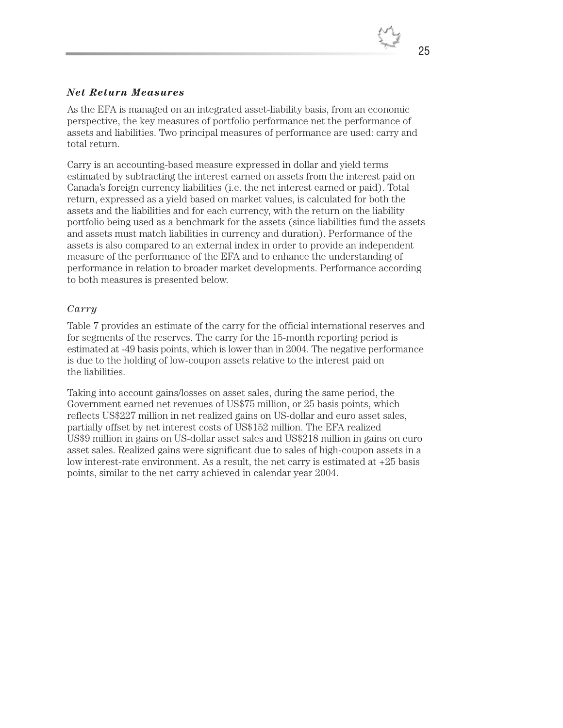### ***Net Return Measures***

As the EFA is managed on an integrated asset-liability basis, from an economic perspective, the key measures of portfolio performance net the performance of assets and liabilities. Two principal measures of performance are used: carry and total return.

Carry is an accounting-based measure expressed in dollar and yield terms estimated by subtracting the interest earned on assets from the interest paid on Canada's foreign currency liabilities (i.e. the net interest earned or paid). Total return, expressed as a yield based on market values, is calculated for both the assets and the liabilities and for each currency, with the return on the liability portfolio being used as a benchmark for the assets (since liabilities fund the assets and assets must match liabilities in currency and duration). Performance of the assets is also compared to an external index in order to provide an independent measure of the performance of the EFA and to enhance the understanding of performance in relation to broader market developments. Performance according to both measures is presented below.

#### *Carry*

Table 7 provides an estimate of the carry for the official international reserves and for segments of the reserves. The carry for the 15-month reporting period is estimated at -49 basis points, which is lower than in 2004. The negative performance is due to the holding of low-coupon assets relative to the interest paid on the liabilities.

Taking into account gains/losses on asset sales, during the same period, the Government earned net revenues of US$75 million, or 25 basis points, which reflects US$227 million in net realized gains on US-dollar and euro asset sales, partially offset by net interest costs of US$152 million. The EFA realized US$9 million in gains on US-dollar asset sales and US$218 million in gains on euro asset sales. Realized gains were significant due to sales of high-coupon assets in a low interest-rate environment. As a result, the net carry is estimated at +25 basis points, similar to the net carry achieved in calendar year 2004.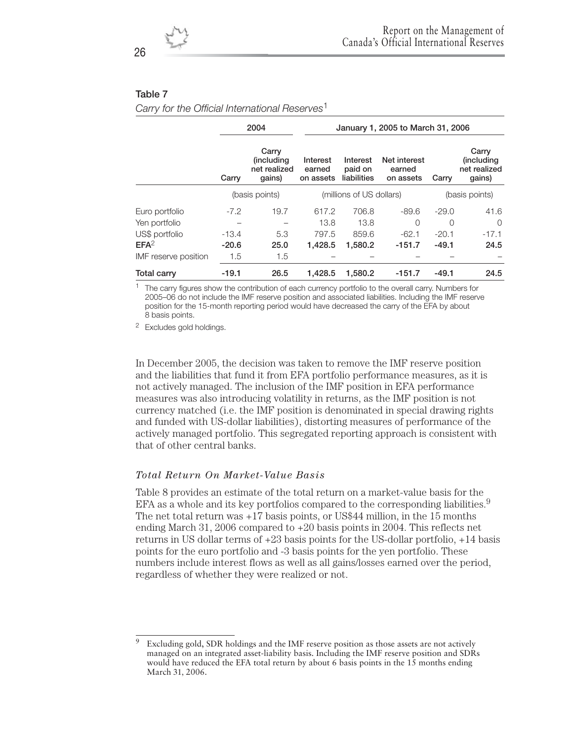### Table 7

*Carry for the Official International Reserves*[1]

| | 2004 | | January 1, 2005 to March 31, 2006 | | | | |
|---|---|---|---|---|---|---|---|
| | Carry | Carry (including net realized gains) | Interest earned on assets | Interest paid on liabilities | Net interest earned on assets | Carry | Carry (including net realized gains) |
| | (basis points) | | (millions of US dollars) | | | (basis points) | |
| Euro portfolio | -7.2 | 19.7 | 617.2 | 706.8 | -89.6 | -29.0 | 41.6 |
| Yen portfolio | – | – | 13.8 | 13.8 | 0 | 0 | 0 |
| US$ portfolio | -13.4 | 5.3 | 797.5 | 859.6 | -62.1 | -20.1 | -17.1 |
| **EFA**[2] | **-20.6** | **25.0** | **1,428.5** | **1,580.2** | **-151.7** | **-49.1** | **24.5** |
| IMF reserve position | 1.5 | 1.5 | – | – | – | – | – |
| **Total carry** | **-19.1** | **26.5** | **1,428.5** | **1,580.2** | **-151.7** | **-49.1** | **24.5** |

1 The carry figures show the contribution of each currency portfolio to the overall carry. Numbers for 2005–06 do not include the IMF reserve position and associated liabilities. Including the IMF reserve position for the 15-month reporting period would have decreased the carry of the EFA by about 8 basis points.

2 Excludes gold holdings.

In December 2005, the decision was taken to remove the IMF reserve position and the liabilities that fund it from EFA portfolio performance measures, as it is not actively managed. The inclusion of the IMF position in EFA performance measures was also introducing volatility in returns, as the IMF position is not currency matched (i.e. the IMF position is denominated in special drawing rights and funded with US-dollar liabilities), distorting measures of performance of the actively managed portfolio. This segregated reporting approach is consistent with that of other central banks.

### *Total Return On Market-Value Basis*

Table 8 provides an estimate of the total return on a market-value basis for the EFA as a whole and its key portfolios compared to the corresponding liabilities.[9] The net total return was +17 basis points, or US$44 million, in the 15 months ending March 31, 2006 compared to +20 basis points in 2004. This reflects net returns in US dollar terms of +23 basis points for the US-dollar portfolio, +14 basis points for the euro portfolio and -3 basis points for the yen portfolio. These numbers include interest flows as well as all gains/losses earned over the period, regardless of whether they were realized or not.

9 Excluding gold, SDR holdings and the IMF reserve position as those assets are not actively managed on an integrated asset-liability basis. Including the IMF reserve position and SDRs would have reduced the EFA total return by about 6 basis points in the 15 months ending March 31, 2006.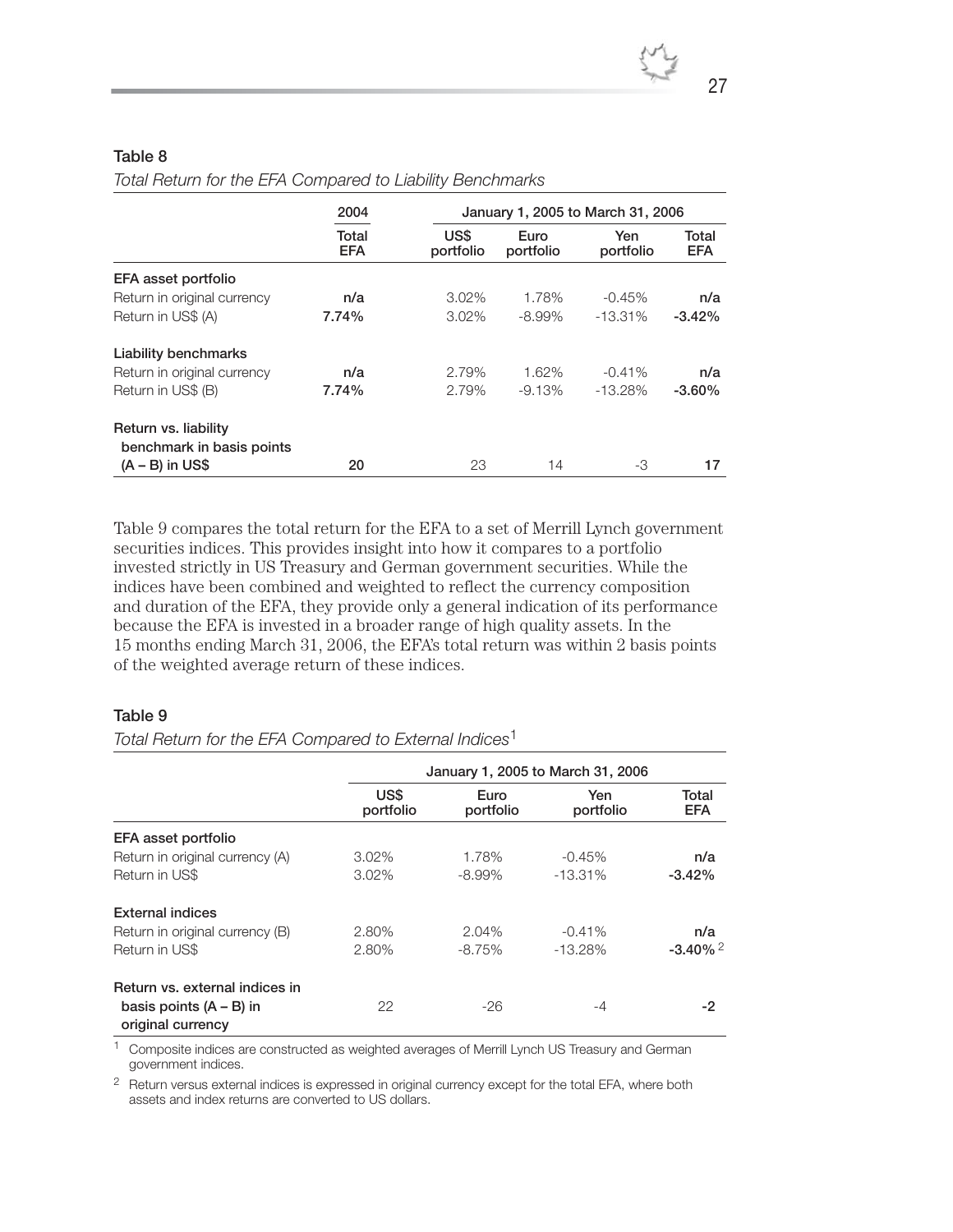### Table 8

*Total Return for the EFA Compared to Liability Benchmarks*

| | 2004 | January 1, 2005 to March 31, 2006 | | | |
|---|---|---|---|---|---|
| | Total EFA | US$ portfolio | Euro portfolio | Yen portfolio | Total EFA |
| **EFA asset portfolio** | | | | | |
| Return in original currency | **n/a** | 3.02% | 1.78% | -0.45% | **n/a** |
| Return in US$ (A) | **7.74%** | 3.02% | -8.99% | -13.31% | **-3.42%** |
| **Liability benchmarks** | | | | | |
| Return in original currency | **n/a** | 2.79% | 1.62% | -0.41% | **n/a** |
| Return in US$ (B) | **7.74%** | 2.79% | -9.13% | -13.28% | **-3.60%** |
| **Return vs. liability benchmark in basis points (A – B) in US$** | **20** | 23 | 14 | -3 | **17** |

Table 9 compares the total return for the EFA to a set of Merrill Lynch government securities indices. This provides insight into how it compares to a portfolio invested strictly in US Treasury and German government securities. While the indices have been combined and weighted to reflect the currency composition and duration of the EFA, they provide only a general indication of its performance because the EFA is invested in a broader range of high quality assets. In the 15 months ending March 31, 2006, the EFA's total return was within 2 basis points of the weighted average return of these indices.

### Table 9

*Total Return for the EFA Compared to External Indices*[1]

| | January 1, 2005 to March 31, 2006 | | | |
|---|---|---|---|---|
| | US$ portfolio | Euro portfolio | Yen portfolio | Total EFA |
| **EFA asset portfolio** | | | | |
| Return in original currency (A) | 3.02% | 1.78% | -0.45% | **n/a** |
| Return in US$ | 3.02% | -8.99% | -13.31% | **-3.42%** |
| **External indices** | | | | |
| Return in original currency (B) | 2.80% | 2.04% | -0.41% | **n/a** |
| Return in US$ | 2.80% | -8.75% | -13.28% | **-3.40%** [2] |
| **Return vs. external indices in basis points (A – B) in original currency** | 22 | -26 | -4 | **-2** |

[1] Composite indices are constructed as weighted averages of Merrill Lynch US Treasury and German government indices.

[2] Return versus external indices is expressed in original currency except for the total EFA, where both assets and index returns are converted to US dollars.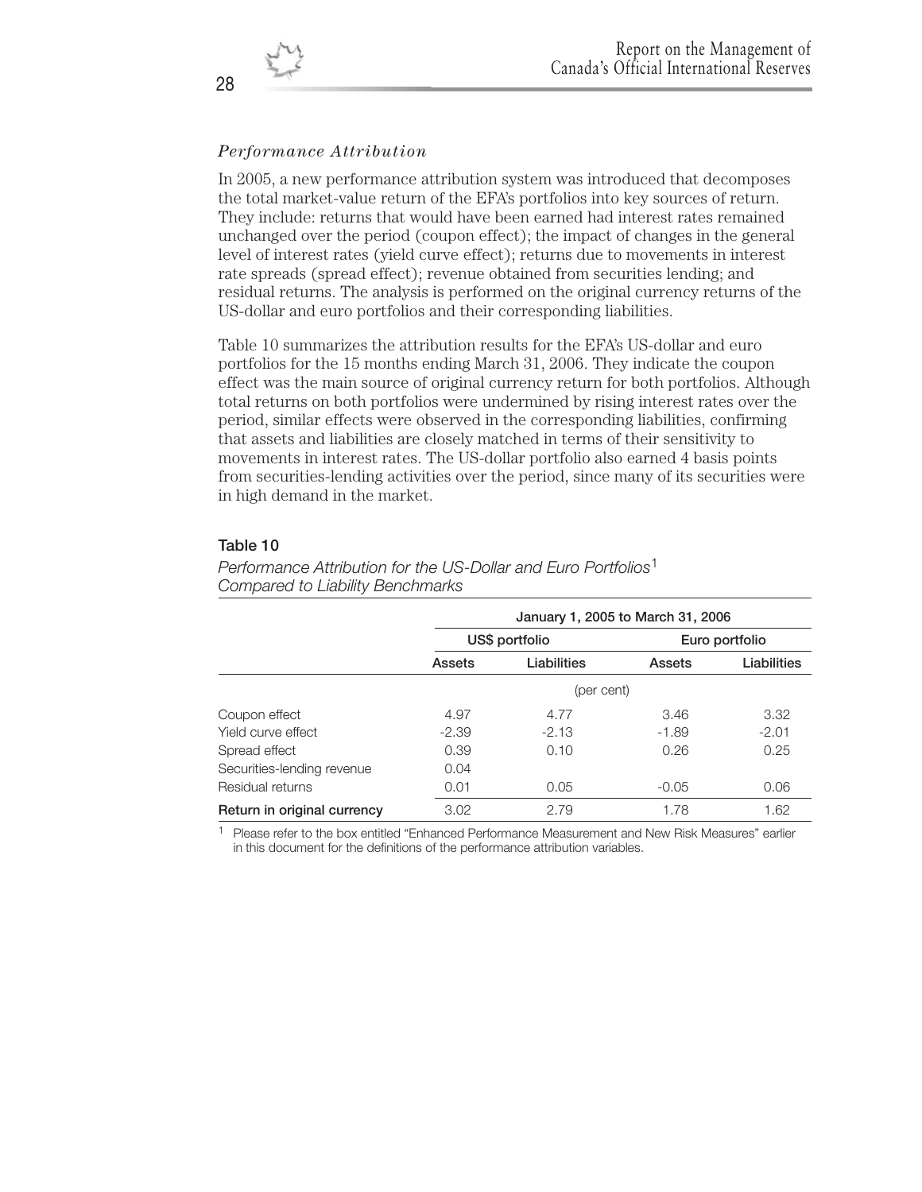### *Performance Attribution*

In 2005, a new performance attribution system was introduced that decomposes the total market-value return of the EFA's portfolios into key sources of return. They include: returns that would have been earned had interest rates remained unchanged over the period (coupon effect); the impact of changes in the general level of interest rates (yield curve effect); returns due to movements in interest rate spreads (spread effect); revenue obtained from securities lending; and residual returns. The analysis is performed on the original currency returns of the US-dollar and euro portfolios and their corresponding liabilities.

Table 10 summarizes the attribution results for the EFA's US-dollar and euro portfolios for the 15 months ending March 31, 2006. They indicate the coupon effect was the main source of original currency return for both portfolios. Although total returns on both portfolios were undermined by rising interest rates over the period, similar effects were observed in the corresponding liabilities, confirming that assets and liabilities are closely matched in terms of their sensitivity to movements in interest rates. The US-dollar portfolio also earned 4 basis points from securities-lending activities over the period, since many of its securities were in high demand in the market.

**Table 10**

*Performance Attribution for the US-Dollar and Euro Portfolios*[1]
*Compared to Liability Benchmarks*

| | January 1, 2005 to March 31, 2006 | | | |
|---|---|---|---|---|
| | US$ portfolio | | Euro portfolio | |
| | **Assets** | **Liabilities** | **Assets** | **Liabilities** |
| | (per cent) | | | |
| Coupon effect | 4.97 | 4.77 | 3.46 | 3.32 |
| Yield curve effect | -2.39 | -2.13 | -1.89 | -2.01 |
| Spread effect | 0.39 | 0.10 | 0.26 | 0.25 |
| Securities-lending revenue | 0.04 | | | |
| Residual returns | 0.01 | 0.05 | -0.05 | 0.06 |
| **Return in original currency** | 3.02 | 2.79 | 1.78 | 1.62 |

[1] Please refer to the box entitled "Enhanced Performance Measurement and New Risk Measures" earlier in this document for the definitions of the performance attribution variables.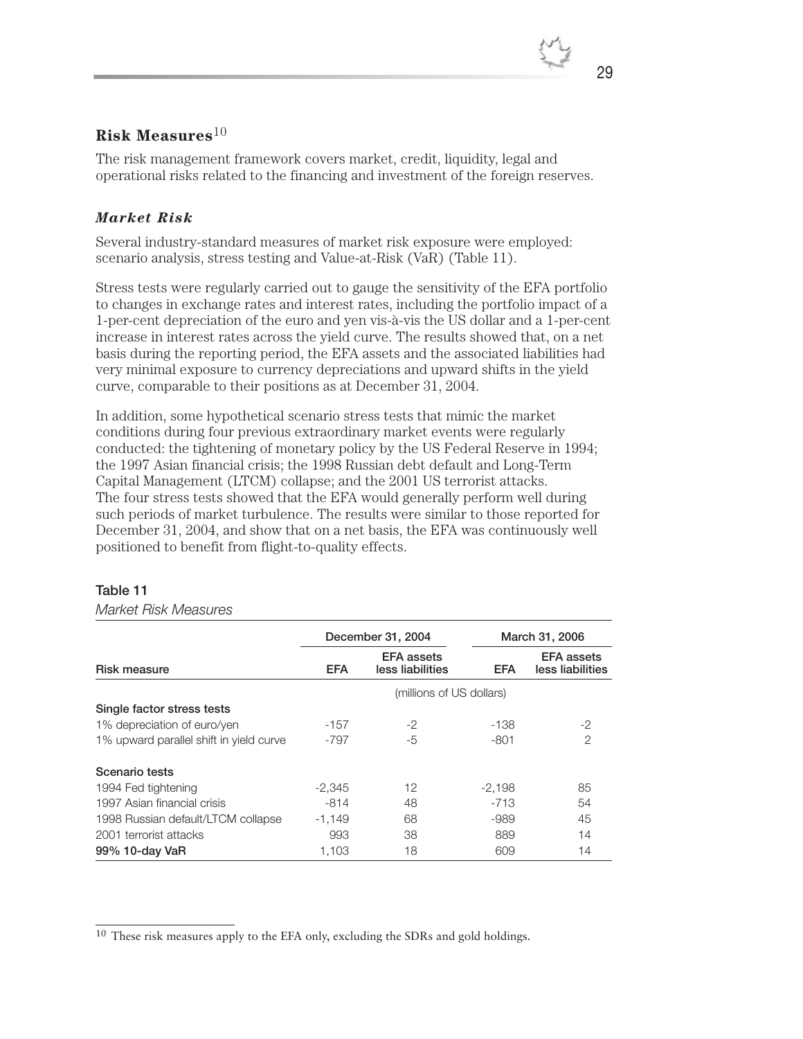## Risk Measures[10]

The risk management framework covers market, credit, liquidity, legal and operational risks related to the financing and investment of the foreign reserves.

### *Market Risk*

Several industry-standard measures of market risk exposure were employed: scenario analysis, stress testing and Value-at-Risk (VaR) (Table 11).

Stress tests were regularly carried out to gauge the sensitivity of the EFA portfolio to changes in exchange rates and interest rates, including the portfolio impact of a 1-per-cent depreciation of the euro and yen vis-à-vis the US dollar and a 1-per-cent increase in interest rates across the yield curve. The results showed that, on a net basis during the reporting period, the EFA assets and the associated liabilities had very minimal exposure to currency depreciations and upward shifts in the yield curve, comparable to their positions as at December 31, 2004.

In addition, some hypothetical scenario stress tests that mimic the market conditions during four previous extraordinary market events were regularly conducted: the tightening of monetary policy by the US Federal Reserve in 1994; the 1997 Asian financial crisis; the 1998 Russian debt default and Long-Term Capital Management (LTCM) collapse; and the 2001 US terrorist attacks. The four stress tests showed that the EFA would generally perform well during such periods of market turbulence. The results were similar to those reported for December 31, 2004, and show that on a net basis, the EFA was continuously well positioned to benefit from flight-to-quality effects.

**Table 11**

*Market Risk Measures*

| Risk measure | December 31, 2004 | | March 31, 2006 | |
|---|---|---|---|---|
| | EFA | EFA assets less liabilities | EFA | EFA assets less liabilities |
| | (millions of US dollars) | | | |
| **Single factor stress tests** | | | | |
| 1% depreciation of euro/yen | -157 | -2 | -138 | -2 |
| 1% upward parallel shift in yield curve | -797 | -5 | -801 | 2 |
| **Scenario tests** | | | | |
| 1994 Fed tightening | -2,345 | 12 | -2,198 | 85 |
| 1997 Asian financial crisis | -814 | 48 | -713 | 54 |
| 1998 Russian default/LTCM collapse | -1,149 | 68 | -989 | 45 |
| 2001 terrorist attacks | 993 | 38 | 889 | 14 |
| **99% 10-day VaR** | 1,103 | 18 | 609 | 14 |

[10] These risk measures apply to the EFA only, excluding the SDRs and gold holdings.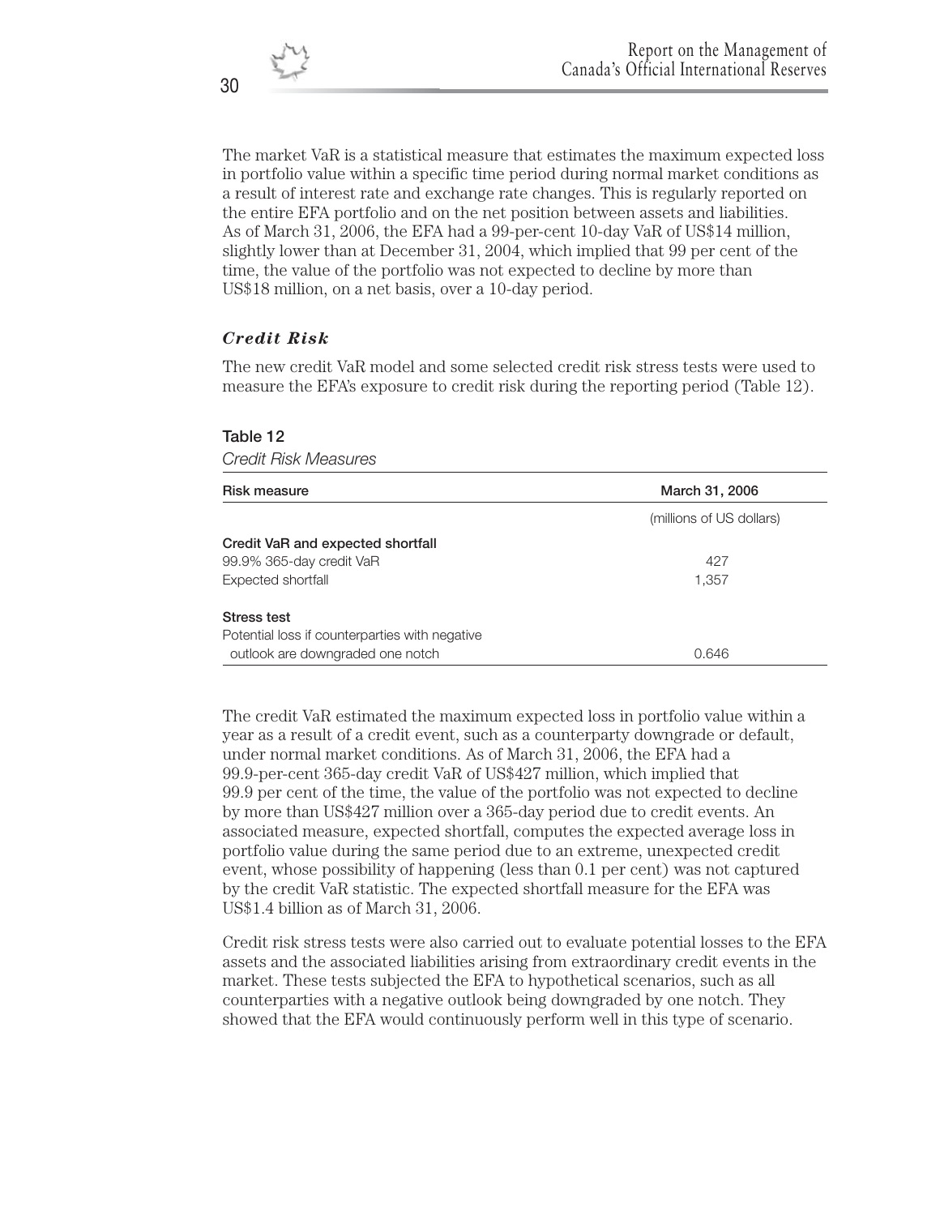The market VaR is a statistical measure that estimates the maximum expected loss in portfolio value within a specific time period during normal market conditions as a result of interest rate and exchange rate changes. This is regularly reported on the entire EFA portfolio and on the net position between assets and liabilities. As of March 31, 2006, the EFA had a 99-per-cent 10-day VaR of US$14 million, slightly lower than at December 31, 2004, which implied that 99 per cent of the time, the value of the portfolio was not expected to decline by more than US$18 million, on a net basis, over a 10-day period.

### *Credit Risk*

The new credit VaR model and some selected credit risk stress tests were used to measure the EFA's exposure to credit risk during the reporting period (Table 12).

**Table 12**

*Credit Risk Measures*

| Risk measure | March 31, 2006 |
|---|---|
| | (millions of US dollars) |
| **Credit VaR and expected shortfall** | |
| 99.9% 365-day credit VaR | 427 |
| Expected shortfall | 1,357 |
| **Stress test** | |
| Potential loss if counterparties with negative outlook are downgraded one notch | 0.646 |

The credit VaR estimated the maximum expected loss in portfolio value within a year as a result of a credit event, such as a counterparty downgrade or default, under normal market conditions. As of March 31, 2006, the EFA had a 99.9-per-cent 365-day credit VaR of US$427 million, which implied that 99.9 per cent of the time, the value of the portfolio was not expected to decline by more than US$427 million over a 365-day period due to credit events. An associated measure, expected shortfall, computes the expected average loss in portfolio value during the same period due to an extreme, unexpected credit event, whose possibility of happening (less than 0.1 per cent) was not captured by the credit VaR statistic. The expected shortfall measure for the EFA was US$1.4 billion as of March 31, 2006.

Credit risk stress tests were also carried out to evaluate potential losses to the EFA assets and the associated liabilities arising from extraordinary credit events in the market. These tests subjected the EFA to hypothetical scenarios, such as all counterparties with a negative outlook being downgraded by one notch. They showed that the EFA would continuously perform well in this type of scenario.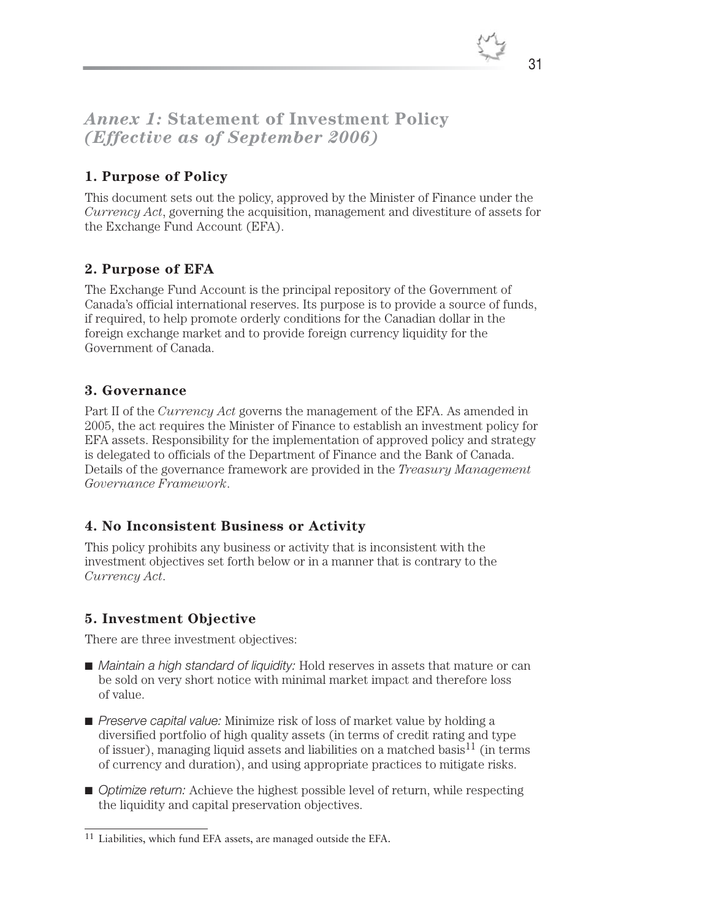## *Annex 1:* Statement of Investment Policy *(Effective as of September 2006)*

### 1. Purpose of Policy

This document sets out the policy, approved by the Minister of Finance under the *Currency Act*, governing the acquisition, management and divestiture of assets for the Exchange Fund Account (EFA).

### 2. Purpose of EFA

The Exchange Fund Account is the principal repository of the Government of Canada's official international reserves. Its purpose is to provide a source of funds, if required, to help promote orderly conditions for the Canadian dollar in the foreign exchange market and to provide foreign currency liquidity for the Government of Canada.

### 3. Governance

Part II of the *Currency Act* governs the management of the EFA. As amended in 2005, the act requires the Minister of Finance to establish an investment policy for EFA assets. Responsibility for the implementation of approved policy and strategy is delegated to officials of the Department of Finance and the Bank of Canada. Details of the governance framework are provided in the *Treasury Management Governance Framework*.

### 4. No Inconsistent Business or Activity

This policy prohibits any business or activity that is inconsistent with the investment objectives set forth below or in a manner that is contrary to the *Currency Act*.

### 5. Investment Objective

There are three investment objectives:

- *Maintain a high standard of liquidity:* Hold reserves in assets that mature or can be sold on very short notice with minimal market impact and therefore loss of value.
- *Preserve capital value:* Minimize risk of loss of market value by holding a diversified portfolio of high quality assets (in terms of credit rating and type of issuer), managing liquid assets and liabilities on a matched basis[11] (in terms of currency and duration), and using appropriate practices to mitigate risks.
- *Optimize return:* Achieve the highest possible level of return, while respecting the liquidity and capital preservation objectives.

[11] Liabilities, which fund EFA assets, are managed outside the EFA.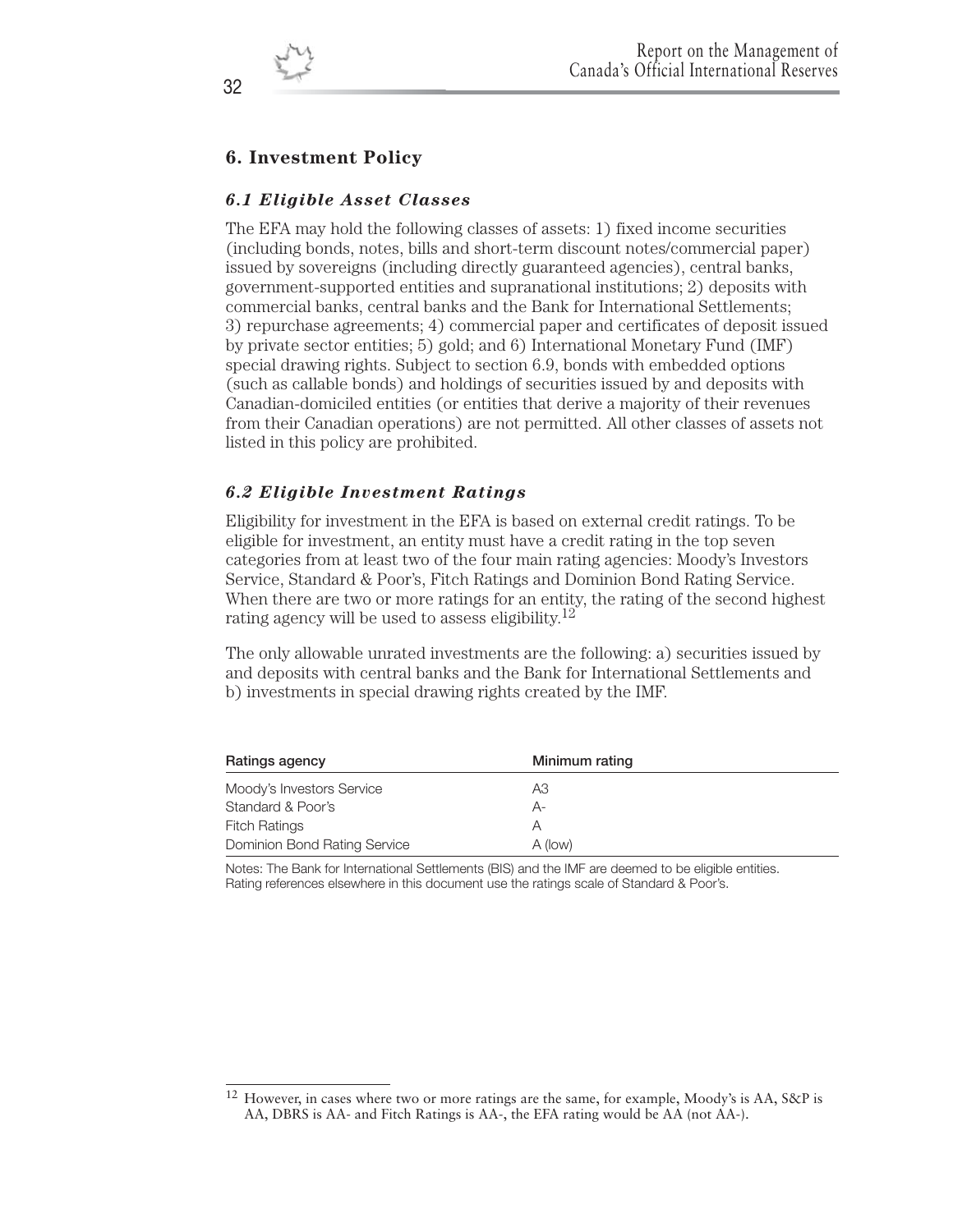## 6. Investment Policy

### *6.1 Eligible Asset Classes*

The EFA may hold the following classes of assets: 1) fixed income securities (including bonds, notes, bills and short-term discount notes/commercial paper) issued by sovereigns (including directly guaranteed agencies), central banks, government-supported entities and supranational institutions; 2) deposits with commercial banks, central banks and the Bank for International Settlements; 3) repurchase agreements; 4) commercial paper and certificates of deposit issued by private sector entities; 5) gold; and 6) International Monetary Fund (IMF) special drawing rights. Subject to section 6.9, bonds with embedded options (such as callable bonds) and holdings of securities issued by and deposits with Canadian-domiciled entities (or entities that derive a majority of their revenues from their Canadian operations) are not permitted. All other classes of assets not listed in this policy are prohibited.

### *6.2 Eligible Investment Ratings*

Eligibility for investment in the EFA is based on external credit ratings. To be eligible for investment, an entity must have a credit rating in the top seven categories from at least two of the four main rating agencies: Moody's Investors Service, Standard & Poor's, Fitch Ratings and Dominion Bond Rating Service. When there are two or more ratings for an entity, the rating of the second highest rating agency will be used to assess eligibility.[12]

The only allowable unrated investments are the following: a) securities issued by and deposits with central banks and the Bank for International Settlements and b) investments in special drawing rights created by the IMF.

| Ratings agency | Minimum rating |
|---|---|
| Moody's Investors Service | A3 |
| Standard & Poor's | A- |
| Fitch Ratings | A |
| Dominion Bond Rating Service | A (low) |

Notes: The Bank for International Settlements (BIS) and the IMF are deemed to be eligible entities. Rating references elsewhere in this document use the ratings scale of Standard & Poor's.

[12] However, in cases where two or more ratings are the same, for example, Moody's is AA, S&P is AA, DBRS is AA- and Fitch Ratings is AA-, the EFA rating would be AA (not AA-).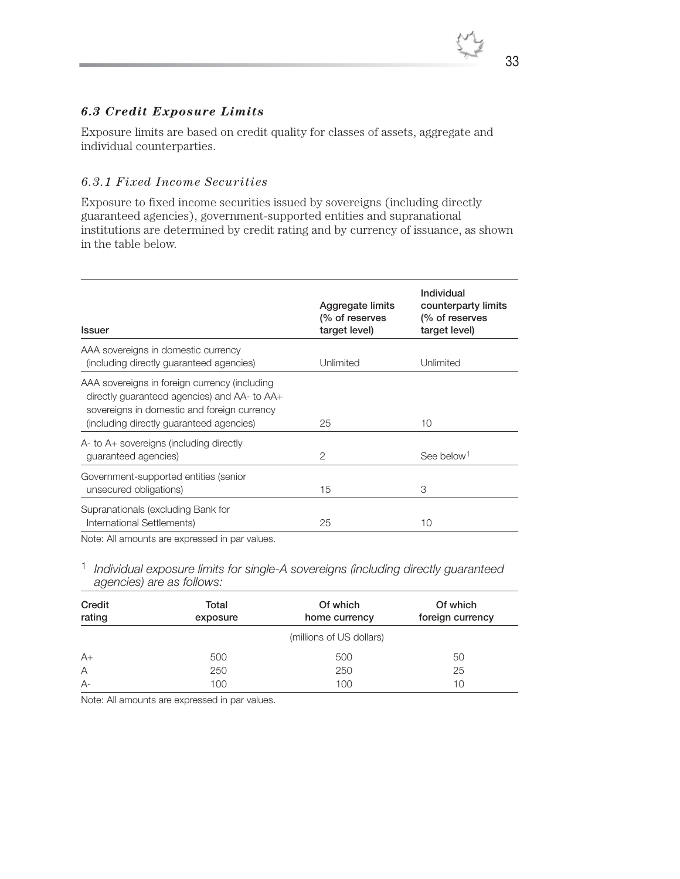### *6.3 Credit Exposure Limits*

Exposure limits are based on credit quality for classes of assets, aggregate and individual counterparties.

#### *6.3.1 Fixed Income Securities*

Exposure to fixed income securities issued by sovereigns (including directly guaranteed agencies), government-supported entities and supranational institutions are determined by credit rating and by currency of issuance, as shown in the table below.

| Issuer | Aggregate limits (% of reserves target level) | Individual counterparty limits (% of reserves target level) |
|---|---|---|
| AAA sovereigns in domestic currency (including directly guaranteed agencies) | Unlimited | Unlimited |
| AAA sovereigns in foreign currency (including directly guaranteed agencies) and AA- to AA+ sovereigns in domestic and foreign currency (including directly guaranteed agencies) | 25 | 10 |
| A- to A+ sovereigns (including directly guaranteed agencies) | 2 | See below[1] |
| Government-supported entities (senior unsecured obligations) | 15 | 3 |
| Supranationals (excluding Bank for International Settlements) | 25 | 10 |

Note: All amounts are expressed in par values.

[1] *Individual exposure limits for single-A sovereigns (including directly guaranteed agencies) are as follows:*

| Credit rating | Total exposure | Of which home currency | Of which foreign currency |
|---|---|---|---|
| | | (millions of US dollars) | |
| A+ | 500 | 500 | 50 |
| A | 250 | 250 | 25 |
| A- | 100 | 100 | 10 |

Note: All amounts are expressed in par values.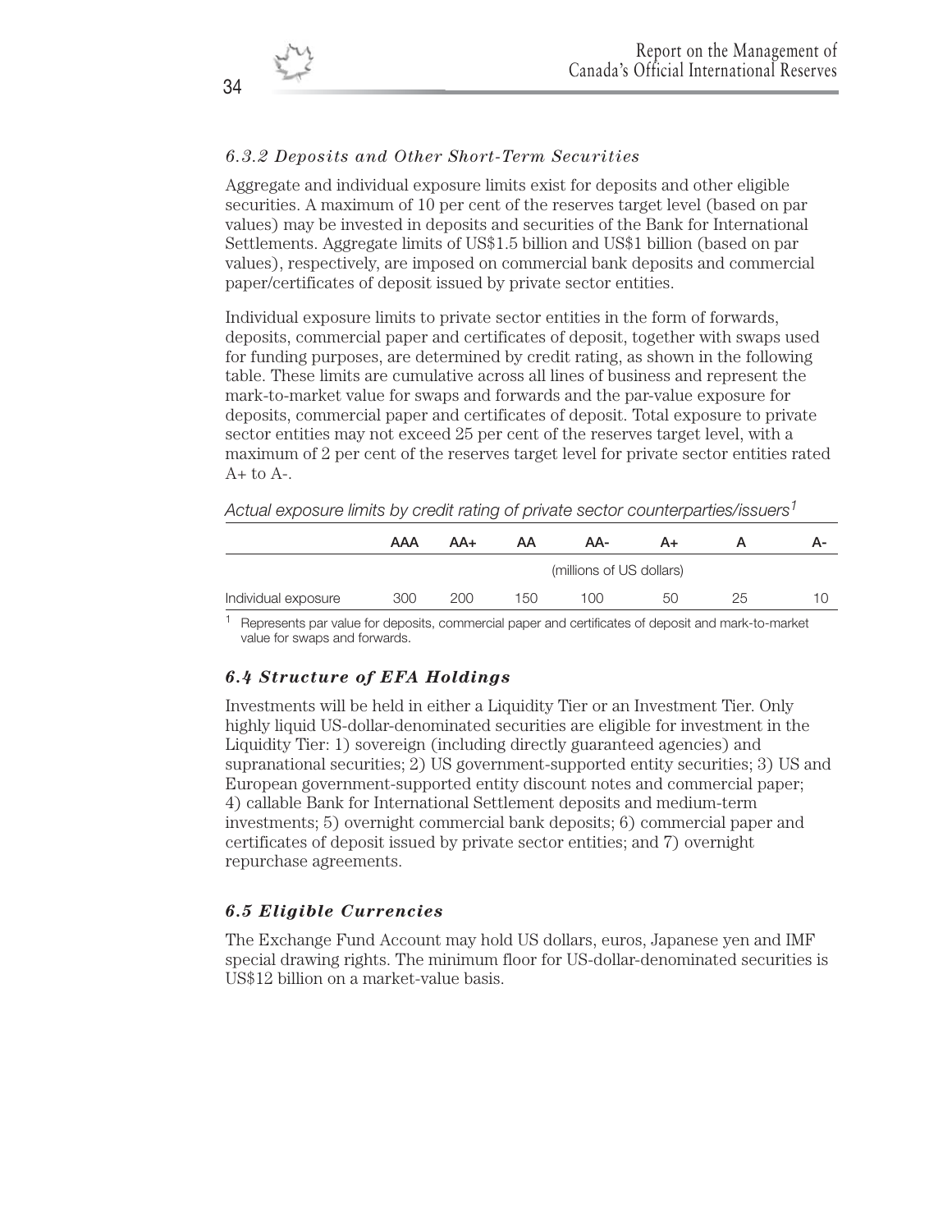### *6.3.2 Deposits and Other Short-Term Securities*

Aggregate and individual exposure limits exist for deposits and other eligible securities. A maximum of 10 per cent of the reserves target level (based on par values) may be invested in deposits and securities of the Bank for International Settlements. Aggregate limits of US$1.5 billion and US$1 billion (based on par values), respectively, are imposed on commercial bank deposits and commercial paper/certificates of deposit issued by private sector entities.

Individual exposure limits to private sector entities in the form of forwards, deposits, commercial paper and certificates of deposit, together with swaps used for funding purposes, are determined by credit rating, as shown in the following table. These limits are cumulative across all lines of business and represent the mark-to-market value for swaps and forwards and the par-value exposure for deposits, commercial paper and certificates of deposit. Total exposure to private sector entities may not exceed 25 per cent of the reserves target level, with a maximum of 2 per cent of the reserves target level for private sector entities rated A+ to A-.

*Actual exposure limits by credit rating of private sector counterparties/issuers[1]*

| | AAA | AA+ | AA | AA- | A+ | A | A- |
|---|---|---|---|---|---|---|---|
| | (millions of US dollars) | | | | | | |
| Individual exposure | 300 | 200 | 150 | 100 | 50 | 25 | 10 |

[1] Represents par value for deposits, commercial paper and certificates of deposit and mark-to-market value for swaps and forwards.

## *6.4 Structure of EFA Holdings*

Investments will be held in either a Liquidity Tier or an Investment Tier. Only highly liquid US-dollar-denominated securities are eligible for investment in the Liquidity Tier: 1) sovereign (including directly guaranteed agencies) and supranational securities; 2) US government-supported entity securities; 3) US and European government-supported entity discount notes and commercial paper; 4) callable Bank for International Settlement deposits and medium-term investments; 5) overnight commercial bank deposits; 6) commercial paper and certificates of deposit issued by private sector entities; and 7) overnight repurchase agreements.

## *6.5 Eligible Currencies*

The Exchange Fund Account may hold US dollars, euros, Japanese yen and IMF special drawing rights. The minimum floor for US-dollar-denominated securities is US$12 billion on a market-value basis.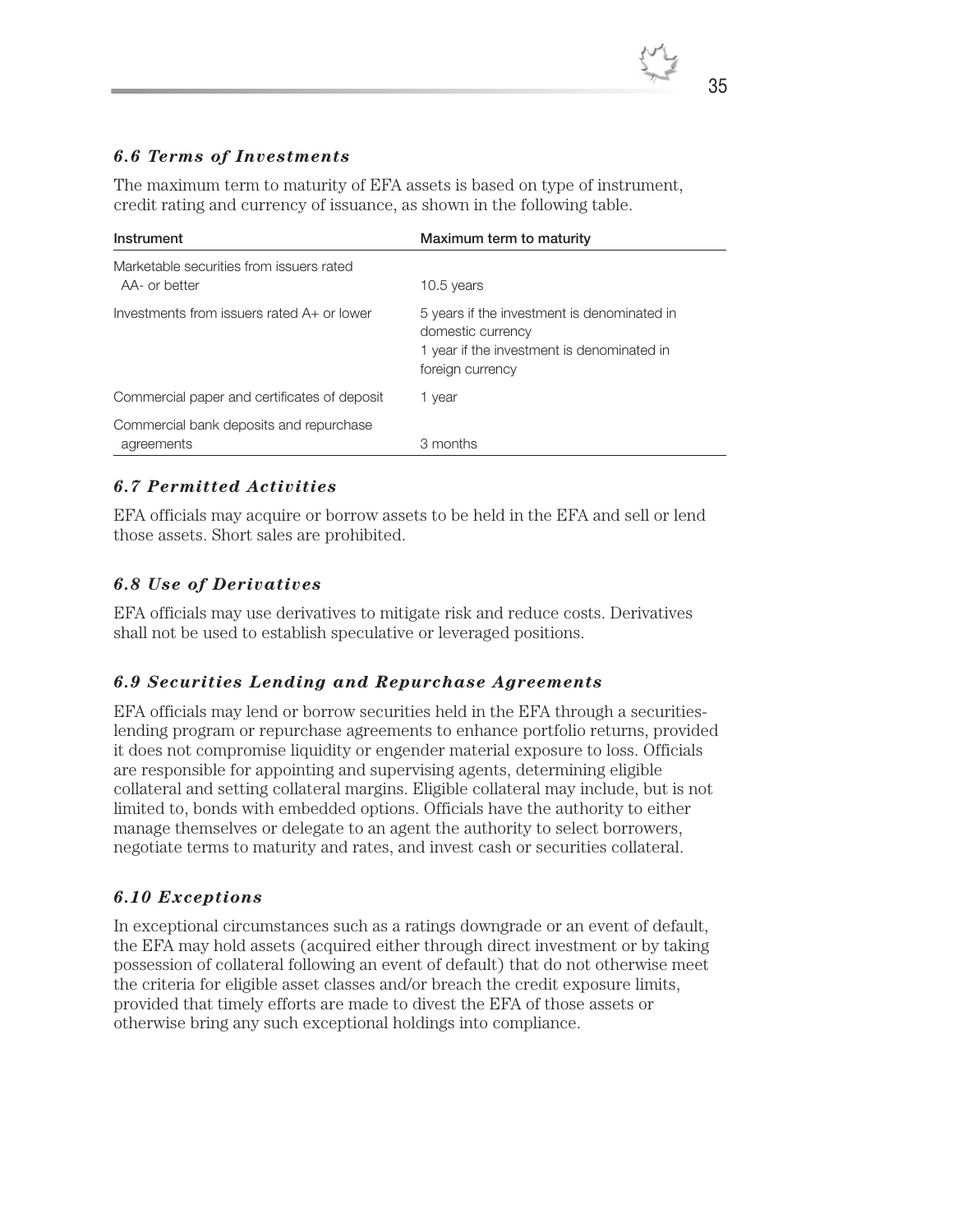### *6.6 Terms of Investments*

The maximum term to maturity of EFA assets is based on type of instrument, credit rating and currency of issuance, as shown in the following table.

| Instrument | Maximum term to maturity |
|---|---|
| Marketable securities from issuers rated AA- or better | 10.5 years |
| Investments from issuers rated A+ or lower | 5 years if the investment is denominated in domestic currency<br>1 year if the investment is denominated in foreign currency |
| Commercial paper and certificates of deposit | 1 year |
| Commercial bank deposits and repurchase agreements | 3 months |

### *6.7 Permitted Activities*

EFA officials may acquire or borrow assets to be held in the EFA and sell or lend those assets. Short sales are prohibited.

### *6.8 Use of Derivatives*

EFA officials may use derivatives to mitigate risk and reduce costs. Derivatives shall not be used to establish speculative or leveraged positions.

### *6.9 Securities Lending and Repurchase Agreements*

EFA officials may lend or borrow securities held in the EFA through a securities-lending program or repurchase agreements to enhance portfolio returns, provided it does not compromise liquidity or engender material exposure to loss. Officials are responsible for appointing and supervising agents, determining eligible collateral and setting collateral margins. Eligible collateral may include, but is not limited to, bonds with embedded options. Officials have the authority to either manage themselves or delegate to an agent the authority to select borrowers, negotiate terms to maturity and rates, and invest cash or securities collateral.

### *6.10 Exceptions*

In exceptional circumstances such as a ratings downgrade or an event of default, the EFA may hold assets (acquired either through direct investment or by taking possession of collateral following an event of default) that do not otherwise meet the criteria for eligible asset classes and/or breach the credit exposure limits, provided that timely efforts are made to divest the EFA of those assets or otherwise bring any such exceptional holdings into compliance.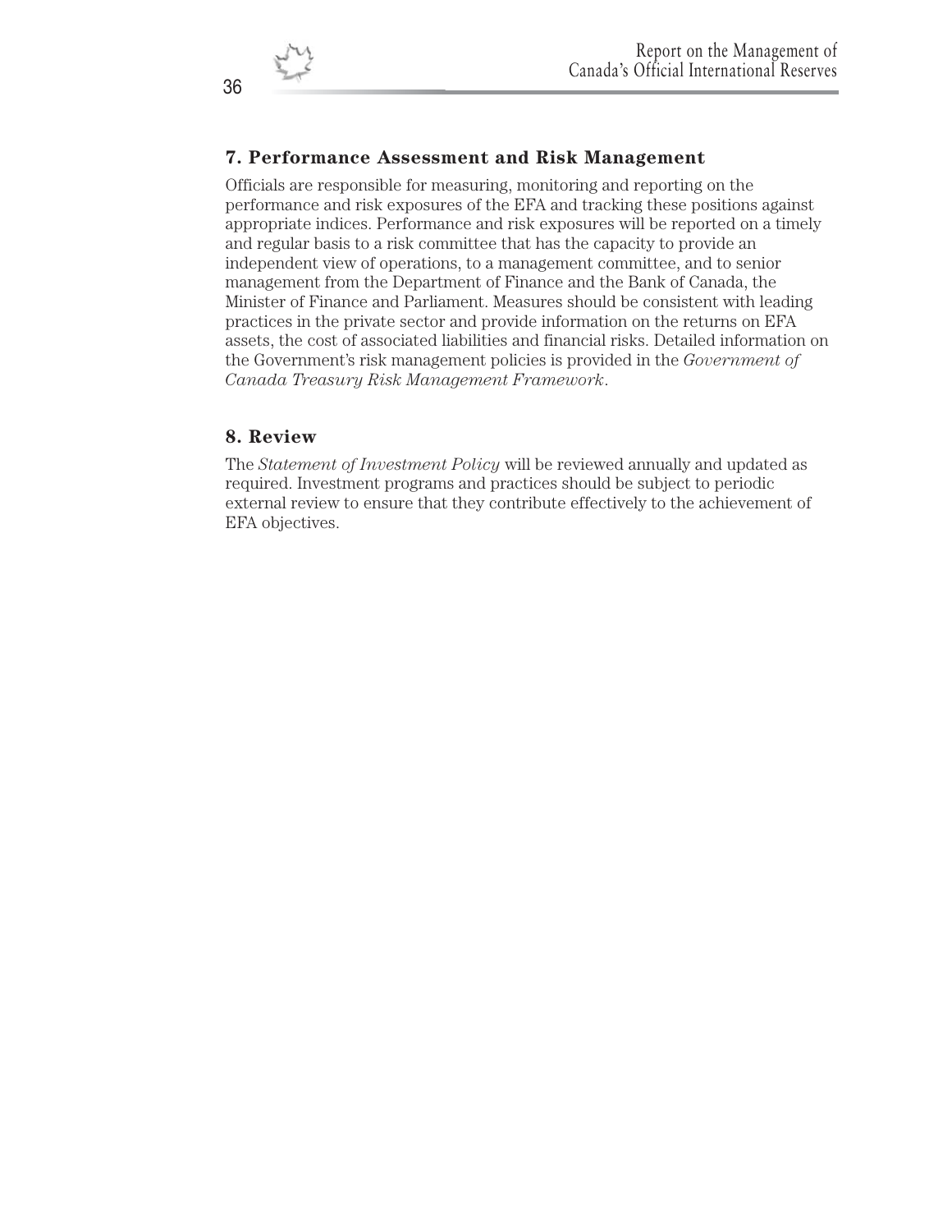## 7. Performance Assessment and Risk Management

Officials are responsible for measuring, monitoring and reporting on the performance and risk exposures of the EFA and tracking these positions against appropriate indices. Performance and risk exposures will be reported on a timely and regular basis to a risk committee that has the capacity to provide an independent view of operations, to a management committee, and to senior management from the Department of Finance and the Bank of Canada, the Minister of Finance and Parliament. Measures should be consistent with leading practices in the private sector and provide information on the returns on EFA assets, the cost of associated liabilities and financial risks. Detailed information on the Government's risk management policies is provided in the *Government of Canada Treasury Risk Management Framework*.

## 8. Review

The *Statement of Investment Policy* will be reviewed annually and updated as required. Investment programs and practices should be subject to periodic external review to ensure that they contribute effectively to the achievement of EFA objectives.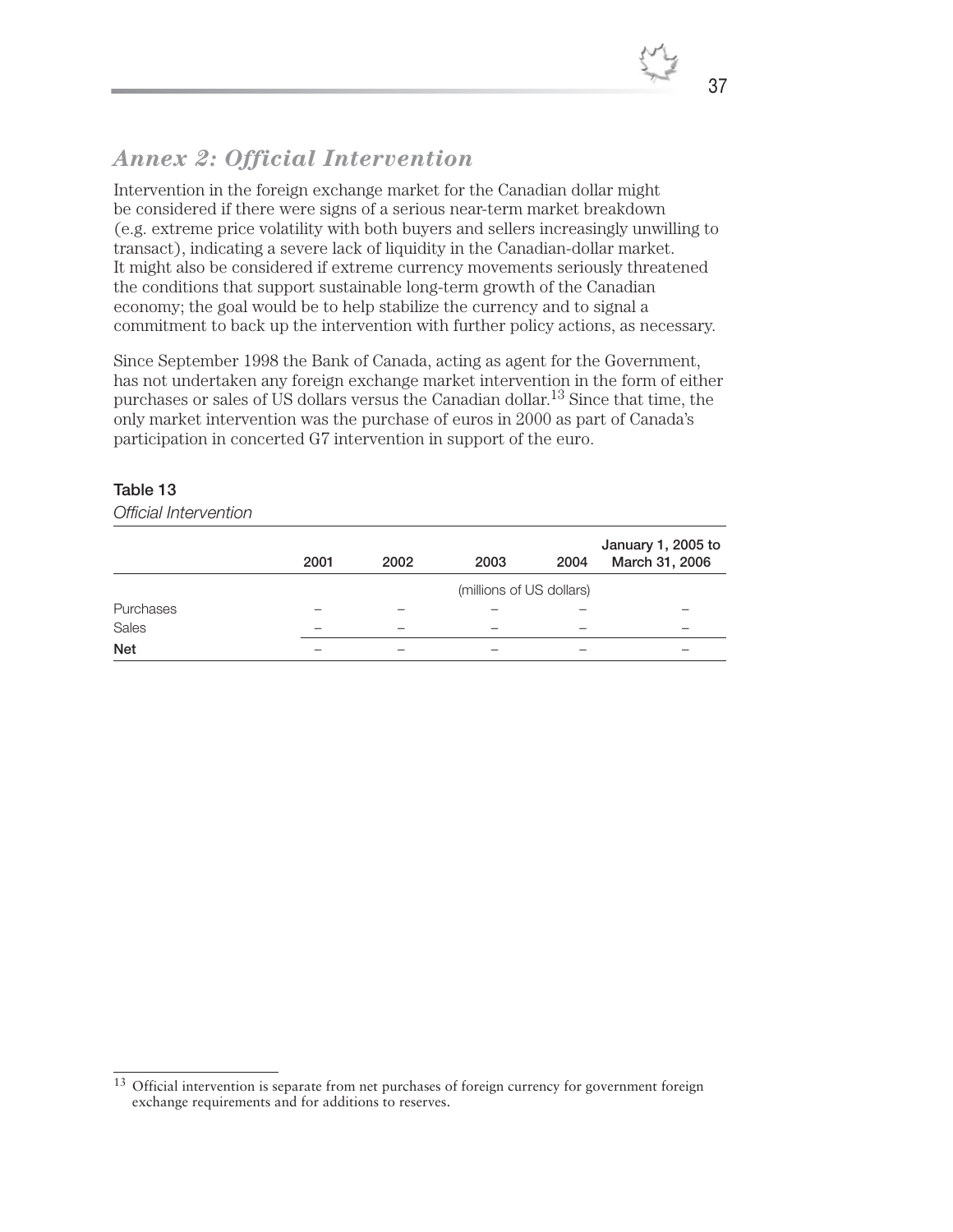## *Annex 2: Official Intervention*

Intervention in the foreign exchange market for the Canadian dollar might be considered if there were signs of a serious near-term market breakdown (e.g. extreme price volatility with both buyers and sellers increasingly unwilling to transact), indicating a severe lack of liquidity in the Canadian-dollar market. It might also be considered if extreme currency movements seriously threatened the conditions that support sustainable long-term growth of the Canadian economy; the goal would be to help stabilize the currency and to signal a commitment to back up the intervention with further policy actions, as necessary.

Since September 1998 the Bank of Canada, acting as agent for the Government, has not undertaken any foreign exchange market intervention in the form of either purchases or sales of US dollars versus the Canadian dollar.[13] Since that time, the only market intervention was the purchase of euros in 2000 as part of Canada's participation in concerted G7 intervention in support of the euro.

**Table 13**

*Official Intervention*

| | 2001 | 2002 | 2003 | 2004 | January 1, 2005 to March 31, 2006 |
|---|---|---|---|---|---|
| | | | (millions of US dollars) | | |
| Purchases | – | – | – | – | – |
| Sales | – | – | – | – | – |
| **Net** | – | – | – | – | – |

[13] Official intervention is separate from net purchases of foreign currency for government foreign exchange requirements and for additions to reserves.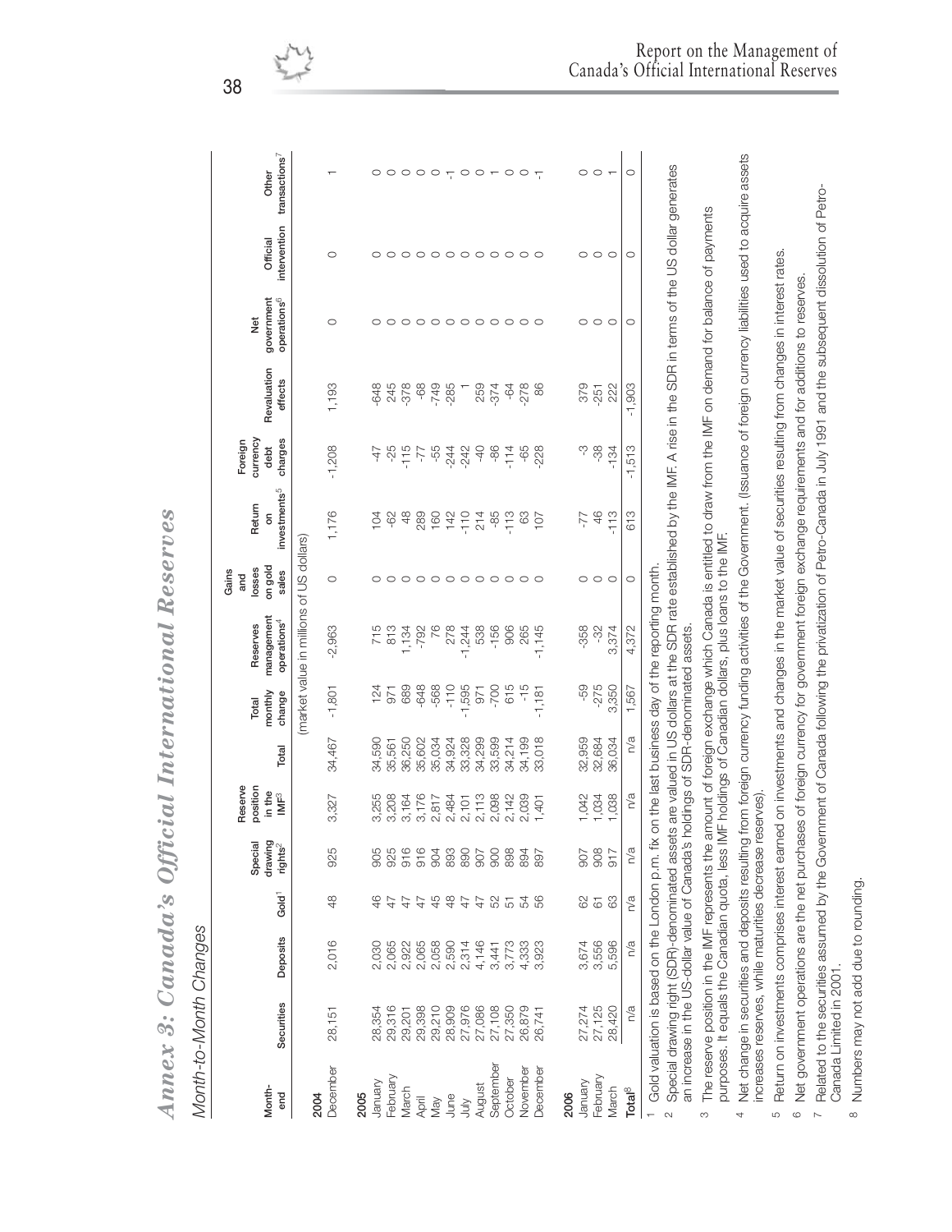# Annex 3: Canada's Official International Reserves

*Month-to-Month Changes*

| Month-end | Securities | Deposits | Gold[1] | Special drawing rights[2] | Reserve position in the IMF[3] | Total | Total monthly change | Reserves management operations[4] | Gains and losses on gold sales | Return on investments[5] | Foreign currency debt charges | Revaluation effects | Net government operations[6] | Official intervention | Other transactions[7] |
|---|---|---|---|---|---|---|---|---|---|---|---|---|---|---|---|
| | | | | | | | (market value in millions of US dollars) | | | | | | | | |
| **2004** | | | | | | | | | | | | | | | |
| December | 28,151 | 2,016 | 48 | 925 | 3,327 | 34,467 | -1,801 | -2,963 | 0 | 1,176 | -1,208 | 1,193 | 0 | 0 | 1 |
| **2005** | | | | | | | | | | | | | | | |
| January | 28,354 | 2,030 | 46 | 905 | 3,255 | 34,590 | 124 | 715 | 0 | 104 | -47 | -648 | 0 | 0 | 0 |
| February | 29,316 | 2,065 | 47 | 925 | 3,208 | 35,561 | 971 | 813 | 0 | -62 | -25 | 245 | 0 | 0 | 0 |
| March | 29,201 | 2,922 | 47 | 916 | 3,164 | 36,250 | 689 | 1,134 | 0 | 48 | -115 | -378 | 0 | 0 | 0 |
| April | 29,398 | 2,065 | 47 | 916 | 3,176 | 35,602 | -648 | -792 | 0 | 289 | -77 | -68 | 0 | 0 | 0 |
| May | 29,210 | 2,058 | 45 | 904 | 2,817 | 35,034 | -568 | 76 | 0 | 160 | -55 | -749 | 0 | 0 | 0 |
| June | 28,909 | 2,590 | 48 | 893 | 2,484 | 34,924 | -110 | 278 | 0 | 142 | -244 | -285 | 0 | 0 | -1 |
| July | 27,976 | 2,314 | 47 | 890 | 2,101 | 33,328 | -1,595 | -1,244 | 0 | -110 | -242 | 1 | 0 | 0 | 0 |
| August | 27,086 | 4,146 | 47 | 907 | 2,113 | 34,299 | 971 | 538 | 0 | 214 | -40 | 259 | 0 | 0 | 0 |
| September | 27,108 | 3,441 | 52 | 900 | 2,098 | 33,599 | -700 | -156 | 0 | -85 | -86 | -374 | 0 | 0 | 1 |
| October | 27,350 | 3,773 | 51 | 898 | 2,142 | 34,214 | 615 | 906 | 0 | -113 | -114 | -64 | 0 | 0 | 0 |
| November | 26,879 | 4,333 | 54 | 894 | 2,039 | 34,199 | -15 | 265 | 0 | 63 | -65 | -278 | 0 | 0 | 0 |
| December | 26,741 | 3,923 | 56 | 897 | 1,401 | 33,018 | -1,181 | -1,145 | 0 | 107 | -228 | 86 | 0 | 0 | -1 |
| **2006** | | | | | | | | | | | | | | | |
| January | 27,274 | 3,674 | 62 | 907 | 1,042 | 32,959 | -59 | -358 | 0 | -77 | -3 | 379 | 0 | 0 | 0 |
| February | 27,125 | 3,556 | 61 | 908 | 1,034 | 32,684 | -275 | -32 | 0 | 46 | -38 | -251 | 0 | 0 | 0 |
| March | 28,420 | 5,596 | 63 | 917 | 1,038 | 36,034 | 3,350 | 3,374 | 0 | -113 | -134 | 222 | 0 | 0 | 1 |
| **Total[8]** | n/a | n/a | n/a | n/a | n/a | n/a | 1,567 | 4,372 | 0 | 613 | -1,513 | -1,903 | 0 | 0 | 0 |

[1] Gold valuation is based on the London p.m. fix on the last business day of the reporting month.

[2] Special drawing right (SDR)-denominated assets are valued in US dollars at the SDR rate established by the IMF. A rise in the SDR in terms of the US dollar generates an increase in the US-dollar value of Canada's holdings of SDR-denominated assets.

[3] The reserve position in the IMF represents the amount of foreign exchange which Canada is entitled to draw from the IMF on demand for balance of payments purposes. It equals the Canadian quota, less IMF holdings of Canadian dollars, plus loans to the IMF.

[4] Net change in securities and deposits resulting from foreign currency funding activities of the Government. (Issuance of foreign currency liabilities used to acquire assets increases reserves, while maturities decrease reserves).

[5] Return on investments comprises interest earned on investments and changes in the market value of securities resulting from changes in interest rates.

[6] Net government operations are the net purchases of foreign currency for government foreign exchange requirements and for additions to reserves.

[7] Related to the securities assumed by the Government of Canada following the privatization of Petro-Canada in July 1991 and the subsequent dissolution of Petro-Canada Limited in 2001.

[8] Numbers may not add due to rounding.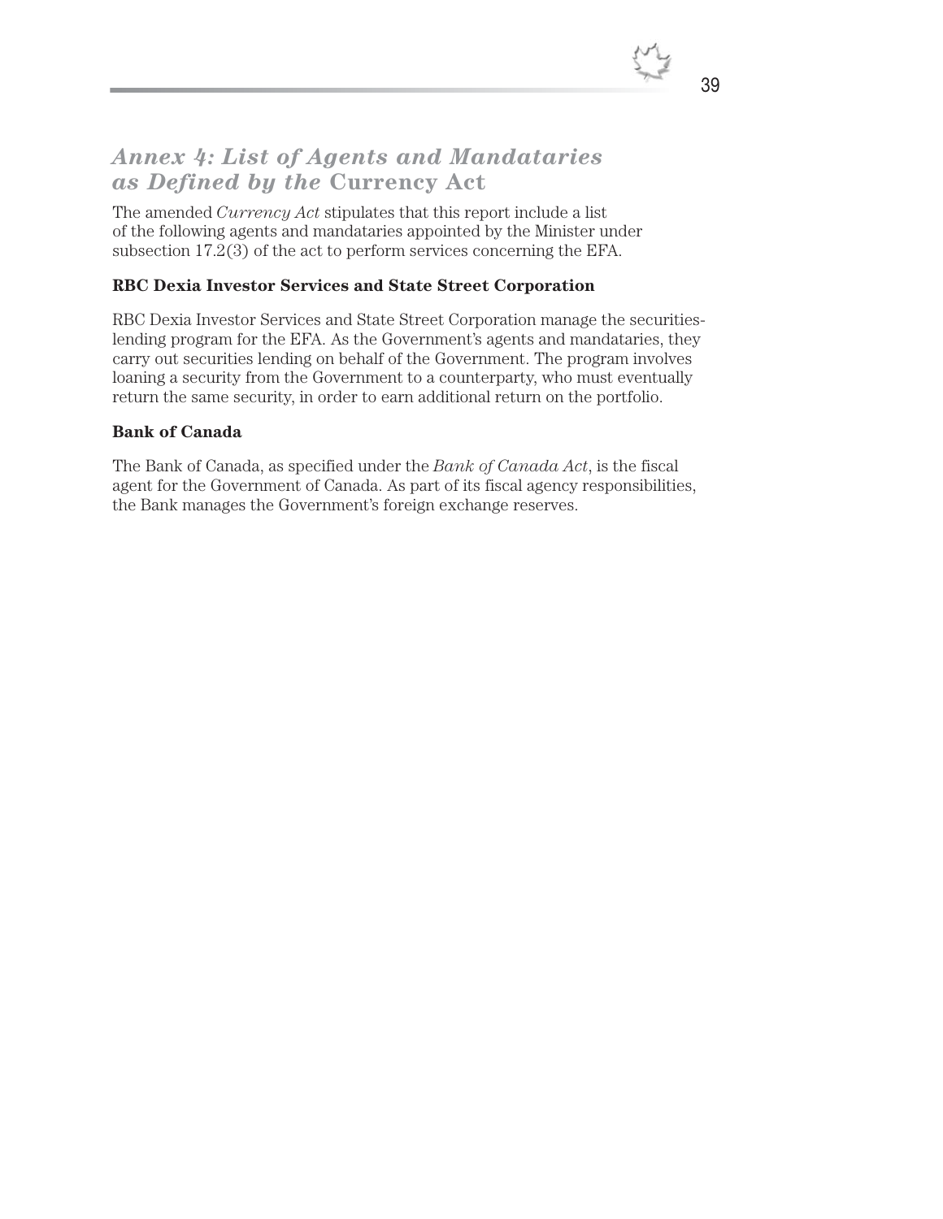## *Annex 4: List of Agents and Mandataries as Defined by the* Currency Act

The amended *Currency Act* stipulates that this report include a list of the following agents and mandataries appointed by the Minister under subsection 17.2(3) of the act to perform services concerning the EFA.

**RBC Dexia Investor Services and State Street Corporation**

RBC Dexia Investor Services and State Street Corporation manage the securities-lending program for the EFA. As the Government's agents and mandataries, they carry out securities lending on behalf of the Government. The program involves loaning a security from the Government to a counterparty, who must eventually return the same security, in order to earn additional return on the portfolio.

**Bank of Canada**

The Bank of Canada, as specified under the *Bank of Canada Act*, is the fiscal agent for the Government of Canada. As part of its fiscal agency responsibilities, the Bank manages the Government's foreign exchange reserves.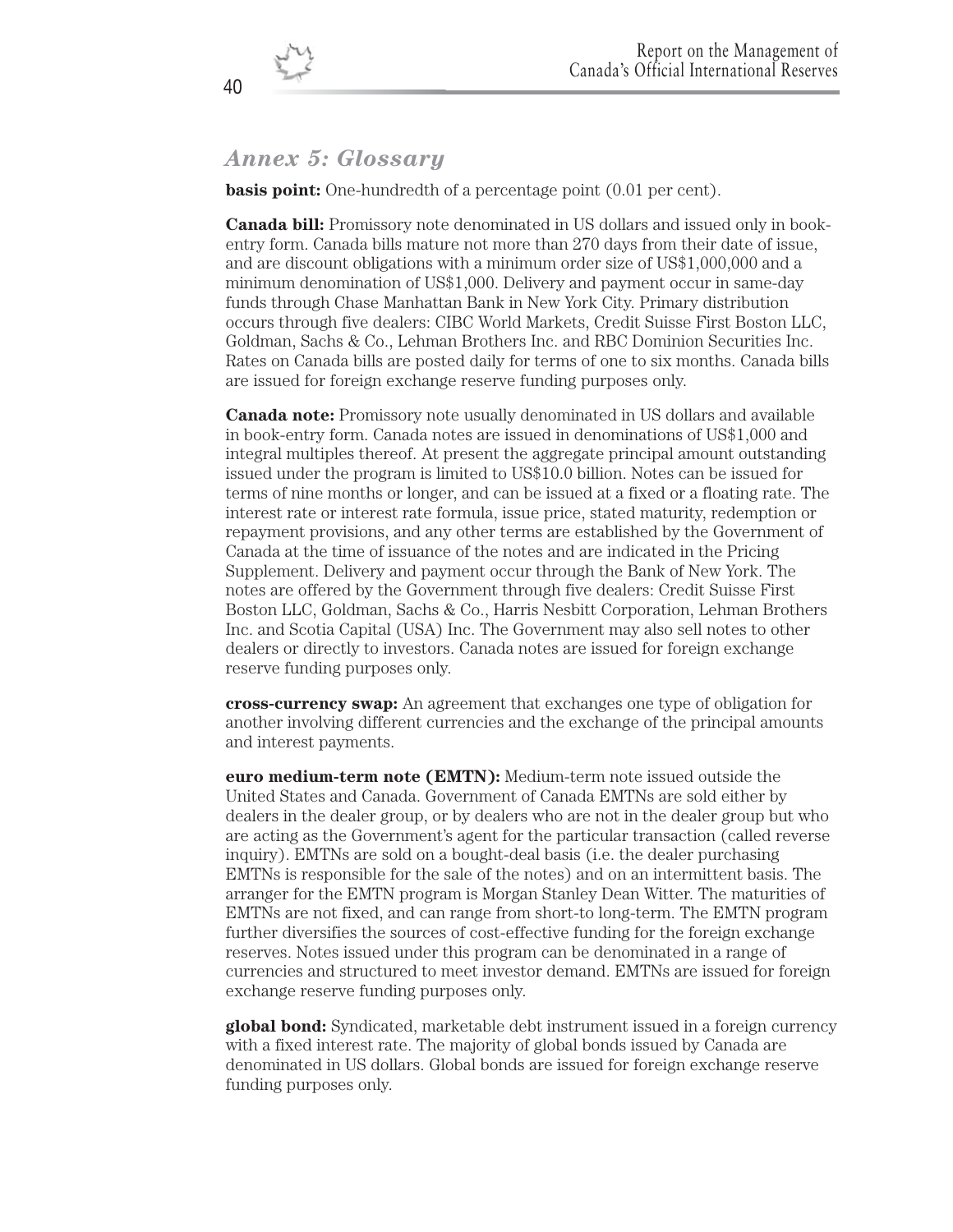## *Annex 5: Glossary*

**basis point:** One-hundredth of a percentage point (0.01 per cent).

**Canada bill:** Promissory note denominated in US dollars and issued only in book-entry form. Canada bills mature not more than 270 days from their date of issue, and are discount obligations with a minimum order size of US$1,000,000 and a minimum denomination of US$1,000. Delivery and payment occur in same-day funds through Chase Manhattan Bank in New York City. Primary distribution occurs through five dealers: CIBC World Markets, Credit Suisse First Boston LLC, Goldman, Sachs & Co., Lehman Brothers Inc. and RBC Dominion Securities Inc. Rates on Canada bills are posted daily for terms of one to six months. Canada bills are issued for foreign exchange reserve funding purposes only.

**Canada note:** Promissory note usually denominated in US dollars and available in book-entry form. Canada notes are issued in denominations of US$1,000 and integral multiples thereof. At present the aggregate principal amount outstanding issued under the program is limited to US$10.0 billion. Notes can be issued for terms of nine months or longer, and can be issued at a fixed or a floating rate. The interest rate or interest rate formula, issue price, stated maturity, redemption or repayment provisions, and any other terms are established by the Government of Canada at the time of issuance of the notes and are indicated in the Pricing Supplement. Delivery and payment occur through the Bank of New York. The notes are offered by the Government through five dealers: Credit Suisse First Boston LLC, Goldman, Sachs & Co., Harris Nesbitt Corporation, Lehman Brothers Inc. and Scotia Capital (USA) Inc. The Government may also sell notes to other dealers or directly to investors. Canada notes are issued for foreign exchange reserve funding purposes only.

**cross-currency swap:** An agreement that exchanges one type of obligation for another involving different currencies and the exchange of the principal amounts and interest payments.

**euro medium-term note (EMTN):** Medium-term note issued outside the United States and Canada. Government of Canada EMTNs are sold either by dealers in the dealer group, or by dealers who are not in the dealer group but who are acting as the Government's agent for the particular transaction (called reverse inquiry). EMTNs are sold on a bought-deal basis (i.e. the dealer purchasing EMTNs is responsible for the sale of the notes) and on an intermittent basis. The arranger for the EMTN program is Morgan Stanley Dean Witter. The maturities of EMTNs are not fixed, and can range from short-to long-term. The EMTN program further diversifies the sources of cost-effective funding for the foreign exchange reserves. Notes issued under this program can be denominated in a range of currencies and structured to meet investor demand. EMTNs are issued for foreign exchange reserve funding purposes only.

**global bond:** Syndicated, marketable debt instrument issued in a foreign currency with a fixed interest rate. The majority of global bonds issued by Canada are denominated in US dollars. Global bonds are issued for foreign exchange reserve funding purposes only.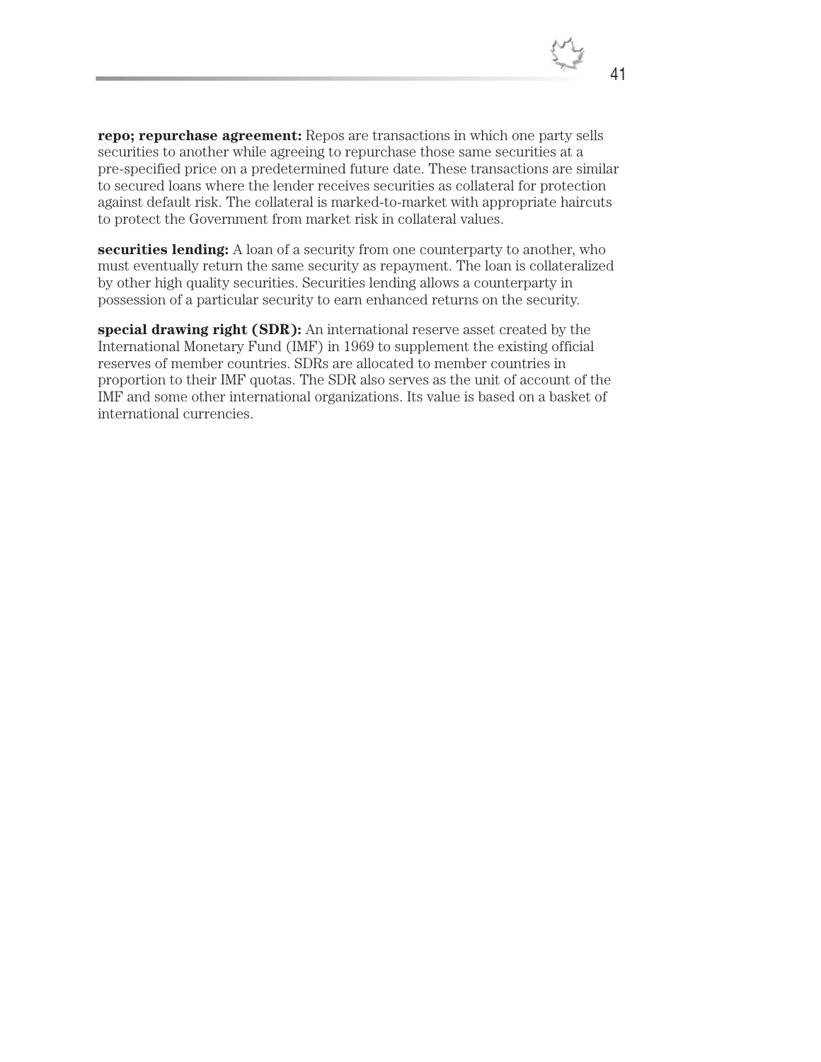**repo; repurchase agreement:** Repos are transactions in which one party sells securities to another while agreeing to repurchase those same securities at a pre-specified price on a predetermined future date. These transactions are similar to secured loans where the lender receives securities as collateral for protection against default risk. The collateral is marked-to-market with appropriate haircuts to protect the Government from market risk in collateral values.

**securities lending:** A loan of a security from one counterparty to another, who must eventually return the same security as repayment. The loan is collateralized by other high quality securities. Securities lending allows a counterparty in possession of a particular security to earn enhanced returns on the security.

**special drawing right (SDR):** An international reserve asset created by the International Monetary Fund (IMF) in 1969 to supplement the existing official reserves of member countries. SDRs are allocated to member countries in proportion to their IMF quotas. The SDR also serves as the unit of account of the IMF and some other international organizations. Its value is based on a basket of international currencies.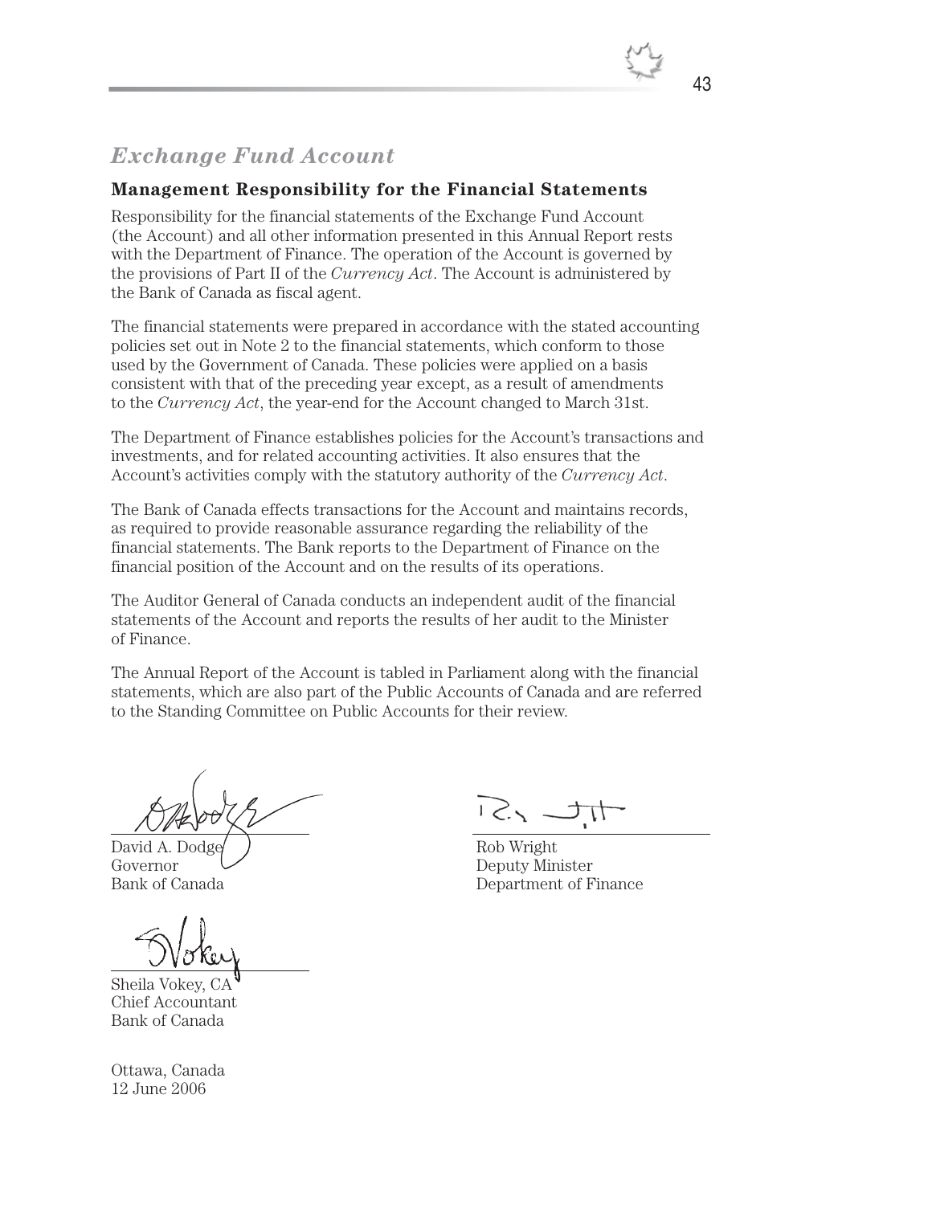## *Exchange Fund Account*

### Management Responsibility for the Financial Statements

Responsibility for the financial statements of the Exchange Fund Account (the Account) and all other information presented in this Annual Report rests with the Department of Finance. The operation of the Account is governed by the provisions of Part II of the *Currency Act*. The Account is administered by the Bank of Canada as fiscal agent.

The financial statements were prepared in accordance with the stated accounting policies set out in Note 2 to the financial statements, which conform to those used by the Government of Canada. These policies were applied on a basis consistent with that of the preceding year except, as a result of amendments to the *Currency Act*, the year-end for the Account changed to March 31st.

The Department of Finance establishes policies for the Account's transactions and investments, and for related accounting activities. It also ensures that the Account's activities comply with the statutory authority of the *Currency Act*.

The Bank of Canada effects transactions for the Account and maintains records, as required to provide reasonable assurance regarding the reliability of the financial statements. The Bank reports to the Department of Finance on the financial position of the Account and on the results of its operations.

The Auditor General of Canada conducts an independent audit of the financial statements of the Account and reports the results of her audit to the Minister of Finance.

The Annual Report of the Account is tabled in Parliament along with the financial statements, which are also part of the Public Accounts of Canada and are referred to the Standing Committee on Public Accounts for their review.

David A. Dodge
Governor
Bank of Canada

Rob Wright
Deputy Minister
Department of Finance

Sheila Vokey, CA
Chief Accountant
Bank of Canada

Ottawa, Canada
12 June 2006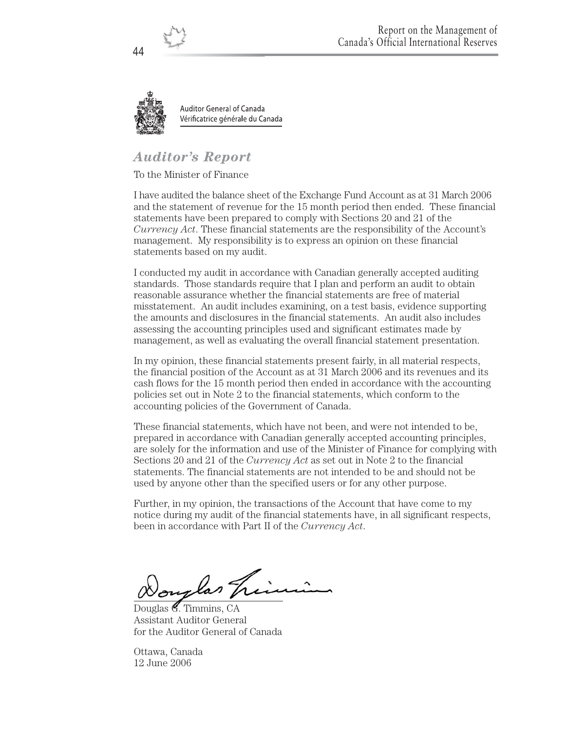Auditor General of Canada
Vérificatrice générale du Canada

## *Auditor's Report*

To the Minister of Finance

I have audited the balance sheet of the Exchange Fund Account as at 31 March 2006 and the statement of revenue for the 15 month period then ended. These financial statements have been prepared to comply with Sections 20 and 21 of the *Currency Act*. These financial statements are the responsibility of the Account's management. My responsibility is to express an opinion on these financial statements based on my audit.

I conducted my audit in accordance with Canadian generally accepted auditing standards. Those standards require that I plan and perform an audit to obtain reasonable assurance whether the financial statements are free of material misstatement. An audit includes examining, on a test basis, evidence supporting the amounts and disclosures in the financial statements. An audit also includes assessing the accounting principles used and significant estimates made by management, as well as evaluating the overall financial statement presentation.

In my opinion, these financial statements present fairly, in all material respects, the financial position of the Account as at 31 March 2006 and its revenues and its cash flows for the 15 month period then ended in accordance with the accounting policies set out in Note 2 to the financial statements, which conform to the accounting policies of the Government of Canada.

These financial statements, which have not been, and were not intended to be, prepared in accordance with Canadian generally accepted accounting principles, are solely for the information and use of the Minister of Finance for complying with Sections 20 and 21 of the *Currency Act* as set out in Note 2 to the financial statements. The financial statements are not intended to be and should not be used by anyone other than the specified users or for any other purpose.

Further, in my opinion, the transactions of the Account that have come to my notice during my audit of the financial statements have, in all significant respects, been in accordance with Part II of the *Currency Act*.

Douglas G. Timmins, CA
Assistant Auditor General
for the Auditor General of Canada

Ottawa, Canada
12 June 2006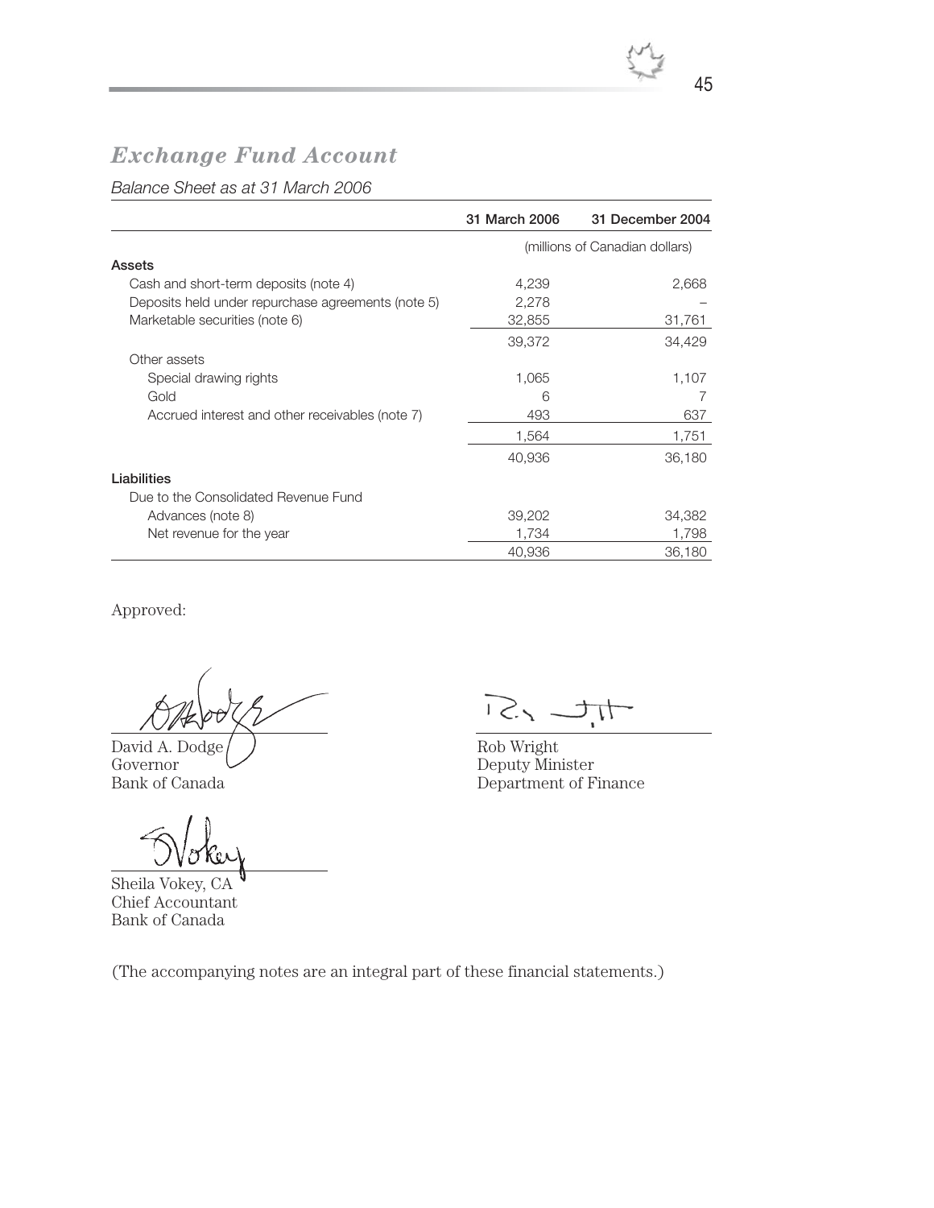# *Exchange Fund Account*

*Balance Sheet as at 31 March 2006*

| | 31 March 2006 | 31 December 2004 |
|---|---|---|
| | (millions of Canadian dollars) | |
| **Assets** | | |
| Cash and short-term deposits (note 4) | 4,239 | 2,668 |
| Deposits held under repurchase agreements (note 5) | 2,278 | – |
| Marketable securities (note 6) | 32,855 | 31,761 |
| | 39,372 | 34,429 |
| Other assets | | |
| Special drawing rights | 1,065 | 1,107 |
| Gold | 6 | 7 |
| Accrued interest and other receivables (note 7) | 493 | 637 |
| | 1,564 | 1,751 |
| | 40,936 | 36,180 |
| **Liabilities** | | |
| Due to the Consolidated Revenue Fund | | |
| Advances (note 8) | 39,202 | 34,382 |
| Net revenue for the year | 1,734 | 1,798 |
| | 40,936 | 36,180 |

Approved:

David A. Dodge
Governor
Bank of Canada

Rob Wright
Deputy Minister
Department of Finance

Sheila Vokey, CA
Chief Accountant
Bank of Canada

(The accompanying notes are an integral part of these financial statements.)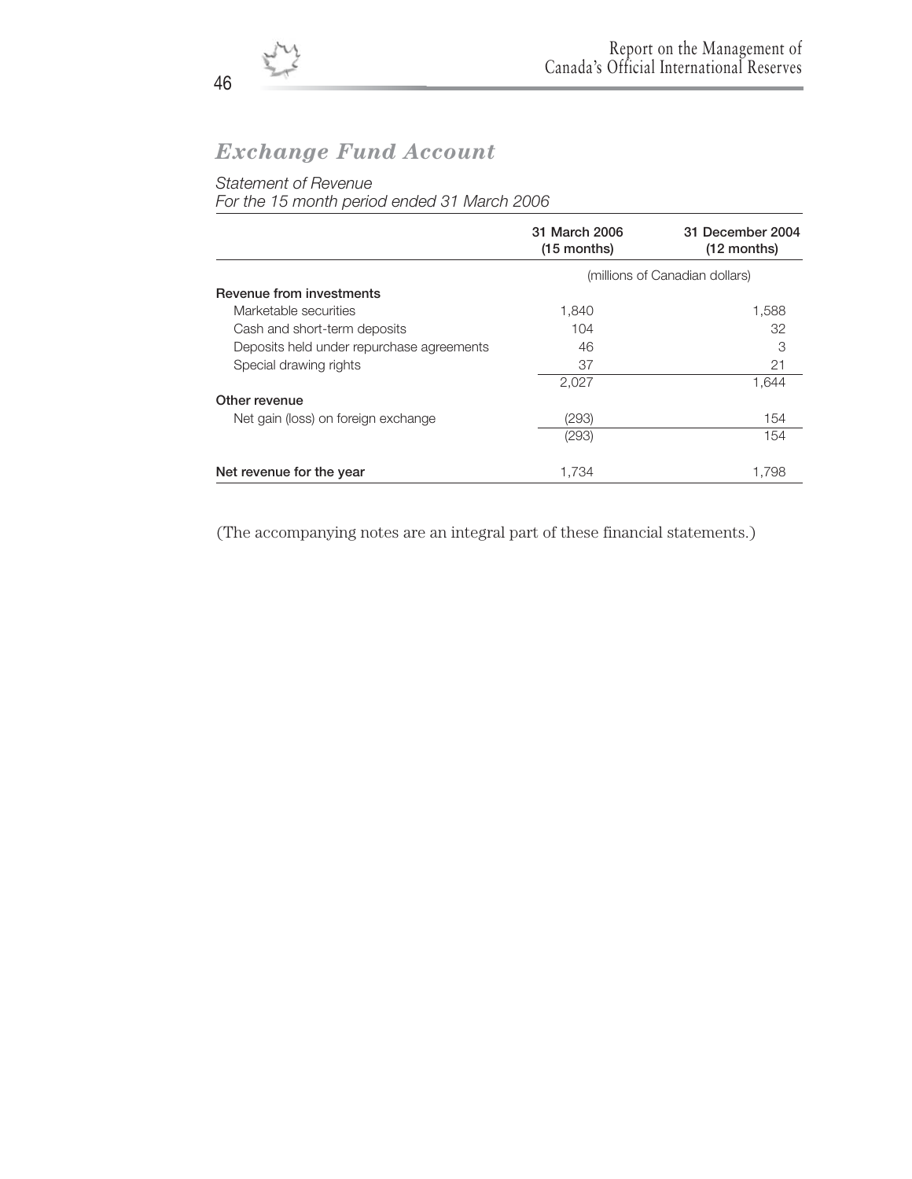## *Exchange Fund Account*

*Statement of Revenue*
*For the 15 month period ended 31 March 2006*

| | 31 March 2006 (15 months) | 31 December 2004 (12 months) |
|---|---|---|
| | (millions of Canadian dollars) | |
| **Revenue from investments** | | |
| Marketable securities | 1,840 | 1,588 |
| Cash and short-term deposits | 104 | 32 |
| Deposits held under repurchase agreements | 46 | 3 |
| Special drawing rights | 37 | 21 |
| | 2,027 | 1,644 |
| **Other revenue** | | |
| Net gain (loss) on foreign exchange | (293) | 154 |
| | (293) | 154 |
| **Net revenue for the year** | 1,734 | 1,798 |

(The accompanying notes are an integral part of these financial statements.)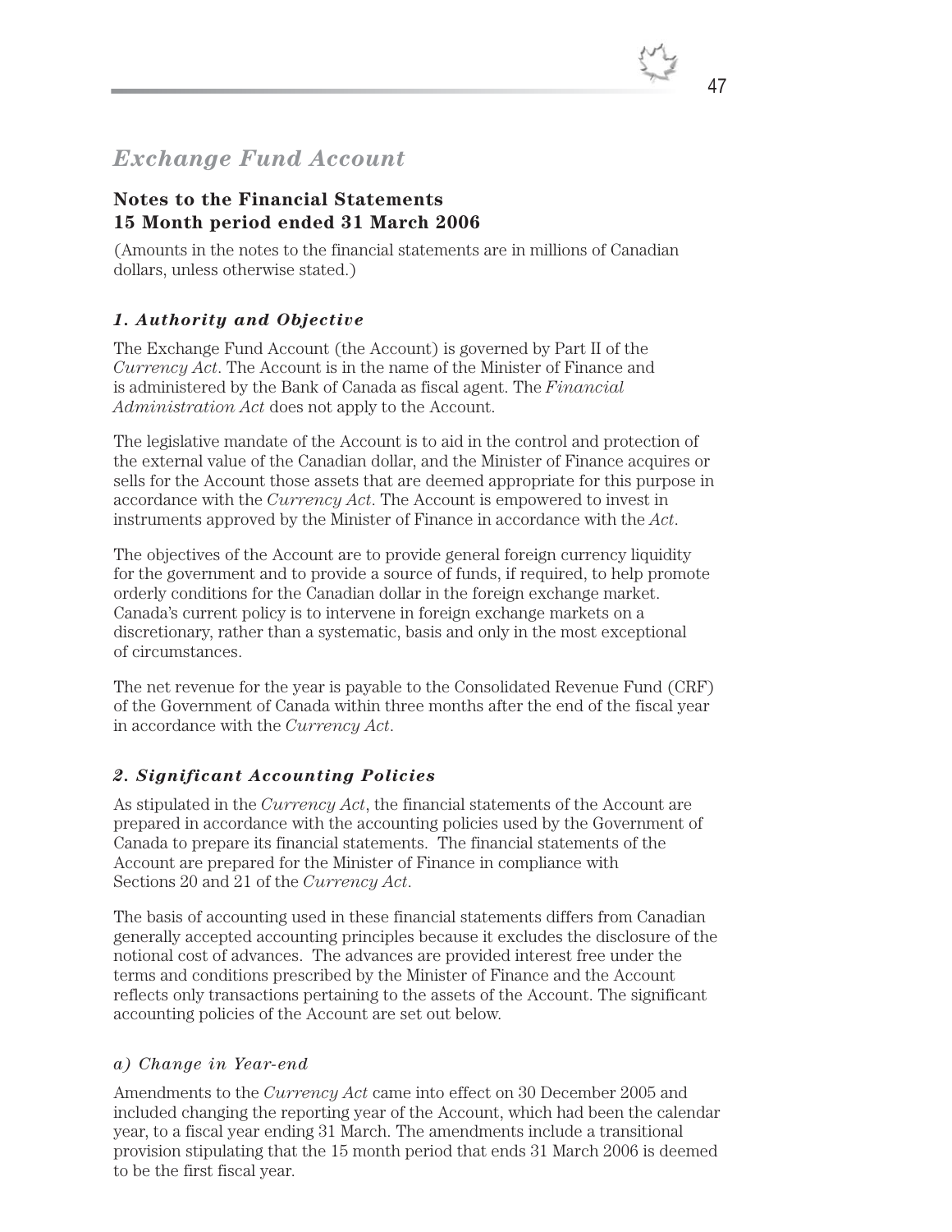# *Exchange Fund Account*

## Notes to the Financial Statements
## 15 Month period ended 31 March 2006

(Amounts in the notes to the financial statements are in millions of Canadian dollars, unless otherwise stated.)

### *1. Authority and Objective*

The Exchange Fund Account (the Account) is governed by Part II of the *Currency Act*. The Account is in the name of the Minister of Finance and is administered by the Bank of Canada as fiscal agent. The *Financial Administration Act* does not apply to the Account.

The legislative mandate of the Account is to aid in the control and protection of the external value of the Canadian dollar, and the Minister of Finance acquires or sells for the Account those assets that are deemed appropriate for this purpose in accordance with the *Currency Act*. The Account is empowered to invest in instruments approved by the Minister of Finance in accordance with the *Act*.

The objectives of the Account are to provide general foreign currency liquidity for the government and to provide a source of funds, if required, to help promote orderly conditions for the Canadian dollar in the foreign exchange market. Canada's current policy is to intervene in foreign exchange markets on a discretionary, rather than a systematic, basis and only in the most exceptional of circumstances.

The net revenue for the year is payable to the Consolidated Revenue Fund (CRF) of the Government of Canada within three months after the end of the fiscal year in accordance with the *Currency Act*.

### *2. Significant Accounting Policies*

As stipulated in the *Currency Act*, the financial statements of the Account are prepared in accordance with the accounting policies used by the Government of Canada to prepare its financial statements. The financial statements of the Account are prepared for the Minister of Finance in compliance with Sections 20 and 21 of the *Currency Act*.

The basis of accounting used in these financial statements differs from Canadian generally accepted accounting principles because it excludes the disclosure of the notional cost of advances. The advances are provided interest free under the terms and conditions prescribed by the Minister of Finance and the Account reflects only transactions pertaining to the assets of the Account. The significant accounting policies of the Account are set out below.

#### *a) Change in Year-end*

Amendments to the *Currency Act* came into effect on 30 December 2005 and included changing the reporting year of the Account, which had been the calendar year, to a fiscal year ending 31 March. The amendments include a transitional provision stipulating that the 15 month period that ends 31 March 2006 is deemed to be the first fiscal year.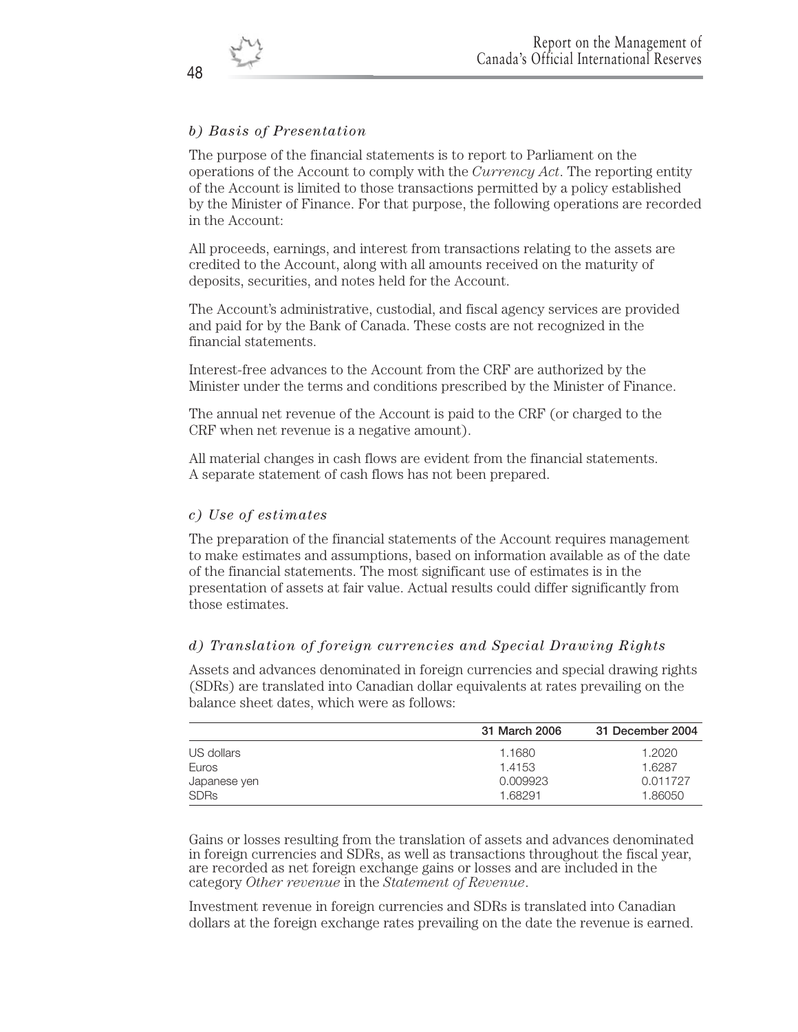### *b) Basis of Presentation*

The purpose of the financial statements is to report to Parliament on the operations of the Account to comply with the *Currency Act*. The reporting entity of the Account is limited to those transactions permitted by a policy established by the Minister of Finance. For that purpose, the following operations are recorded in the Account:

All proceeds, earnings, and interest from transactions relating to the assets are credited to the Account, along with all amounts received on the maturity of deposits, securities, and notes held for the Account.

The Account's administrative, custodial, and fiscal agency services are provided and paid for by the Bank of Canada. These costs are not recognized in the financial statements.

Interest-free advances to the Account from the CRF are authorized by the Minister under the terms and conditions prescribed by the Minister of Finance.

The annual net revenue of the Account is paid to the CRF (or charged to the CRF when net revenue is a negative amount).

All material changes in cash flows are evident from the financial statements. A separate statement of cash flows has not been prepared.

### *c) Use of estimates*

The preparation of the financial statements of the Account requires management to make estimates and assumptions, based on information available as of the date of the financial statements. The most significant use of estimates is in the presentation of assets at fair value. Actual results could differ significantly from those estimates.

### *d) Translation of foreign currencies and Special Drawing Rights*

Assets and advances denominated in foreign currencies and special drawing rights (SDRs) are translated into Canadian dollar equivalents at rates prevailing on the balance sheet dates, which were as follows:

| | 31 March 2006 | 31 December 2004 |
|---|---|---|
| US dollars | 1.1680 | 1.2020 |
| Euros | 1.4153 | 1.6287 |
| Japanese yen | 0.009923 | 0.011727 |
| SDRs | 1.68291 | 1.86050 |

Gains or losses resulting from the translation of assets and advances denominated in foreign currencies and SDRs, as well as transactions throughout the fiscal year, are recorded as net foreign exchange gains or losses and are included in the category *Other revenue* in the *Statement of Revenue*.

Investment revenue in foreign currencies and SDRs is translated into Canadian dollars at the foreign exchange rates prevailing on the date the revenue is earned.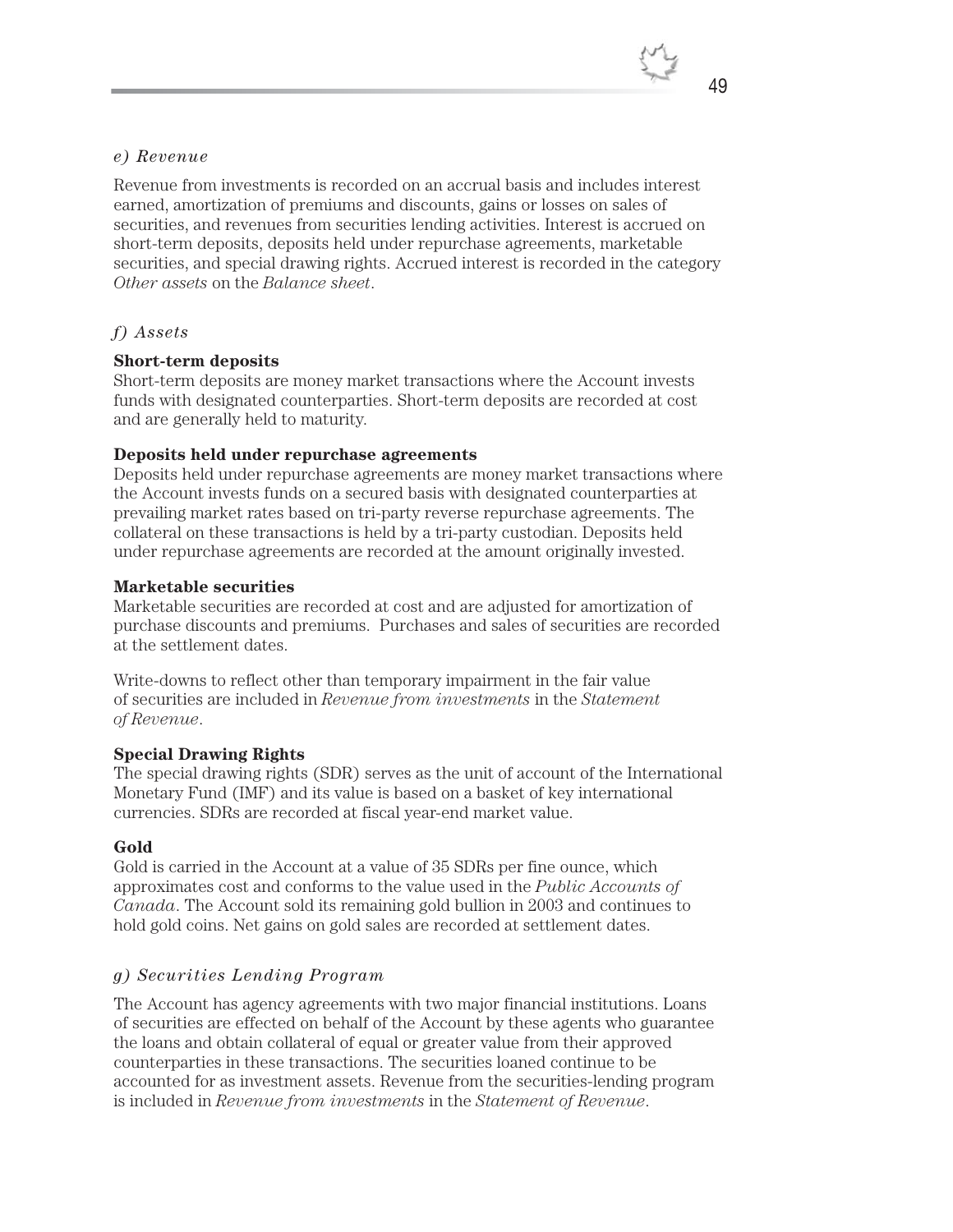*e) Revenue*

Revenue from investments is recorded on an accrual basis and includes interest earned, amortization of premiums and discounts, gains or losses on sales of securities, and revenues from securities lending activities. Interest is accrued on short-term deposits, deposits held under repurchase agreements, marketable securities, and special drawing rights. Accrued interest is recorded in the category *Other assets* on the *Balance sheet*.

*f) Assets*

**Short-term deposits**
Short-term deposits are money market transactions where the Account invests funds with designated counterparties. Short-term deposits are recorded at cost and are generally held to maturity.

**Deposits held under repurchase agreements**
Deposits held under repurchase agreements are money market transactions where the Account invests funds on a secured basis with designated counterparties at prevailing market rates based on tri-party reverse repurchase agreements. The collateral on these transactions is held by a tri-party custodian. Deposits held under repurchase agreements are recorded at the amount originally invested.

**Marketable securities**
Marketable securities are recorded at cost and are adjusted for amortization of purchase discounts and premiums. Purchases and sales of securities are recorded at the settlement dates.

Write-downs to reflect other than temporary impairment in the fair value of securities are included in *Revenue from investments* in the *Statement of Revenue*.

**Special Drawing Rights**
The special drawing rights (SDR) serves as the unit of account of the International Monetary Fund (IMF) and its value is based on a basket of key international currencies. SDRs are recorded at fiscal year-end market value.

**Gold**
Gold is carried in the Account at a value of 35 SDRs per fine ounce, which approximates cost and conforms to the value used in the *Public Accounts of Canada*. The Account sold its remaining gold bullion in 2003 and continues to hold gold coins. Net gains on gold sales are recorded at settlement dates.

*g) Securities Lending Program*

The Account has agency agreements with two major financial institutions. Loans of securities are effected on behalf of the Account by these agents who guarantee the loans and obtain collateral of equal or greater value from their approved counterparties in these transactions. The securities loaned continue to be accounted for as investment assets. Revenue from the securities-lending program is included in *Revenue from investments* in the *Statement of Revenue*.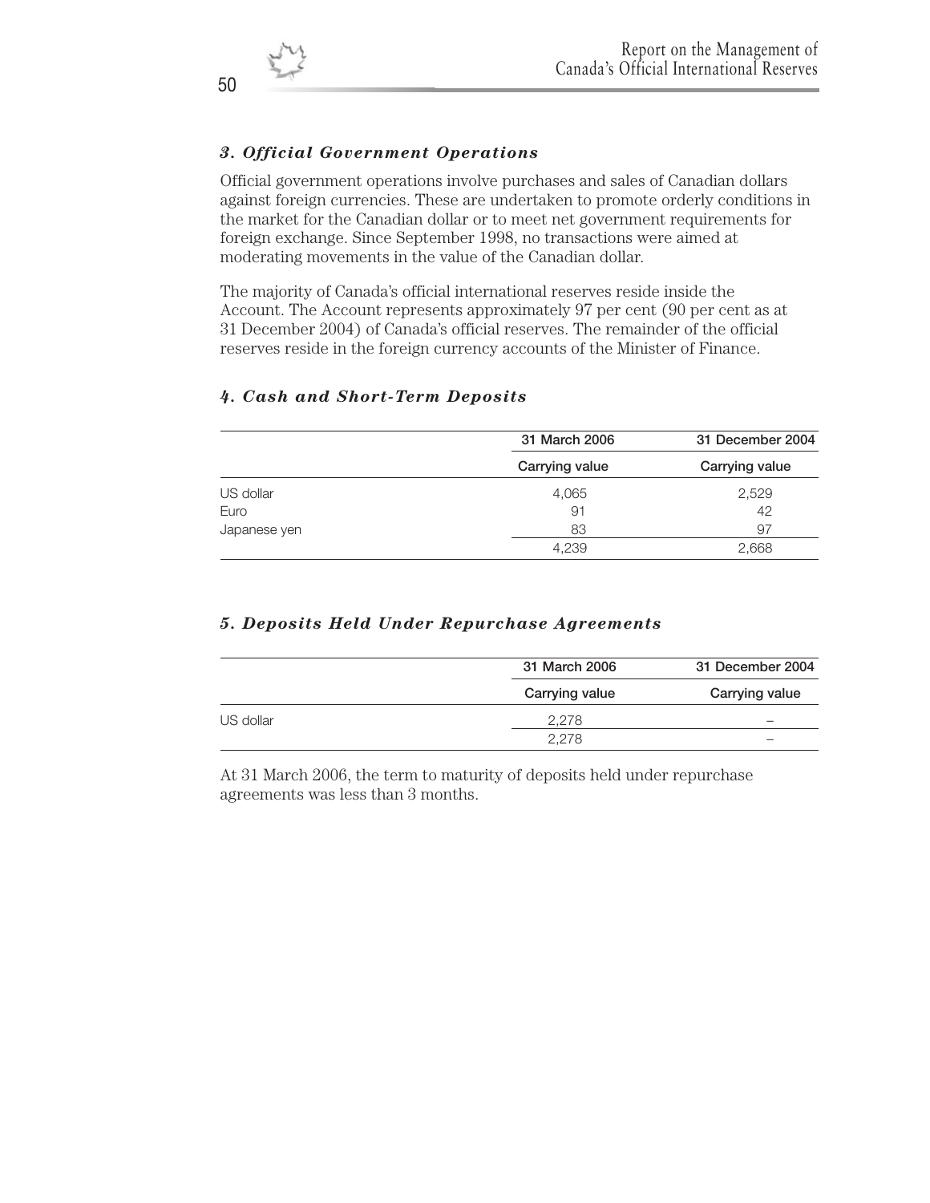### *3. Official Government Operations*

Official government operations involve purchases and sales of Canadian dollars against foreign currencies. These are undertaken to promote orderly conditions in the market for the Canadian dollar or to meet net government requirements for foreign exchange. Since September 1998, no transactions were aimed at moderating movements in the value of the Canadian dollar.

The majority of Canada's official international reserves reside inside the Account. The Account represents approximately 97 per cent (90 per cent as at 31 December 2004) of Canada's official reserves. The remainder of the official reserves reside in the foreign currency accounts of the Minister of Finance.

### *4. Cash and Short-Term Deposits*

| | 31 March 2006 | 31 December 2004 |
|---|---|---|
| | Carrying value | Carrying value |
| US dollar | 4,065 | 2,529 |
| Euro | 91 | 42 |
| Japanese yen | 83 | 97 |
| | 4,239 | 2,668 |

### *5. Deposits Held Under Repurchase Agreements*

| | 31 March 2006 | 31 December 2004 |
|---|---|---|
| | Carrying value | Carrying value |
| US dollar | 2,278 | – |
| | 2,278 | – |

At 31 March 2006, the term to maturity of deposits held under repurchase agreements was less than 3 months.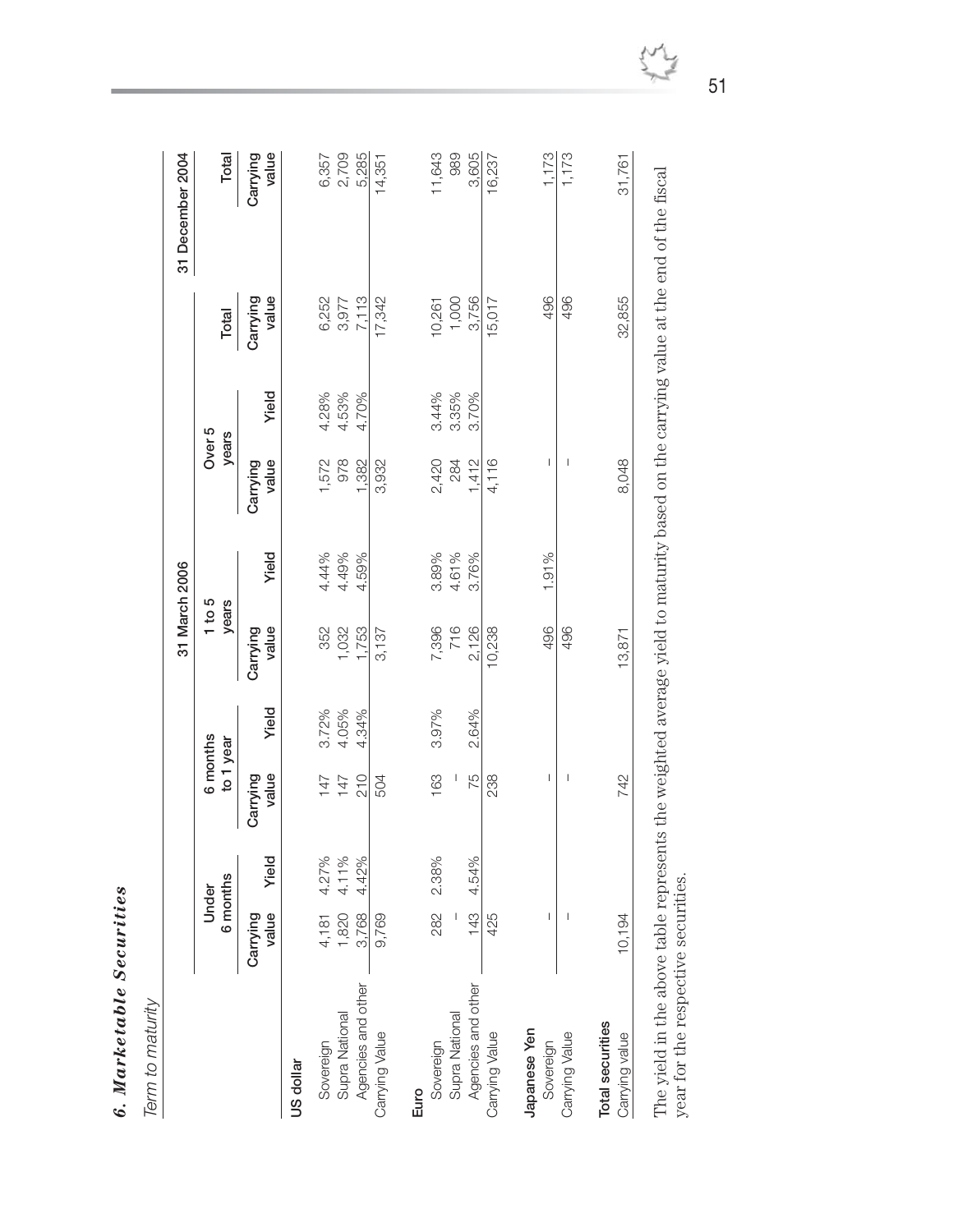## *6. Marketable Securities*

*Term to maturity*

| | 31 March 2006 | | | | | | | | | 31 December 2004 |
|---|---|---|---|---|---|---|---|---|---|---|
| | Under 6 months | | 6 months to 1 year | | 1 to 5 years | | Over 5 years | | Total | Total |
| | Carrying value | Yield | Carrying value | Yield | Carrying value | Yield | Carrying value | Yield | Carrying value | Carrying value |
| **US dollar** | | | | | | | | | | |
| Sovereign | 4,181 | 4.27% | 147 | 3.72% | 352 | 4.44% | 1,572 | 4.28% | 6,252 | 6,357 |
| Supra National | 1,820 | 4.11% | 147 | 4.05% | 1,032 | 4.49% | 978 | 4.53% | 3,977 | 2,709 |
| Agencies and other | 3,768 | 4.42% | 210 | 4.34% | 1,753 | 4.59% | 1,382 | 4.70% | 7,113 | 5,285 |
| Carrying Value | 9,769 | | 504 | | 3,137 | | 3,932 | | 17,342 | 14,351 |
| **Euro** | | | | | | | | | | |
| Sovereign | 282 | 2.38% | 163 | 3.97% | 7,396 | 3.89% | 2,420 | 3.44% | 10,261 | 11,643 |
| Supra National | – | | – | | 716 | 4.61% | 284 | 3.35% | 1,000 | 989 |
| Agencies and other | 143 | 4.54% | 75 | 2.64% | 2,126 | 3.76% | 1,412 | 3.70% | 3,756 | 3,605 |
| Carrying Value | 425 | | 238 | | 10,238 | | 4,116 | | 15,017 | 16,237 |
| **Japanese Yen** | | | | | | | | | | |
| Sovereign | – | | – | | 496 | 1.91% | – | | 496 | 1,173 |
| Carrying Value | – | | – | | 496 | | – | | 496 | 1,173 |
| **Total securities** | | | | | | | | | | |
| Carrying value | 10,194 | | 742 | | 13,871 | | 8,048 | | 32,855 | 31,761 |

The yield in the above table represents the weighted average yield to maturity based on the carrying value at the end of the fiscal year for the respective securities.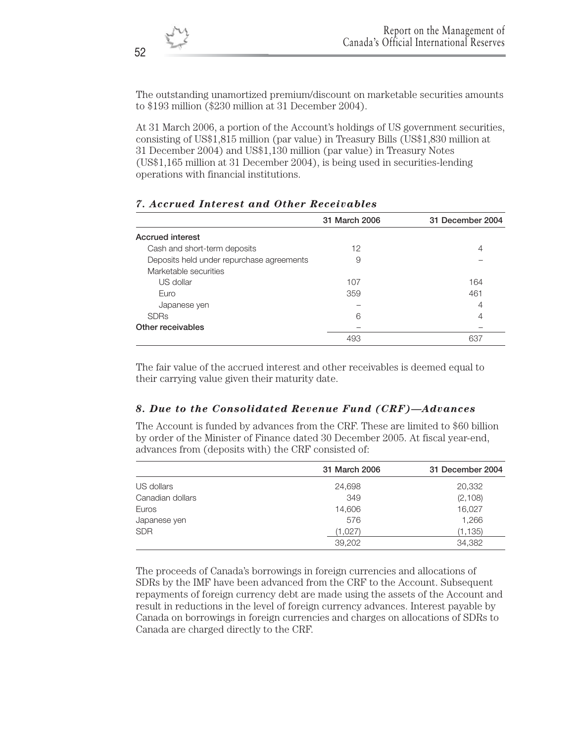The outstanding unamortized premium/discount on marketable securities amounts to $193 million ($230 million at 31 December 2004).

At 31 March 2006, a portion of the Account's holdings of US government securities, consisting of US$1,815 million (par value) in Treasury Bills (US$1,830 million at 31 December 2004) and US$1,130 million (par value) in Treasury Notes (US$1,165 million at 31 December 2004), is being used in securities-lending operations with financial institutions.

### *7. Accrued Interest and Other Receivables*

| | 31 March 2006 | 31 December 2004 |
|---|---|---|
| **Accrued interest** | | |
| Cash and short-term deposits | 12 | 4 |
| Deposits held under repurchase agreements | 9 | – |
| Marketable securities | | |
| US dollar | 107 | 164 |
| Euro | 359 | 461 |
| Japanese yen | – | 4 |
| SDRs | 6 | 4 |
| **Other receivables** | – | – |
| | 493 | 637 |

The fair value of the accrued interest and other receivables is deemed equal to their carrying value given their maturity date.

### *8. Due to the Consolidated Revenue Fund (CRF)—Advances*

The Account is funded by advances from the CRF. These are limited to $60 billion by order of the Minister of Finance dated 30 December 2005. At fiscal year-end, advances from (deposits with) the CRF consisted of:

| | 31 March 2006 | 31 December 2004 |
|---|---|---|
| US dollars | 24,698 | 20,332 |
| Canadian dollars | 349 | (2,108) |
| Euros | 14,606 | 16,027 |
| Japanese yen | 576 | 1,266 |
| SDR | (1,027) | (1,135) |
| | 39,202 | 34,382 |

The proceeds of Canada's borrowings in foreign currencies and allocations of SDRs by the IMF have been advanced from the CRF to the Account. Subsequent repayments of foreign currency debt are made using the assets of the Account and result in reductions in the level of foreign currency advances. Interest payable by Canada on borrowings in foreign currencies and charges on allocations of SDRs to Canada are charged directly to the CRF.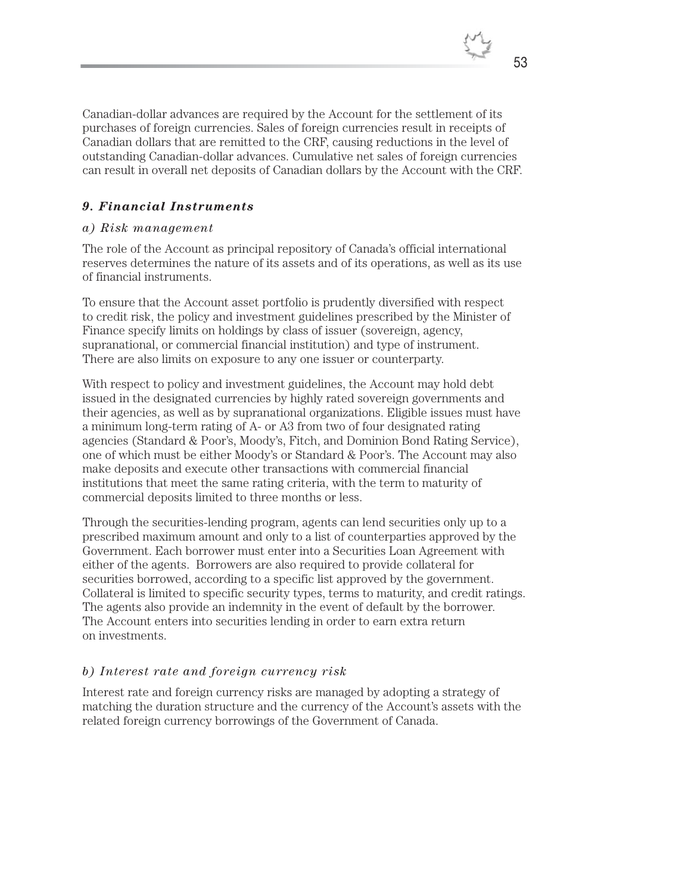Canadian-dollar advances are required by the Account for the settlement of its purchases of foreign currencies. Sales of foreign currencies result in receipts of Canadian dollars that are remitted to the CRF, causing reductions in the level of outstanding Canadian-dollar advances. Cumulative net sales of foreign currencies can result in overall net deposits of Canadian dollars by the Account with the CRF.

### *9. Financial Instruments*

#### *a) Risk management*

The role of the Account as principal repository of Canada's official international reserves determines the nature of its assets and of its operations, as well as its use of financial instruments.

To ensure that the Account asset portfolio is prudently diversified with respect to credit risk, the policy and investment guidelines prescribed by the Minister of Finance specify limits on holdings by class of issuer (sovereign, agency, supranational, or commercial financial institution) and type of instrument. There are also limits on exposure to any one issuer or counterparty.

With respect to policy and investment guidelines, the Account may hold debt issued in the designated currencies by highly rated sovereign governments and their agencies, as well as by supranational organizations. Eligible issues must have a minimum long-term rating of A- or A3 from two of four designated rating agencies (Standard & Poor's, Moody's, Fitch, and Dominion Bond Rating Service), one of which must be either Moody's or Standard & Poor's. The Account may also make deposits and execute other transactions with commercial financial institutions that meet the same rating criteria, with the term to maturity of commercial deposits limited to three months or less.

Through the securities-lending program, agents can lend securities only up to a prescribed maximum amount and only to a list of counterparties approved by the Government. Each borrower must enter into a Securities Loan Agreement with either of the agents. Borrowers are also required to provide collateral for securities borrowed, according to a specific list approved by the government. Collateral is limited to specific security types, terms to maturity, and credit ratings. The agents also provide an indemnity in the event of default by the borrower. The Account enters into securities lending in order to earn extra return on investments.

#### *b) Interest rate and foreign currency risk*

Interest rate and foreign currency risks are managed by adopting a strategy of matching the duration structure and the currency of the Account's assets with the related foreign currency borrowings of the Government of Canada.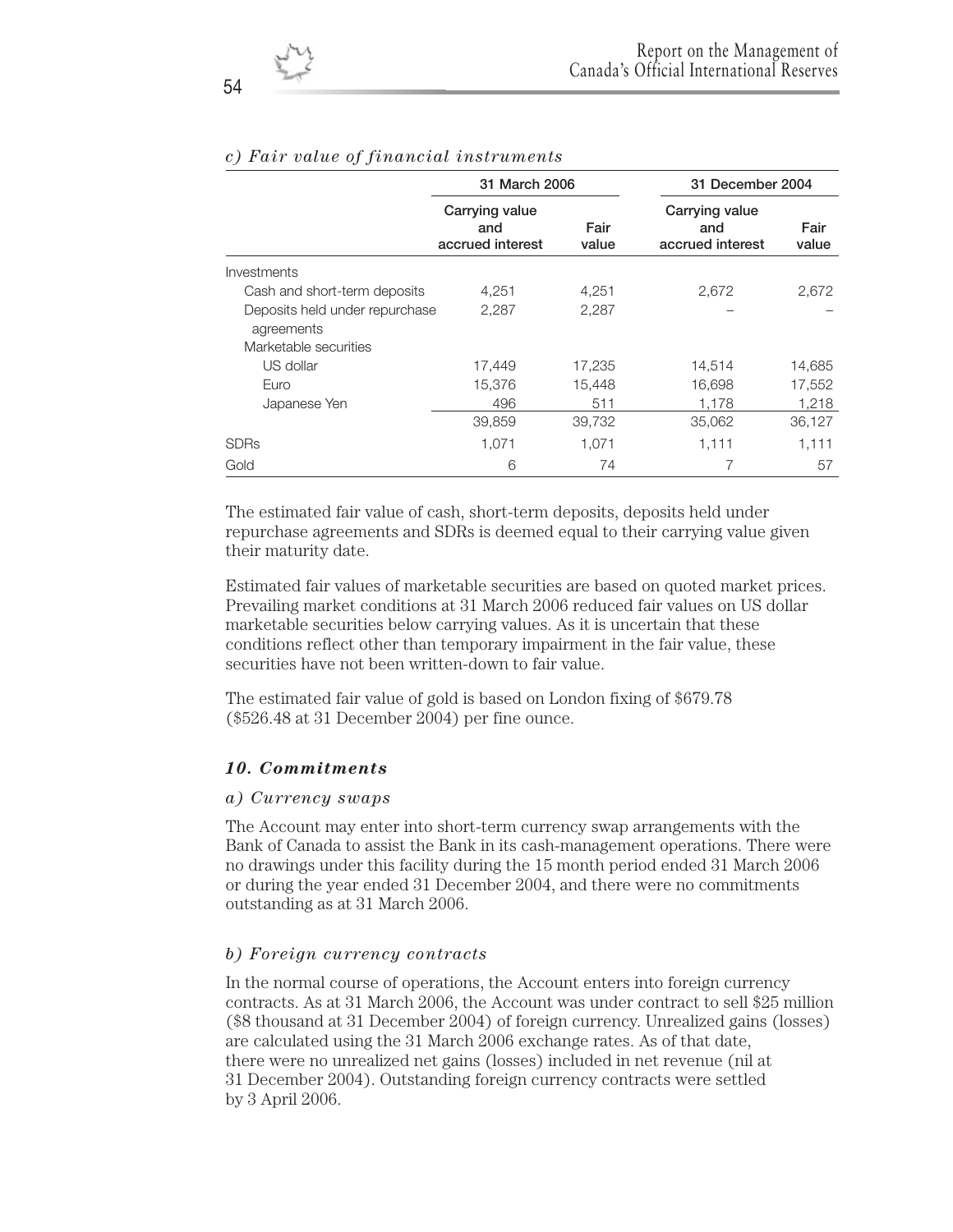### *c) Fair value of financial instruments*

| | 31 March 2006 | | 31 December 2004 | |
|---|---|---|---|---|
| | Carrying value and accrued interest | Fair value | Carrying value and accrued interest | Fair value |
| Investments | | | | |
| Cash and short-term deposits | 4,251 | 4,251 | 2,672 | 2,672 |
| Deposits held under repurchase agreements | 2,287 | 2,287 | – | – |
| Marketable securities | | | | |
| US dollar | 17,449 | 17,235 | 14,514 | 14,685 |
| Euro | 15,376 | 15,448 | 16,698 | 17,552 |
| Japanese Yen | 496 | 511 | 1,178 | 1,218 |
| | 39,859 | 39,732 | 35,062 | 36,127 |
| SDRs | 1,071 | 1,071 | 1,111 | 1,111 |
| Gold | 6 | 74 | 7 | 57 |

The estimated fair value of cash, short-term deposits, deposits held under repurchase agreements and SDRs is deemed equal to their carrying value given their maturity date.

Estimated fair values of marketable securities are based on quoted market prices. Prevailing market conditions at 31 March 2006 reduced fair values on US dollar marketable securities below carrying values. As it is uncertain that these conditions reflect other than temporary impairment in the fair value, these securities have not been written-down to fair value.

The estimated fair value of gold is based on London fixing of $679.78 ($526.48 at 31 December 2004) per fine ounce.

## *10. Commitments*

### *a) Currency swaps*

The Account may enter into short-term currency swap arrangements with the Bank of Canada to assist the Bank in its cash-management operations. There were no drawings under this facility during the 15 month period ended 31 March 2006 or during the year ended 31 December 2004, and there were no commitments outstanding as at 31 March 2006.

### *b) Foreign currency contracts*

In the normal course of operations, the Account enters into foreign currency contracts. As at 31 March 2006, the Account was under contract to sell $25 million ($8 thousand at 31 December 2004) of foreign currency. Unrealized gains (losses) are calculated using the 31 March 2006 exchange rates. As of that date, there were no unrealized net gains (losses) included in net revenue (nil at 31 December 2004). Outstanding foreign currency contracts were settled by 3 April 2006.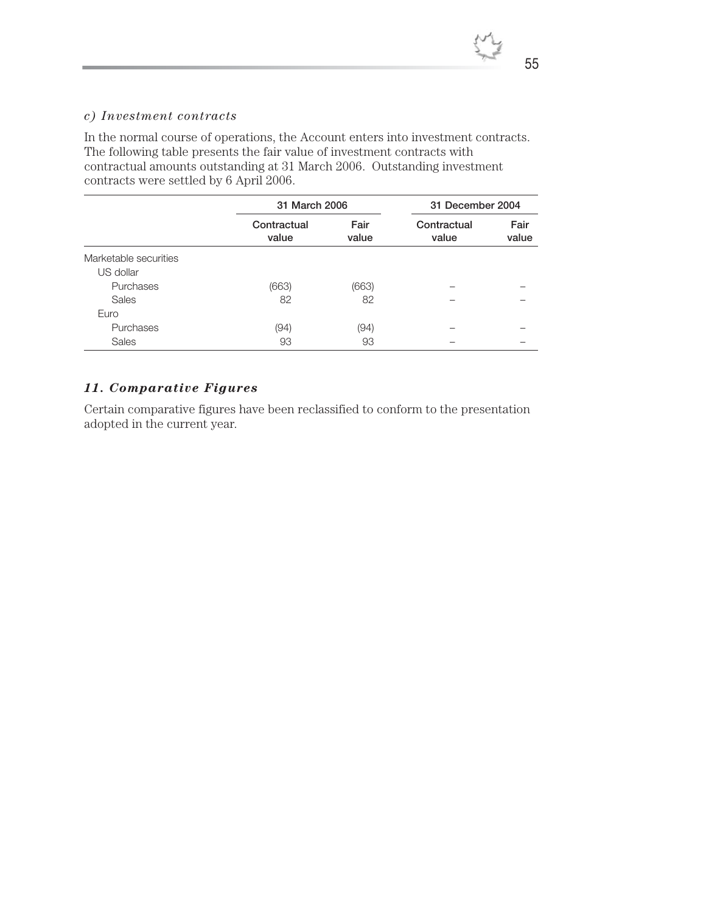*c) Investment contracts*

In the normal course of operations, the Account enters into investment contracts. The following table presents the fair value of investment contracts with contractual amounts outstanding at 31 March 2006. Outstanding investment contracts were settled by 6 April 2006.

| | 31 March 2006 | | 31 December 2004 | |
|---|---|---|---|---|
| | Contractual value | Fair value | Contractual value | Fair value |
| Marketable securities | | | | |
| US dollar | | | | |
| Purchases | (663) | (663) | – | – |
| Sales | 82 | 82 | – | – |
| Euro | | | | |
| Purchases | (94) | (94) | – | – |
| Sales | 93 | 93 | – | – |

## *11. Comparative Figures*

Certain comparative figures have been reclassified to conform to the presentation adopted in the current year.